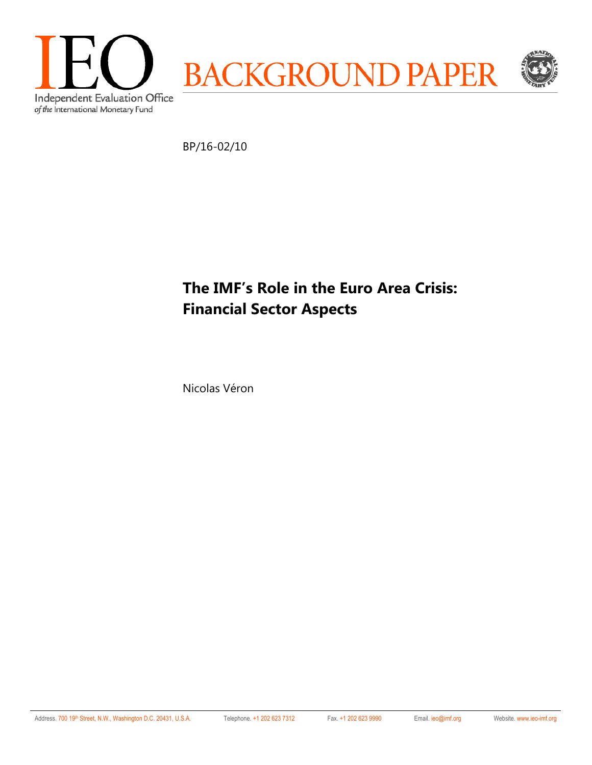IEO

Independent Evaluation Office
*of the* International Monetary Fund

BACKGROUND PAPER

BP/16-02/10

# The IMF's Role in the Euro Area Crisis: Financial Sector Aspects

Nicolas Véron

Address. 700 19th Street, N.W., Washington D.C. 20431, U.S.A. Telephone. +1 202 623 7312 Fax. +1 202 623 9990 Email. ieo@imf.org Website. www.ieo-imf.org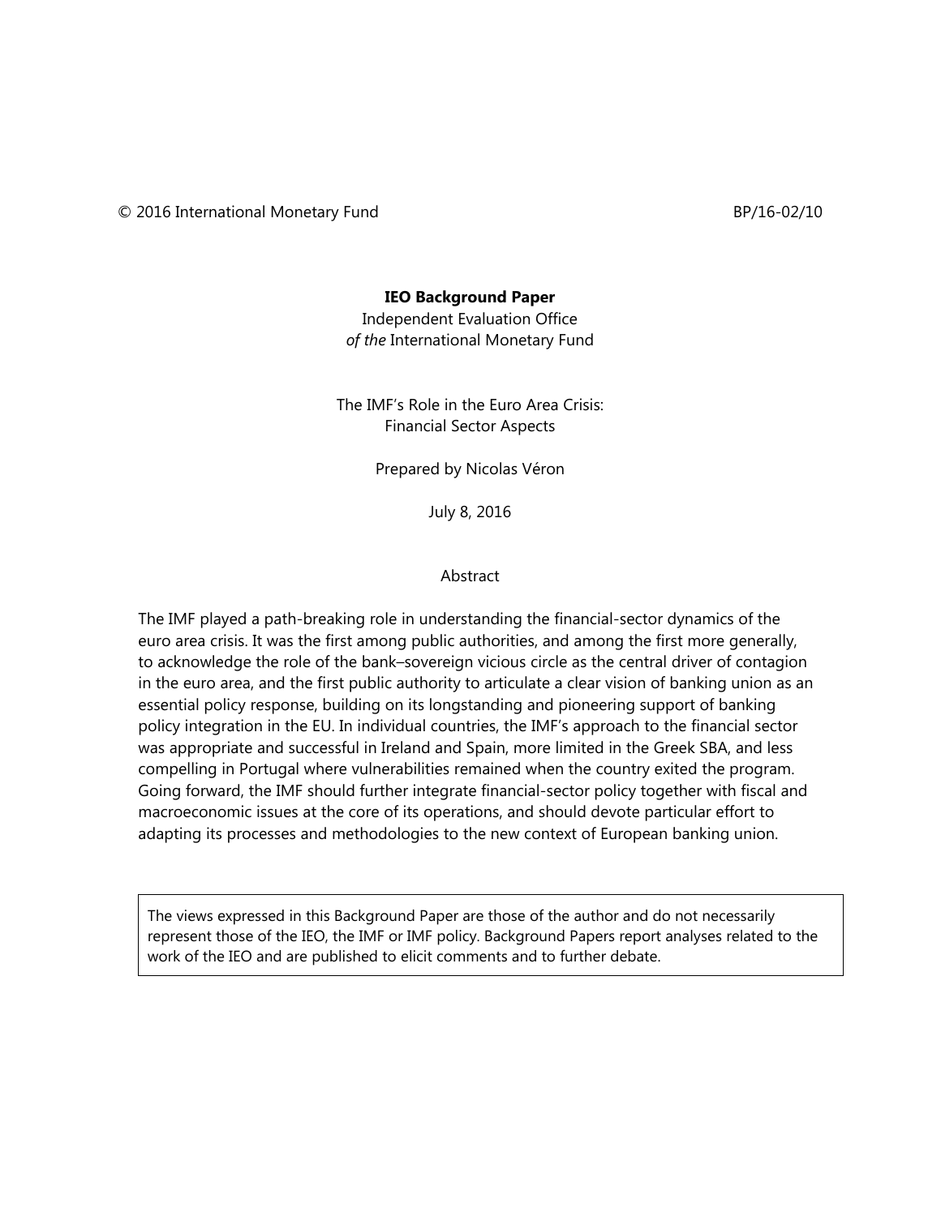© 2016 International Monetary Fund BP/16-02/10

**IEO Background Paper**
Independent Evaluation Office
*of the* International Monetary Fund

The IMF's Role in the Euro Area Crisis:
Financial Sector Aspects

Prepared by Nicolas Véron

July 8, 2016

## Abstract

The IMF played a path-breaking role in understanding the financial-sector dynamics of the euro area crisis. It was the first among public authorities, and among the first more generally, to acknowledge the role of the bank–sovereign vicious circle as the central driver of contagion in the euro area, and the first public authority to articulate a clear vision of banking union as an essential policy response, building on its longstanding and pioneering support of banking policy integration in the EU. In individual countries, the IMF's approach to the financial sector was appropriate and successful in Ireland and Spain, more limited in the Greek SBA, and less compelling in Portugal where vulnerabilities remained when the country exited the program. Going forward, the IMF should further integrate financial-sector policy together with fiscal and macroeconomic issues at the core of its operations, and should devote particular effort to adapting its processes and methodologies to the new context of European banking union.

> The views expressed in this Background Paper are those of the author and do not necessarily represent those of the IEO, the IMF or IMF policy. Background Papers report analyses related to the work of the IEO and are published to elicit comments and to further debate.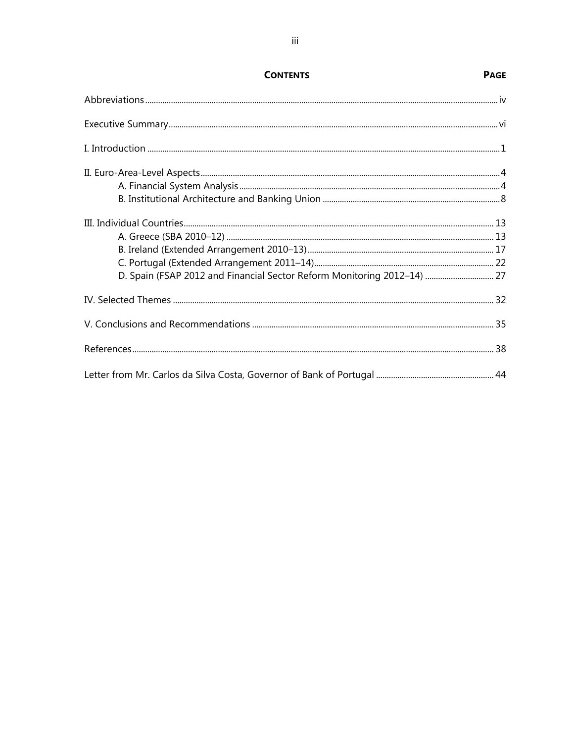## CONTENTS

| | PAGE |
|---|---|
| Abbreviations | iv |
| Executive Summary | vi |
| I. Introduction | 1 |
| II. Euro-Area-Level Aspects | 4 |
| A. Financial System Analysis | 4 |
| B. Institutional Architecture and Banking Union | 8 |
| III. Individual Countries | 13 |
| A. Greece (SBA 2010–12) | 13 |
| B. Ireland (Extended Arrangement 2010–13) | 17 |
| C. Portugal (Extended Arrangement 2011–14) | 22 |
| D. Spain (FSAP 2012 and Financial Sector Reform Monitoring 2012–14) | 27 |
| IV. Selected Themes | 32 |
| V. Conclusions and Recommendations | 35 |
| References | 38 |
| Letter from Mr. Carlos da Silva Costa, Governor of Bank of Portugal | 44 |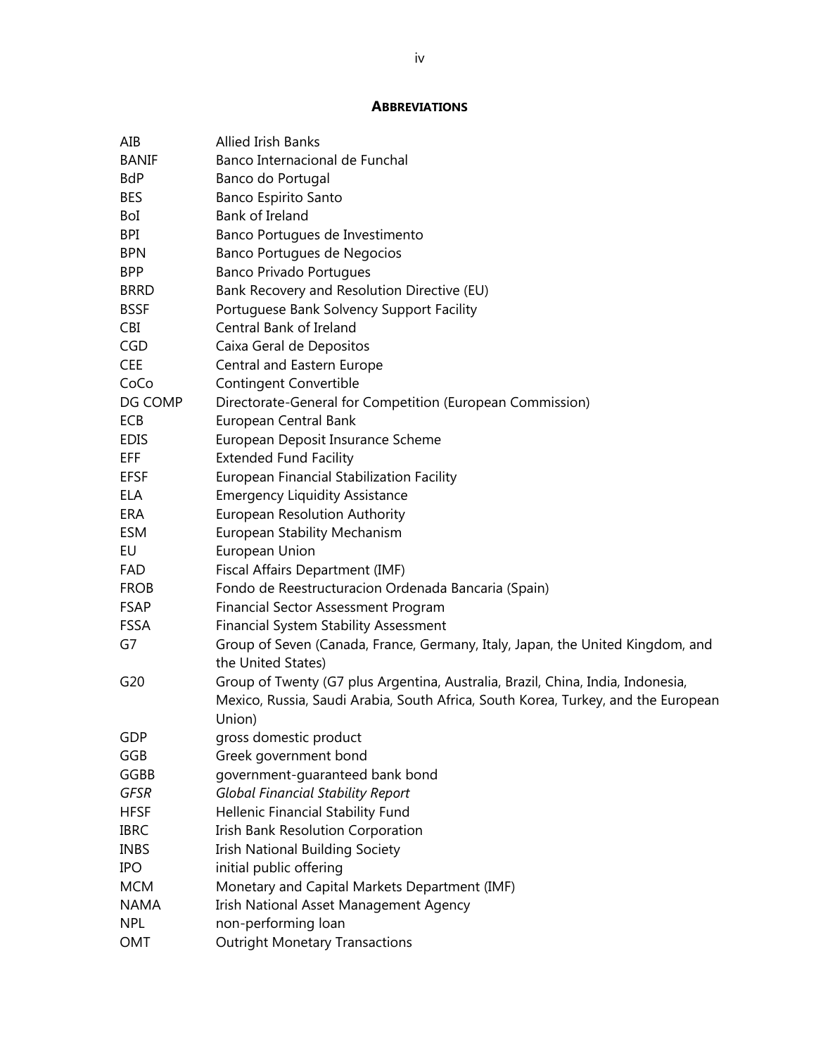## ABBREVIATIONS

| | |
|---|---|
| AIB | Allied Irish Banks |
| BANIF | Banco Internacional de Funchal |
| BdP | Banco do Portugal |
| BES | Banco Espirito Santo |
| BoI | Bank of Ireland |
| BPI | Banco Portugues de Investimento |
| BPN | Banco Portugues de Negocios |
| BPP | Banco Privado Portugues |
| BRRD | Bank Recovery and Resolution Directive (EU) |
| BSSF | Portuguese Bank Solvency Support Facility |
| CBI | Central Bank of Ireland |
| CGD | Caixa Geral de Depositos |
| CEE | Central and Eastern Europe |
| CoCo | Contingent Convertible |
| DG COMP | Directorate-General for Competition (European Commission) |
| ECB | European Central Bank |
| EDIS | European Deposit Insurance Scheme |
| EFF | Extended Fund Facility |
| EFSF | European Financial Stabilization Facility |
| ELA | Emergency Liquidity Assistance |
| ERA | European Resolution Authority |
| ESM | European Stability Mechanism |
| EU | European Union |
| FAD | Fiscal Affairs Department (IMF) |
| FROB | Fondo de Reestructuracion Ordenada Bancaria (Spain) |
| FSAP | Financial Sector Assessment Program |
| FSSA | Financial System Stability Assessment |
| G7 | Group of Seven (Canada, France, Germany, Italy, Japan, the United Kingdom, and the United States) |
| G20 | Group of Twenty (G7 plus Argentina, Australia, Brazil, China, India, Indonesia, Mexico, Russia, Saudi Arabia, South Africa, South Korea, Turkey, and the European Union) |
| GDP | gross domestic product |
| GGB | Greek government bond |
| GGBB | government-guaranteed bank bond |
| *GFSR* | *Global Financial Stability Report* |
| HFSF | Hellenic Financial Stability Fund |
| IBRC | Irish Bank Resolution Corporation |
| INBS | Irish National Building Society |
| IPO | initial public offering |
| MCM | Monetary and Capital Markets Department (IMF) |
| NAMA | Irish National Asset Management Agency |
| NPL | non-performing loan |
| OMT | Outright Monetary Transactions |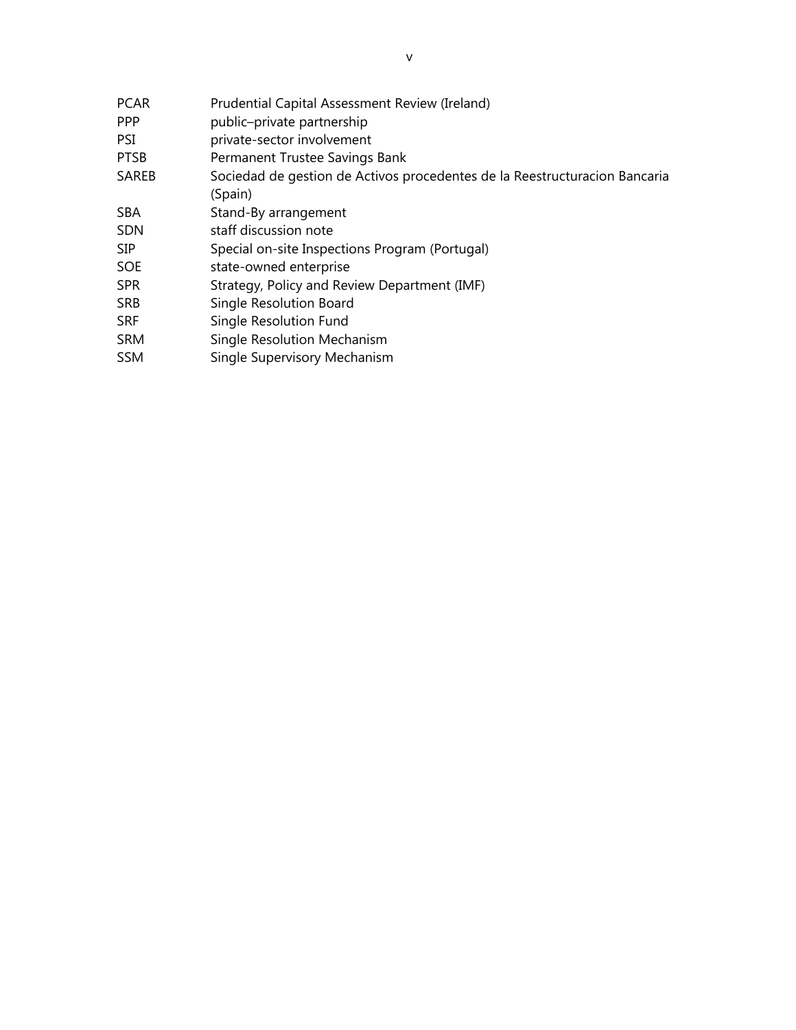| | |
|---|---|
| PCAR | Prudential Capital Assessment Review (Ireland) |
| PPP | public–private partnership |
| PSI | private-sector involvement |
| PTSB | Permanent Trustee Savings Bank |
| SAREB | Sociedad de gestion de Activos procedentes de la Reestructuracion Bancaria (Spain) |
| SBA | Stand-By arrangement |
| SDN | staff discussion note |
| SIP | Special on-site Inspections Program (Portugal) |
| SOE | state-owned enterprise |
| SPR | Strategy, Policy and Review Department (IMF) |
| SRB | Single Resolution Board |
| SRF | Single Resolution Fund |
| SRM | Single Resolution Mechanism |
| SSM | Single Supervisory Mechanism |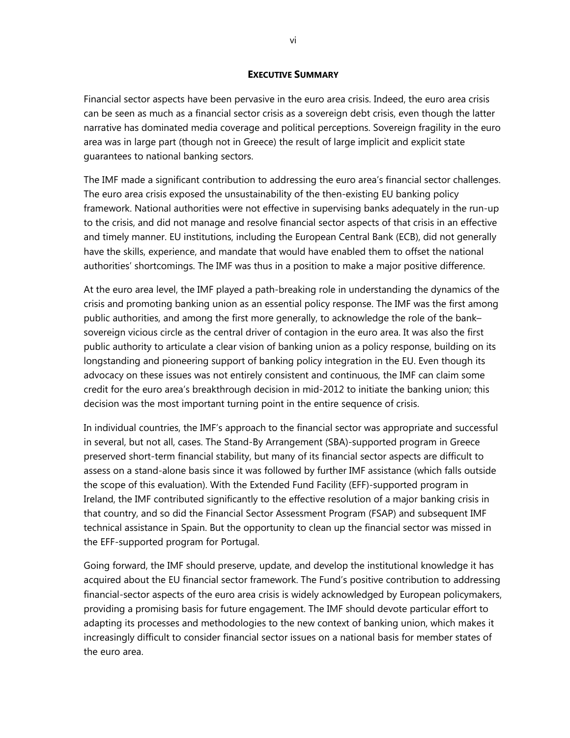## EXECUTIVE SUMMARY

Financial sector aspects have been pervasive in the euro area crisis. Indeed, the euro area crisis can be seen as much as a financial sector crisis as a sovereign debt crisis, even though the latter narrative has dominated media coverage and political perceptions. Sovereign fragility in the euro area was in large part (though not in Greece) the result of large implicit and explicit state guarantees to national banking sectors.

The IMF made a significant contribution to addressing the euro area's financial sector challenges. The euro area crisis exposed the unsustainability of the then-existing EU banking policy framework. National authorities were not effective in supervising banks adequately in the run-up to the crisis, and did not manage and resolve financial sector aspects of that crisis in an effective and timely manner. EU institutions, including the European Central Bank (ECB), did not generally have the skills, experience, and mandate that would have enabled them to offset the national authorities' shortcomings. The IMF was thus in a position to make a major positive difference.

At the euro area level, the IMF played a path-breaking role in understanding the dynamics of the crisis and promoting banking union as an essential policy response. The IMF was the first among public authorities, and among the first more generally, to acknowledge the role of the bank–sovereign vicious circle as the central driver of contagion in the euro area. It was also the first public authority to articulate a clear vision of banking union as a policy response, building on its longstanding and pioneering support of banking policy integration in the EU. Even though its advocacy on these issues was not entirely consistent and continuous, the IMF can claim some credit for the euro area's breakthrough decision in mid-2012 to initiate the banking union; this decision was the most important turning point in the entire sequence of crisis.

In individual countries, the IMF's approach to the financial sector was appropriate and successful in several, but not all, cases. The Stand-By Arrangement (SBA)-supported program in Greece preserved short-term financial stability, but many of its financial sector aspects are difficult to assess on a stand-alone basis since it was followed by further IMF assistance (which falls outside the scope of this evaluation). With the Extended Fund Facility (EFF)-supported program in Ireland, the IMF contributed significantly to the effective resolution of a major banking crisis in that country, and so did the Financial Sector Assessment Program (FSAP) and subsequent IMF technical assistance in Spain. But the opportunity to clean up the financial sector was missed in the EFF-supported program for Portugal.

Going forward, the IMF should preserve, update, and develop the institutional knowledge it has acquired about the EU financial sector framework. The Fund's positive contribution to addressing financial-sector aspects of the euro area crisis is widely acknowledged by European policymakers, providing a promising basis for future engagement. The IMF should devote particular effort to adapting its processes and methodologies to the new context of banking union, which makes it increasingly difficult to consider financial sector issues on a national basis for member states of the euro area.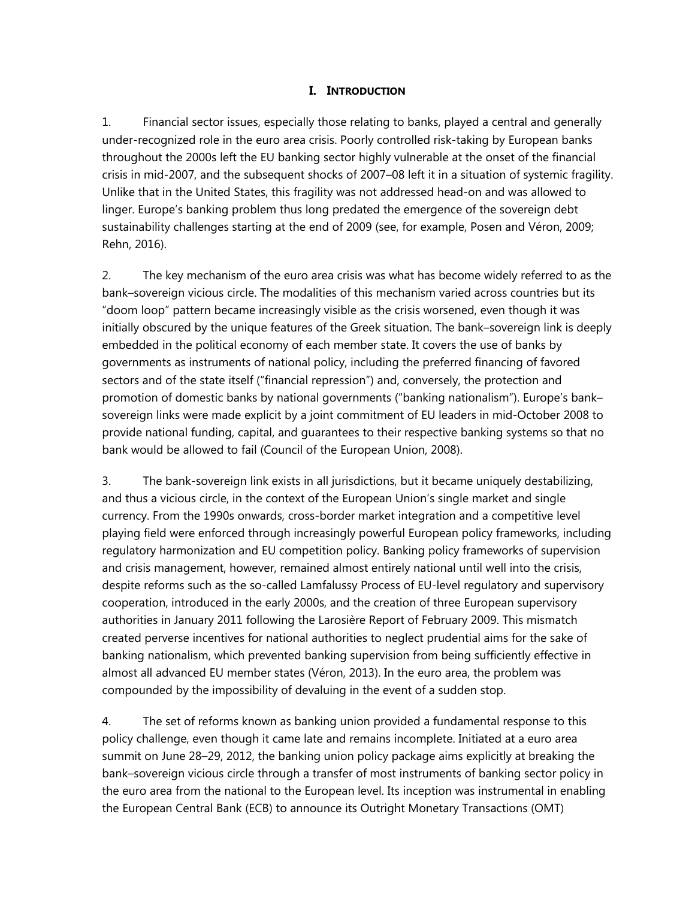# I. INTRODUCTION

1. Financial sector issues, especially those relating to banks, played a central and generally under-recognized role in the euro area crisis. Poorly controlled risk-taking by European banks throughout the 2000s left the EU banking sector highly vulnerable at the onset of the financial crisis in mid-2007, and the subsequent shocks of 2007–08 left it in a situation of systemic fragility. Unlike that in the United States, this fragility was not addressed head-on and was allowed to linger. Europe's banking problem thus long predated the emergence of the sovereign debt sustainability challenges starting at the end of 2009 (see, for example, Posen and Véron, 2009; Rehn, 2016).

2. The key mechanism of the euro area crisis was what has become widely referred to as the bank–sovereign vicious circle. The modalities of this mechanism varied across countries but its "doom loop" pattern became increasingly visible as the crisis worsened, even though it was initially obscured by the unique features of the Greek situation. The bank–sovereign link is deeply embedded in the political economy of each member state. It covers the use of banks by governments as instruments of national policy, including the preferred financing of favored sectors and of the state itself ("financial repression") and, conversely, the protection and promotion of domestic banks by national governments ("banking nationalism"). Europe's bank–sovereign links were made explicit by a joint commitment of EU leaders in mid-October 2008 to provide national funding, capital, and guarantees to their respective banking systems so that no bank would be allowed to fail (Council of the European Union, 2008).

3. The bank-sovereign link exists in all jurisdictions, but it became uniquely destabilizing, and thus a vicious circle, in the context of the European Union's single market and single currency. From the 1990s onwards, cross-border market integration and a competitive level playing field were enforced through increasingly powerful European policy frameworks, including regulatory harmonization and EU competition policy. Banking policy frameworks of supervision and crisis management, however, remained almost entirely national until well into the crisis, despite reforms such as the so-called Lamfalussy Process of EU-level regulatory and supervisory cooperation, introduced in the early 2000s, and the creation of three European supervisory authorities in January 2011 following the Larosière Report of February 2009. This mismatch created perverse incentives for national authorities to neglect prudential aims for the sake of banking nationalism, which prevented banking supervision from being sufficiently effective in almost all advanced EU member states (Véron, 2013). In the euro area, the problem was compounded by the impossibility of devaluing in the event of a sudden stop.

4. The set of reforms known as banking union provided a fundamental response to this policy challenge, even though it came late and remains incomplete. Initiated at a euro area summit on June 28–29, 2012, the banking union policy package aims explicitly at breaking the bank–sovereign vicious circle through a transfer of most instruments of banking sector policy in the euro area from the national to the European level. Its inception was instrumental in enabling the European Central Bank (ECB) to announce its Outright Monetary Transactions (OMT)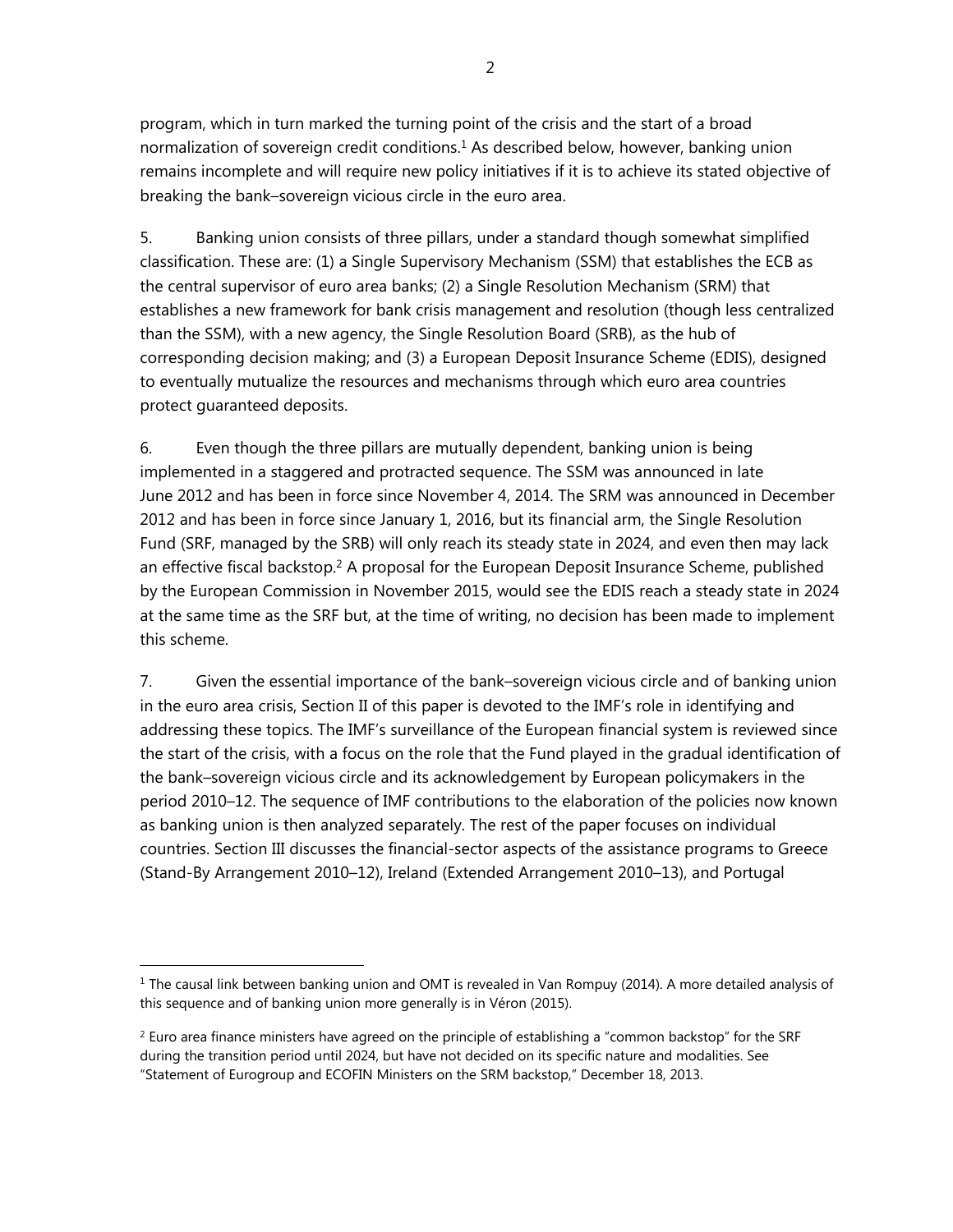program, which in turn marked the turning point of the crisis and the start of a broad normalization of sovereign credit conditions.[1] As described below, however, banking union remains incomplete and will require new policy initiatives if it is to achieve its stated objective of breaking the bank–sovereign vicious circle in the euro area.

5. Banking union consists of three pillars, under a standard though somewhat simplified classification. These are: (1) a Single Supervisory Mechanism (SSM) that establishes the ECB as the central supervisor of euro area banks; (2) a Single Resolution Mechanism (SRM) that establishes a new framework for bank crisis management and resolution (though less centralized than the SSM), with a new agency, the Single Resolution Board (SRB), as the hub of corresponding decision making; and (3) a European Deposit Insurance Scheme (EDIS), designed to eventually mutualize the resources and mechanisms through which euro area countries protect guaranteed deposits.

6. Even though the three pillars are mutually dependent, banking union is being implemented in a staggered and protracted sequence. The SSM was announced in late June 2012 and has been in force since November 4, 2014. The SRM was announced in December 2012 and has been in force since January 1, 2016, but its financial arm, the Single Resolution Fund (SRF, managed by the SRB) will only reach its steady state in 2024, and even then may lack an effective fiscal backstop.[2] A proposal for the European Deposit Insurance Scheme, published by the European Commission in November 2015, would see the EDIS reach a steady state in 2024 at the same time as the SRF but, at the time of writing, no decision has been made to implement this scheme.

7. Given the essential importance of the bank–sovereign vicious circle and of banking union in the euro area crisis, Section II of this paper is devoted to the IMF's role in identifying and addressing these topics. The IMF's surveillance of the European financial system is reviewed since the start of the crisis, with a focus on the role that the Fund played in the gradual identification of the bank–sovereign vicious circle and its acknowledgement by European policymakers in the period 2010–12. The sequence of IMF contributions to the elaboration of the policies now known as banking union is then analyzed separately. The rest of the paper focuses on individual countries. Section III discusses the financial-sector aspects of the assistance programs to Greece (Stand-By Arrangement 2010–12), Ireland (Extended Arrangement 2010–13), and Portugal

---

[1] The causal link between banking union and OMT is revealed in Van Rompuy (2014). A more detailed analysis of this sequence and of banking union more generally is in Véron (2015).

[2] Euro area finance ministers have agreed on the principle of establishing a "common backstop" for the SRF during the transition period until 2024, but have not decided on its specific nature and modalities. See "Statement of Eurogroup and ECOFIN Ministers on the SRM backstop," December 18, 2013.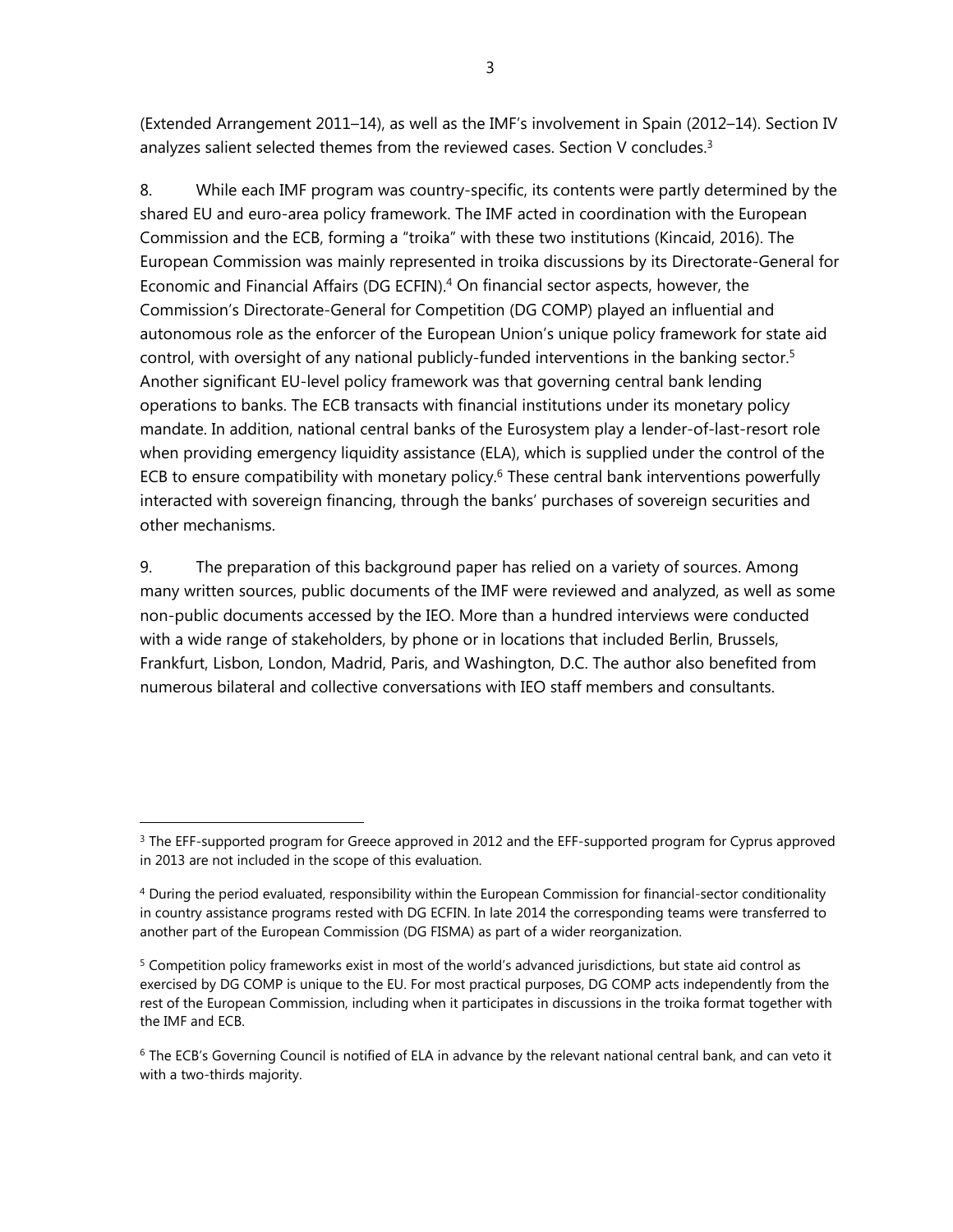(Extended Arrangement 2011–14), as well as the IMF's involvement in Spain (2012–14). Section IV analyzes salient selected themes from the reviewed cases. Section V concludes.[3]

8. While each IMF program was country-specific, its contents were partly determined by the shared EU and euro-area policy framework. The IMF acted in coordination with the European Commission and the ECB, forming a "troika" with these two institutions (Kincaid, 2016). The European Commission was mainly represented in troika discussions by its Directorate-General for Economic and Financial Affairs (DG ECFIN).[4] On financial sector aspects, however, the Commission's Directorate-General for Competition (DG COMP) played an influential and autonomous role as the enforcer of the European Union's unique policy framework for state aid control, with oversight of any national publicly-funded interventions in the banking sector.[5] Another significant EU-level policy framework was that governing central bank lending operations to banks. The ECB transacts with financial institutions under its monetary policy mandate. In addition, national central banks of the Eurosystem play a lender-of-last-resort role when providing emergency liquidity assistance (ELA), which is supplied under the control of the ECB to ensure compatibility with monetary policy.[6] These central bank interventions powerfully interacted with sovereign financing, through the banks' purchases of sovereign securities and other mechanisms.

9. The preparation of this background paper has relied on a variety of sources. Among many written sources, public documents of the IMF were reviewed and analyzed, as well as some non-public documents accessed by the IEO. More than a hundred interviews were conducted with a wide range of stakeholders, by phone or in locations that included Berlin, Brussels, Frankfurt, Lisbon, London, Madrid, Paris, and Washington, D.C. The author also benefited from numerous bilateral and collective conversations with IEO staff members and consultants.

---

[3] The EFF-supported program for Greece approved in 2012 and the EFF-supported program for Cyprus approved in 2013 are not included in the scope of this evaluation.

[4] During the period evaluated, responsibility within the European Commission for financial-sector conditionality in country assistance programs rested with DG ECFIN. In late 2014 the corresponding teams were transferred to another part of the European Commission (DG FISMA) as part of a wider reorganization.

[5] Competition policy frameworks exist in most of the world's advanced jurisdictions, but state aid control as exercised by DG COMP is unique to the EU. For most practical purposes, DG COMP acts independently from the rest of the European Commission, including when it participates in discussions in the troika format together with the IMF and ECB.

[6] The ECB's Governing Council is notified of ELA in advance by the relevant national central bank, and can veto it with a two-thirds majority.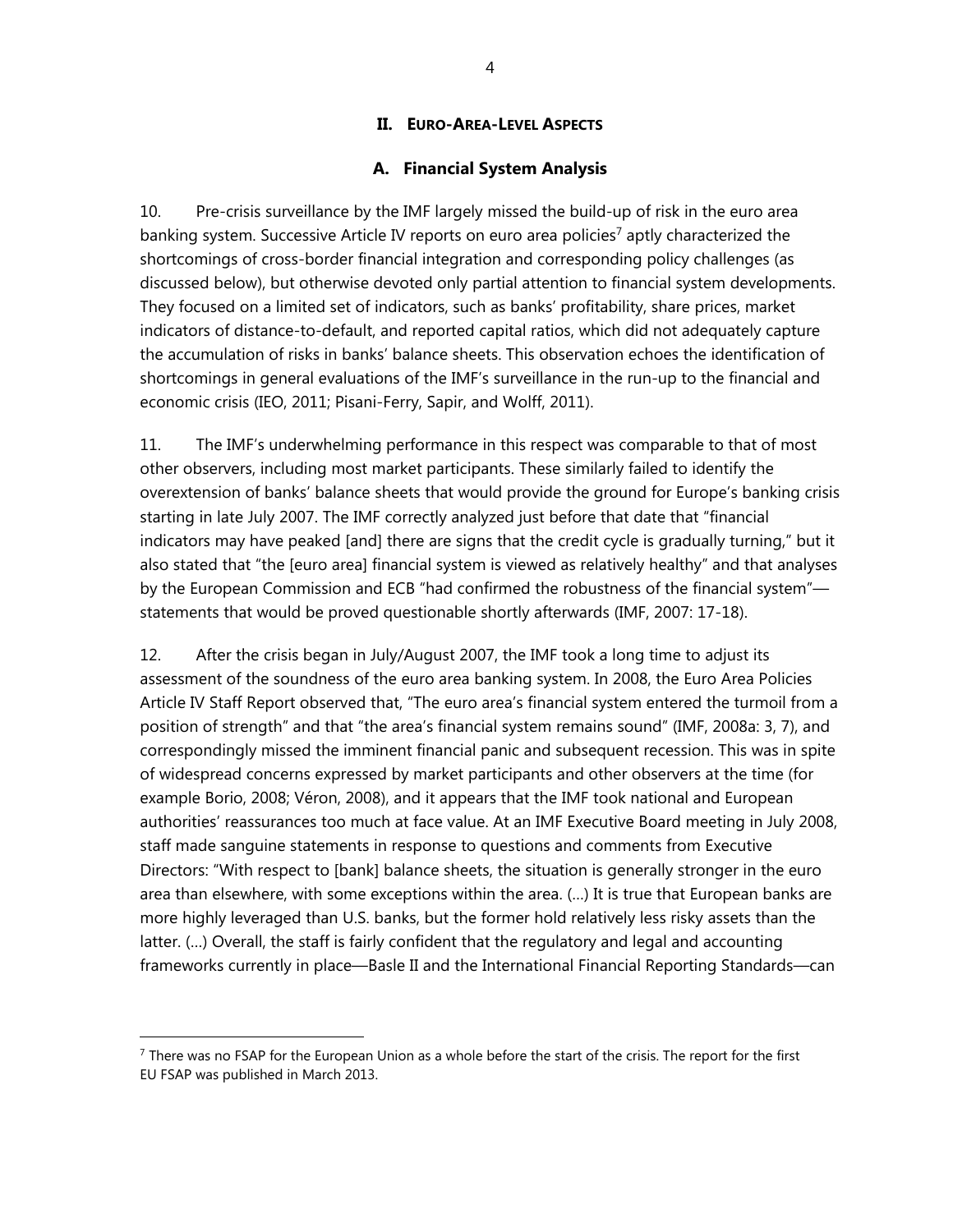## II. EURO-AREA-LEVEL ASPECTS

### A. Financial System Analysis

10. Pre-crisis surveillance by the IMF largely missed the build-up of risk in the euro area banking system. Successive Article IV reports on euro area policies[7] aptly characterized the shortcomings of cross-border financial integration and corresponding policy challenges (as discussed below), but otherwise devoted only partial attention to financial system developments. They focused on a limited set of indicators, such as banks' profitability, share prices, market indicators of distance-to-default, and reported capital ratios, which did not adequately capture the accumulation of risks in banks' balance sheets. This observation echoes the identification of shortcomings in general evaluations of the IMF's surveillance in the run-up to the financial and economic crisis (IEO, 2011; Pisani-Ferry, Sapir, and Wolff, 2011).

11. The IMF's underwhelming performance in this respect was comparable to that of most other observers, including most market participants. These similarly failed to identify the overextension of banks' balance sheets that would provide the ground for Europe's banking crisis starting in late July 2007. The IMF correctly analyzed just before that date that "financial indicators may have peaked [and] there are signs that the credit cycle is gradually turning," but it also stated that "the [euro area] financial system is viewed as relatively healthy" and that analyses by the European Commission and ECB "had confirmed the robustness of the financial system"—statements that would be proved questionable shortly afterwards (IMF, 2007: 17-18).

12. After the crisis began in July/August 2007, the IMF took a long time to adjust its assessment of the soundness of the euro area banking system. In 2008, the Euro Area Policies Article IV Staff Report observed that, "The euro area's financial system entered the turmoil from a position of strength" and that "the area's financial system remains sound" (IMF, 2008a: 3, 7), and correspondingly missed the imminent financial panic and subsequent recession. This was in spite of widespread concerns expressed by market participants and other observers at the time (for example Borio, 2008; Véron, 2008), and it appears that the IMF took national and European authorities' reassurances too much at face value. At an IMF Executive Board meeting in July 2008, staff made sanguine statements in response to questions and comments from Executive Directors: "With respect to [bank] balance sheets, the situation is generally stronger in the euro area than elsewhere, with some exceptions within the area. (…) It is true that European banks are more highly leveraged than U.S. banks, but the former hold relatively less risky assets than the latter. (…) Overall, the staff is fairly confident that the regulatory and legal and accounting frameworks currently in place—Basle II and the International Financial Reporting Standards—can

---

[7] There was no FSAP for the European Union as a whole before the start of the crisis. The report for the first EU FSAP was published in March 2013.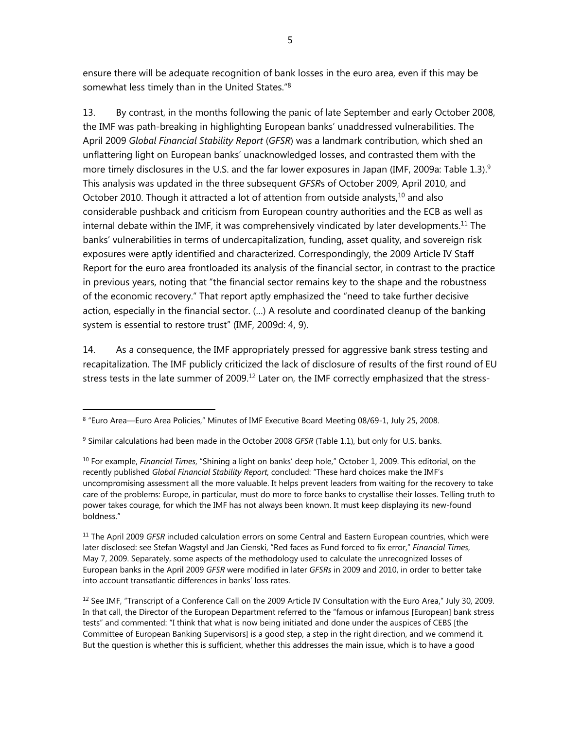ensure there will be adequate recognition of bank losses in the euro area, even if this may be somewhat less timely than in the United States."[8]

13. By contrast, in the months following the panic of late September and early October 2008, the IMF was path-breaking in highlighting European banks' unaddressed vulnerabilities. The April 2009 *Global Financial Stability Report* (*GFSR*) was a landmark contribution, which shed an unflattering light on European banks' unacknowledged losses, and contrasted them with the more timely disclosures in the U.S. and the far lower exposures in Japan (IMF, 2009a: Table 1.3).[9] This analysis was updated in the three subsequent *GFSR*s of October 2009, April 2010, and October 2010. Though it attracted a lot of attention from outside analysts,[10] and also considerable pushback and criticism from European country authorities and the ECB as well as internal debate within the IMF, it was comprehensively vindicated by later developments.[11] The banks' vulnerabilities in terms of undercapitalization, funding, asset quality, and sovereign risk exposures were aptly identified and characterized. Correspondingly, the 2009 Article IV Staff Report for the euro area frontloaded its analysis of the financial sector, in contrast to the practice in previous years, noting that "the financial sector remains key to the shape and the robustness of the economic recovery." That report aptly emphasized the "need to take further decisive action, especially in the financial sector. (...) A resolute and coordinated cleanup of the banking system is essential to restore trust" (IMF, 2009d: 4, 9).

14. As a consequence, the IMF appropriately pressed for aggressive bank stress testing and recapitalization. The IMF publicly criticized the lack of disclosure of results of the first round of EU stress tests in the late summer of 2009.[12] Later on, the IMF correctly emphasized that the stress-

---

[8] "Euro Area—Euro Area Policies," Minutes of IMF Executive Board Meeting 08/69-1, July 25, 2008.

[9] Similar calculations had been made in the October 2008 *GFSR* (Table 1.1), but only for U.S. banks.

[10] For example, *Financial Times*, "Shining a light on banks' deep hole," October 1, 2009. This editorial, on the recently published *Global Financial Stability Report*, concluded: "These hard choices make the IMF's uncompromising assessment all the more valuable. It helps prevent leaders from waiting for the recovery to take care of the problems: Europe, in particular, must do more to force banks to crystallise their losses. Telling truth to power takes courage, for which the IMF has not always been known. It must keep displaying its new-found boldness."

[11] The April 2009 *GFSR* included calculation errors on some Central and Eastern European countries, which were later disclosed: see Stefan Wagstyl and Jan Cienski, "Red faces as Fund forced to fix error," *Financial Times*, May 7, 2009. Separately, some aspects of the methodology used to calculate the unrecognized losses of European banks in the April 2009 *GFSR* were modified in later *GFSRs* in 2009 and 2010, in order to better take into account transatlantic differences in banks' loss rates.

[12] See IMF, "Transcript of a Conference Call on the 2009 Article IV Consultation with the Euro Area," July 30, 2009. In that call, the Director of the European Department referred to the "famous or infamous [European] bank stress tests" and commented: "I think that what is now being initiated and done under the auspices of CEBS [the Committee of European Banking Supervisors] is a good step, a step in the right direction, and we commend it. But the question is whether this is sufficient, whether this addresses the main issue, which is to have a good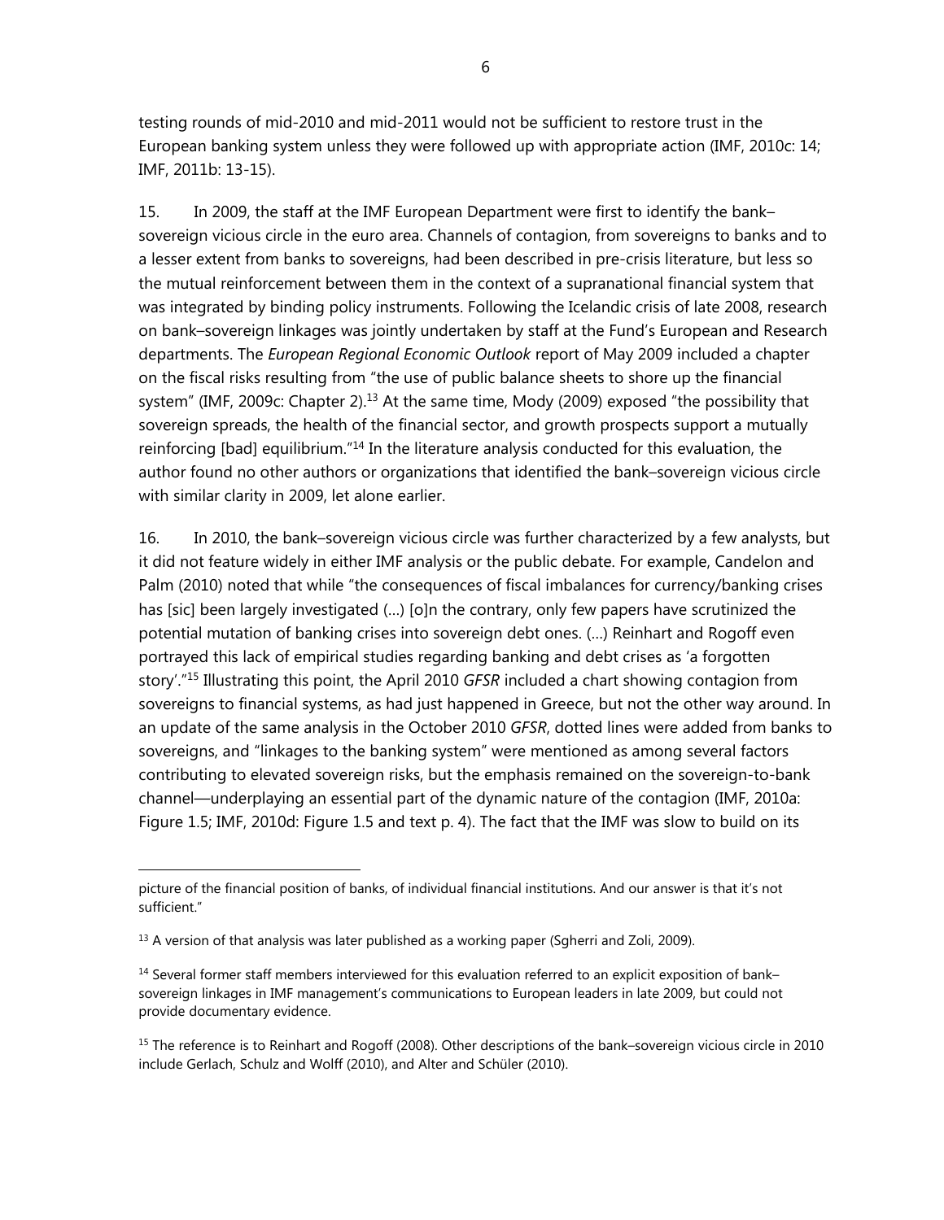testing rounds of mid-2010 and mid-2011 would not be sufficient to restore trust in the European banking system unless they were followed up with appropriate action (IMF, 2010c: 14; IMF, 2011b: 13-15).

15. In 2009, the staff at the IMF European Department were first to identify the bank–sovereign vicious circle in the euro area. Channels of contagion, from sovereigns to banks and to a lesser extent from banks to sovereigns, had been described in pre-crisis literature, but less so the mutual reinforcement between them in the context of a supranational financial system that was integrated by binding policy instruments. Following the Icelandic crisis of late 2008, research on bank–sovereign linkages was jointly undertaken by staff at the Fund's European and Research departments. The *European Regional Economic Outlook* report of May 2009 included a chapter on the fiscal risks resulting from "the use of public balance sheets to shore up the financial system" (IMF, 2009c: Chapter 2).[13] At the same time, Mody (2009) exposed "the possibility that sovereign spreads, the health of the financial sector, and growth prospects support a mutually reinforcing [bad] equilibrium."[14] In the literature analysis conducted for this evaluation, the author found no other authors or organizations that identified the bank–sovereign vicious circle with similar clarity in 2009, let alone earlier.

16. In 2010, the bank–sovereign vicious circle was further characterized by a few analysts, but it did not feature widely in either IMF analysis or the public debate. For example, Candelon and Palm (2010) noted that while "the consequences of fiscal imbalances for currency/banking crises has [sic] been largely investigated (…) [o]n the contrary, only few papers have scrutinized the potential mutation of banking crises into sovereign debt ones. (…) Reinhart and Rogoff even portrayed this lack of empirical studies regarding banking and debt crises as 'a forgotten story'."[15] Illustrating this point, the April 2010 *GFSR* included a chart showing contagion from sovereigns to financial systems, as had just happened in Greece, but not the other way around. In an update of the same analysis in the October 2010 *GFSR*, dotted lines were added from banks to sovereigns, and "linkages to the banking system" were mentioned as among several factors contributing to elevated sovereign risks, but the emphasis remained on the sovereign-to-bank channel—underplaying an essential part of the dynamic nature of the contagion (IMF, 2010a: Figure 1.5; IMF, 2010d: Figure 1.5 and text p. 4). The fact that the IMF was slow to build on its

---

picture of the financial position of banks, of individual financial institutions. And our answer is that it's not sufficient."

[13] A version of that analysis was later published as a working paper (Sgherri and Zoli, 2009).

[14] Several former staff members interviewed for this evaluation referred to an explicit exposition of bank–sovereign linkages in IMF management's communications to European leaders in late 2009, but could not provide documentary evidence.

[15] The reference is to Reinhart and Rogoff (2008). Other descriptions of the bank–sovereign vicious circle in 2010 include Gerlach, Schulz and Wolff (2010), and Alter and Schüler (2010).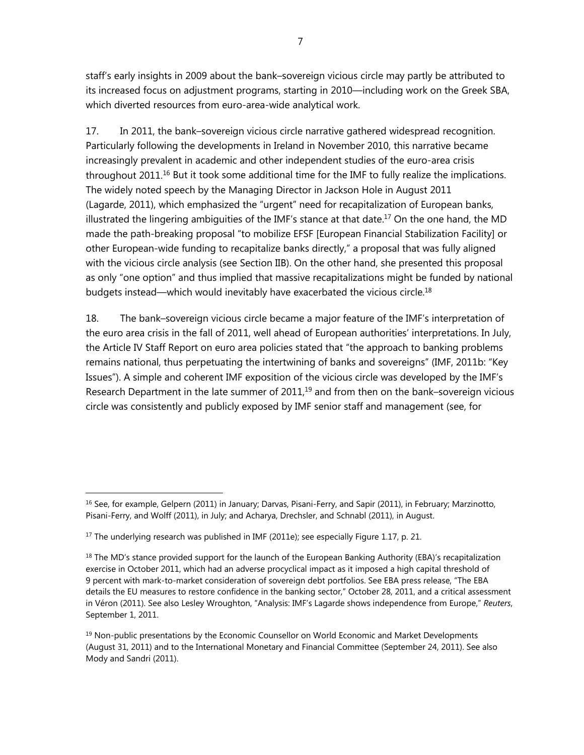staff's early insights in 2009 about the bank–sovereign vicious circle may partly be attributed to its increased focus on adjustment programs, starting in 2010—including work on the Greek SBA, which diverted resources from euro-area-wide analytical work.

17. In 2011, the bank–sovereign vicious circle narrative gathered widespread recognition. Particularly following the developments in Ireland in November 2010, this narrative became increasingly prevalent in academic and other independent studies of the euro-area crisis throughout 2011.[16] But it took some additional time for the IMF to fully realize the implications. The widely noted speech by the Managing Director in Jackson Hole in August 2011 (Lagarde, 2011), which emphasized the "urgent" need for recapitalization of European banks, illustrated the lingering ambiguities of the IMF's stance at that date.[17] On the one hand, the MD made the path-breaking proposal "to mobilize EFSF [European Financial Stabilization Facility] or other European-wide funding to recapitalize banks directly," a proposal that was fully aligned with the vicious circle analysis (see Section IIB). On the other hand, she presented this proposal as only "one option" and thus implied that massive recapitalizations might be funded by national budgets instead—which would inevitably have exacerbated the vicious circle.[18]

18. The bank–sovereign vicious circle became a major feature of the IMF's interpretation of the euro area crisis in the fall of 2011, well ahead of European authorities' interpretations. In July, the Article IV Staff Report on euro area policies stated that "the approach to banking problems remains national, thus perpetuating the intertwining of banks and sovereigns" (IMF, 2011b: "Key Issues"). A simple and coherent IMF exposition of the vicious circle was developed by the IMF's Research Department in the late summer of 2011,[19] and from then on the bank–sovereign vicious circle was consistently and publicly exposed by IMF senior staff and management (see, for

---

[16] See, for example, Gelpern (2011) in January; Darvas, Pisani-Ferry, and Sapir (2011), in February; Marzinotto, Pisani-Ferry, and Wolff (2011), in July; and Acharya, Drechsler, and Schnabl (2011), in August.

[17] The underlying research was published in IMF (2011e); see especially Figure 1.17, p. 21.

[18] The MD's stance provided support for the launch of the European Banking Authority (EBA)'s recapitalization exercise in October 2011, which had an adverse procyclical impact as it imposed a high capital threshold of 9 percent with mark-to-market consideration of sovereign debt portfolios. See EBA press release, "The EBA details the EU measures to restore confidence in the banking sector," October 28, 2011, and a critical assessment in Véron (2011). See also Lesley Wroughton, "Analysis: IMF's Lagarde shows independence from Europe," *Reuters*, September 1, 2011.

[19] Non-public presentations by the Economic Counsellor on World Economic and Market Developments (August 31, 2011) and to the International Monetary and Financial Committee (September 24, 2011). See also Mody and Sandri (2011).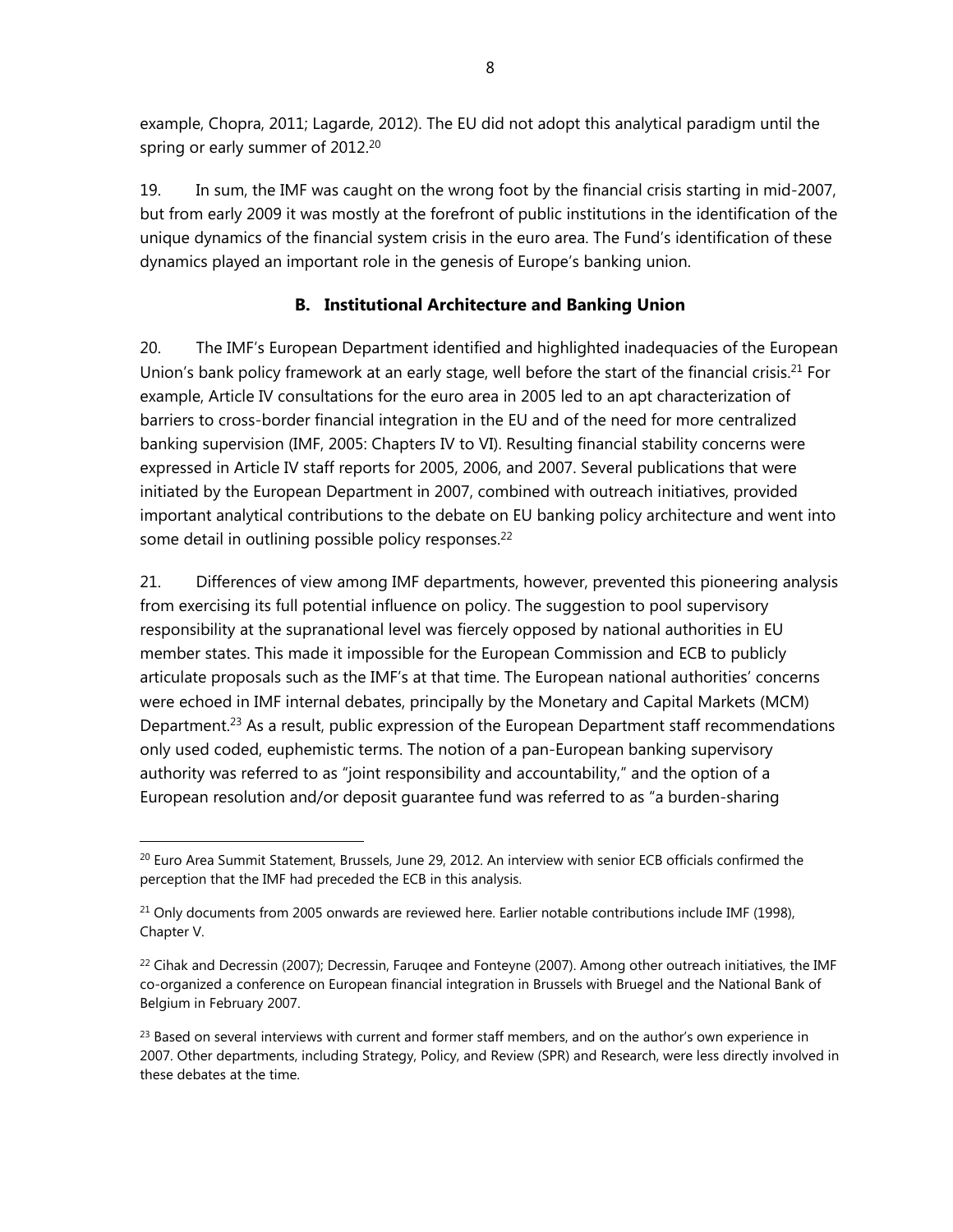example, Chopra, 2011; Lagarde, 2012). The EU did not adopt this analytical paradigm until the spring or early summer of 2012.[20]

19. In sum, the IMF was caught on the wrong foot by the financial crisis starting in mid-2007, but from early 2009 it was mostly at the forefront of public institutions in the identification of the unique dynamics of the financial system crisis in the euro area. The Fund's identification of these dynamics played an important role in the genesis of Europe's banking union.

## B. Institutional Architecture and Banking Union

20. The IMF's European Department identified and highlighted inadequacies of the European Union's bank policy framework at an early stage, well before the start of the financial crisis.[21] For example, Article IV consultations for the euro area in 2005 led to an apt characterization of barriers to cross-border financial integration in the EU and of the need for more centralized banking supervision (IMF, 2005: Chapters IV to VI). Resulting financial stability concerns were expressed in Article IV staff reports for 2005, 2006, and 2007. Several publications that were initiated by the European Department in 2007, combined with outreach initiatives, provided important analytical contributions to the debate on EU banking policy architecture and went into some detail in outlining possible policy responses.[22]

21. Differences of view among IMF departments, however, prevented this pioneering analysis from exercising its full potential influence on policy. The suggestion to pool supervisory responsibility at the supranational level was fiercely opposed by national authorities in EU member states. This made it impossible for the European Commission and ECB to publicly articulate proposals such as the IMF's at that time. The European national authorities' concerns were echoed in IMF internal debates, principally by the Monetary and Capital Markets (MCM) Department.[23] As a result, public expression of the European Department staff recommendations only used coded, euphemistic terms. The notion of a pan-European banking supervisory authority was referred to as "joint responsibility and accountability," and the option of a European resolution and/or deposit guarantee fund was referred to as "a burden-sharing

[20] Euro Area Summit Statement, Brussels, June 29, 2012. An interview with senior ECB officials confirmed the perception that the IMF had preceded the ECB in this analysis.

[21] Only documents from 2005 onwards are reviewed here. Earlier notable contributions include IMF (1998), Chapter V.

[22] Cihak and Decressin (2007); Decressin, Faruqee and Fonteyne (2007). Among other outreach initiatives, the IMF co-organized a conference on European financial integration in Brussels with Bruegel and the National Bank of Belgium in February 2007.

[23] Based on several interviews with current and former staff members, and on the author's own experience in 2007. Other departments, including Strategy, Policy, and Review (SPR) and Research, were less directly involved in these debates at the time.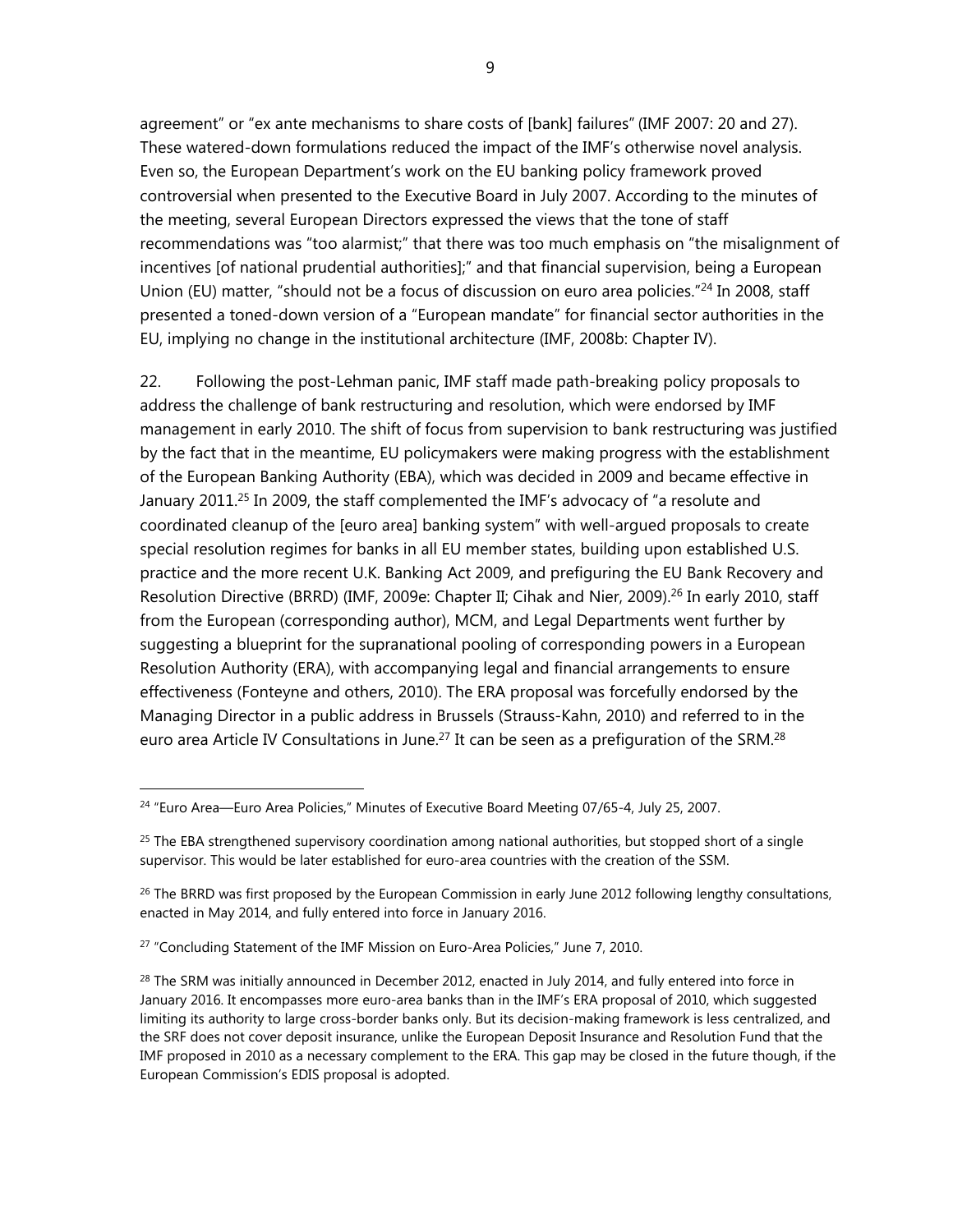agreement" or "ex ante mechanisms to share costs of [bank] failures" (IMF 2007: 20 and 27). These watered-down formulations reduced the impact of the IMF's otherwise novel analysis. Even so, the European Department's work on the EU banking policy framework proved controversial when presented to the Executive Board in July 2007. According to the minutes of the meeting, several European Directors expressed the views that the tone of staff recommendations was "too alarmist;" that there was too much emphasis on "the misalignment of incentives [of national prudential authorities];" and that financial supervision, being a European Union (EU) matter, "should not be a focus of discussion on euro area policies."[24] In 2008, staff presented a toned-down version of a "European mandate" for financial sector authorities in the EU, implying no change in the institutional architecture (IMF, 2008b: Chapter IV).

22. Following the post-Lehman panic, IMF staff made path-breaking policy proposals to address the challenge of bank restructuring and resolution, which were endorsed by IMF management in early 2010. The shift of focus from supervision to bank restructuring was justified by the fact that in the meantime, EU policymakers were making progress with the establishment of the European Banking Authority (EBA), which was decided in 2009 and became effective in January 2011.[25] In 2009, the staff complemented the IMF's advocacy of "a resolute and coordinated cleanup of the [euro area] banking system" with well-argued proposals to create special resolution regimes for banks in all EU member states, building upon established U.S. practice and the more recent U.K. Banking Act 2009, and prefiguring the EU Bank Recovery and Resolution Directive (BRRD) (IMF, 2009e: Chapter II; Cihak and Nier, 2009).[26] In early 2010, staff from the European (corresponding author), MCM, and Legal Departments went further by suggesting a blueprint for the supranational pooling of corresponding powers in a European Resolution Authority (ERA), with accompanying legal and financial arrangements to ensure effectiveness (Fonteyne and others, 2010). The ERA proposal was forcefully endorsed by the Managing Director in a public address in Brussels (Strauss-Kahn, 2010) and referred to in the euro area Article IV Consultations in June.[27] It can be seen as a prefiguration of the SRM.[28]

---

[24] "Euro Area—Euro Area Policies," Minutes of Executive Board Meeting 07/65-4, July 25, 2007.

[25] The EBA strengthened supervisory coordination among national authorities, but stopped short of a single supervisor. This would be later established for euro-area countries with the creation of the SSM.

[26] The BRRD was first proposed by the European Commission in early June 2012 following lengthy consultations, enacted in May 2014, and fully entered into force in January 2016.

[27] "Concluding Statement of the IMF Mission on Euro-Area Policies," June 7, 2010.

[28] The SRM was initially announced in December 2012, enacted in July 2014, and fully entered into force in January 2016. It encompasses more euro-area banks than in the IMF's ERA proposal of 2010, which suggested limiting its authority to large cross-border banks only. But its decision-making framework is less centralized, and the SRF does not cover deposit insurance, unlike the European Deposit Insurance and Resolution Fund that the IMF proposed in 2010 as a necessary complement to the ERA. This gap may be closed in the future though, if the European Commission's EDIS proposal is adopted.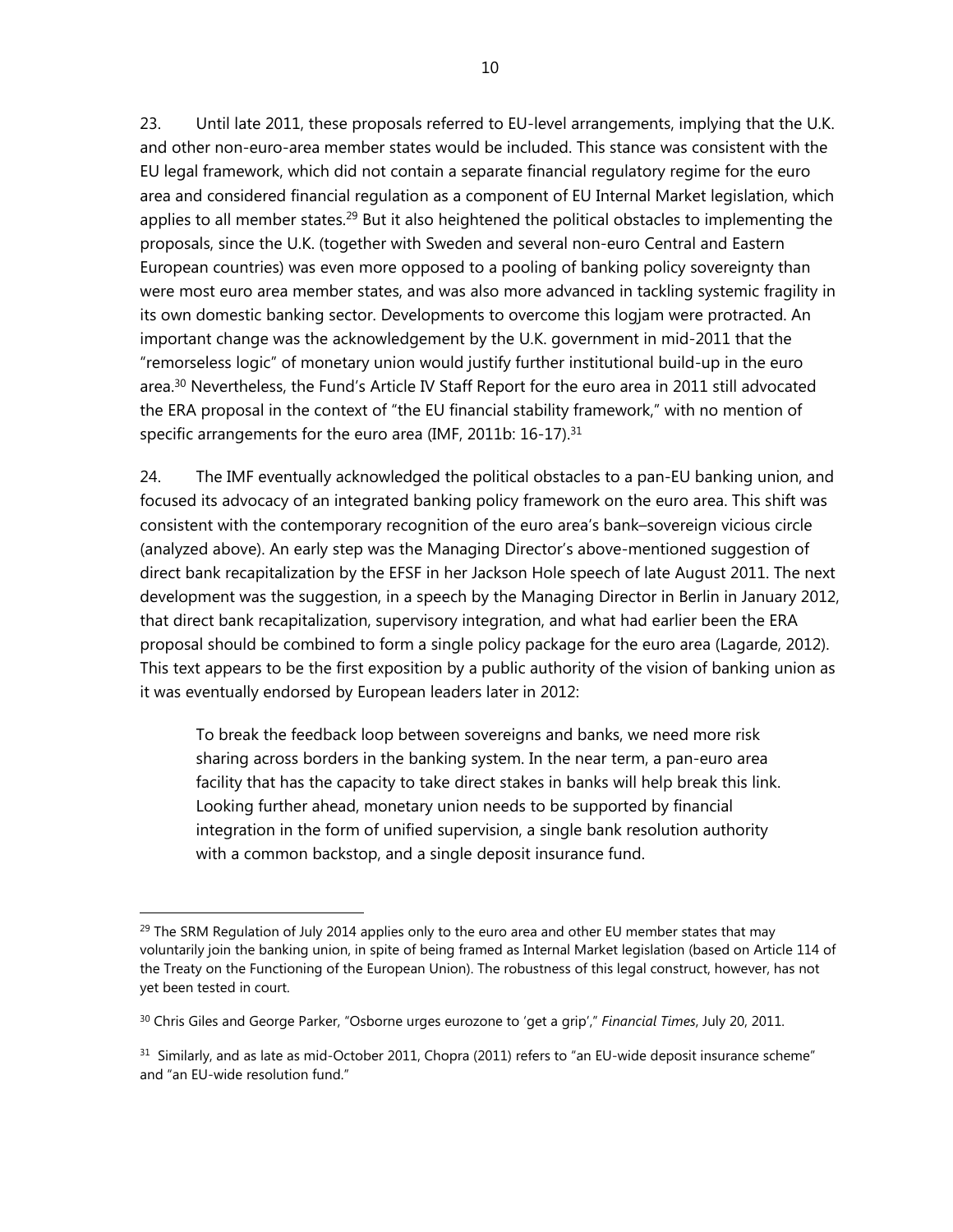23. Until late 2011, these proposals referred to EU-level arrangements, implying that the U.K. and other non-euro-area member states would be included. This stance was consistent with the EU legal framework, which did not contain a separate financial regulatory regime for the euro area and considered financial regulation as a component of EU Internal Market legislation, which applies to all member states.[29] But it also heightened the political obstacles to implementing the proposals, since the U.K. (together with Sweden and several non-euro Central and Eastern European countries) was even more opposed to a pooling of banking policy sovereignty than were most euro area member states, and was also more advanced in tackling systemic fragility in its own domestic banking sector. Developments to overcome this logjam were protracted. An important change was the acknowledgement by the U.K. government in mid-2011 that the "remorseless logic" of monetary union would justify further institutional build-up in the euro area.[30] Nevertheless, the Fund's Article IV Staff Report for the euro area in 2011 still advocated the ERA proposal in the context of "the EU financial stability framework," with no mention of specific arrangements for the euro area (IMF, 2011b: 16-17).[31]

24. The IMF eventually acknowledged the political obstacles to a pan-EU banking union, and focused its advocacy of an integrated banking policy framework on the euro area. This shift was consistent with the contemporary recognition of the euro area's bank–sovereign vicious circle (analyzed above). An early step was the Managing Director's above-mentioned suggestion of direct bank recapitalization by the EFSF in her Jackson Hole speech of late August 2011. The next development was the suggestion, in a speech by the Managing Director in Berlin in January 2012, that direct bank recapitalization, supervisory integration, and what had earlier been the ERA proposal should be combined to form a single policy package for the euro area (Lagarde, 2012). This text appears to be the first exposition by a public authority of the vision of banking union as it was eventually endorsed by European leaders later in 2012:

> To break the feedback loop between sovereigns and banks, we need more risk sharing across borders in the banking system. In the near term, a pan-euro area facility that has the capacity to take direct stakes in banks will help break this link. Looking further ahead, monetary union needs to be supported by financial integration in the form of unified supervision, a single bank resolution authority with a common backstop, and a single deposit insurance fund.

---

[29] The SRM Regulation of July 2014 applies only to the euro area and other EU member states that may voluntarily join the banking union, in spite of being framed as Internal Market legislation (based on Article 114 of the Treaty on the Functioning of the European Union). The robustness of this legal construct, however, has not yet been tested in court.

[30] Chris Giles and George Parker, "Osborne urges eurozone to 'get a grip'," *Financial Times*, July 20, 2011.

[31] Similarly, and as late as mid-October 2011, Chopra (2011) refers to "an EU-wide deposit insurance scheme" and "an EU-wide resolution fund."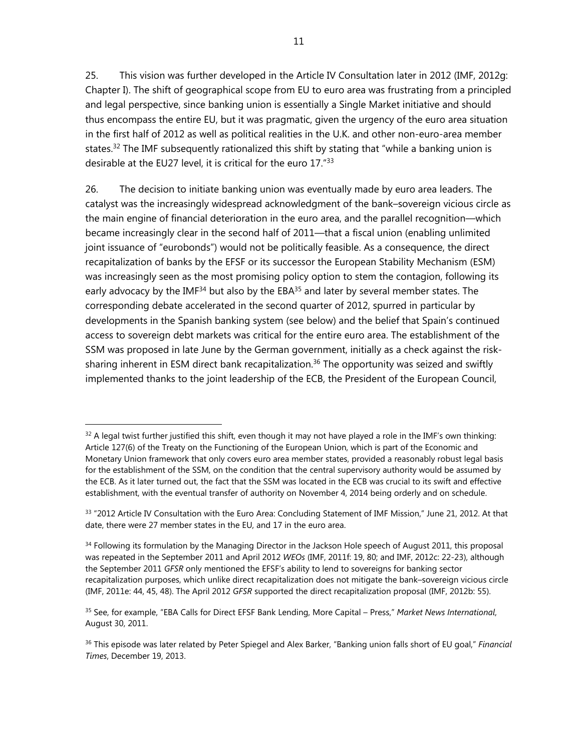25. This vision was further developed in the Article IV Consultation later in 2012 (IMF, 2012g: Chapter I). The shift of geographical scope from EU to euro area was frustrating from a principled and legal perspective, since banking union is essentially a Single Market initiative and should thus encompass the entire EU, but it was pragmatic, given the urgency of the euro area situation in the first half of 2012 as well as political realities in the U.K. and other non-euro-area member states.[32] The IMF subsequently rationalized this shift by stating that "while a banking union is desirable at the EU27 level, it is critical for the euro 17."[33]

26. The decision to initiate banking union was eventually made by euro area leaders. The catalyst was the increasingly widespread acknowledgment of the bank–sovereign vicious circle as the main engine of financial deterioration in the euro area, and the parallel recognition—which became increasingly clear in the second half of 2011—that a fiscal union (enabling unlimited joint issuance of "eurobonds") would not be politically feasible. As a consequence, the direct recapitalization of banks by the EFSF or its successor the European Stability Mechanism (ESM) was increasingly seen as the most promising policy option to stem the contagion, following its early advocacy by the IMF[34] but also by the EBA[35] and later by several member states. The corresponding debate accelerated in the second quarter of 2012, spurred in particular by developments in the Spanish banking system (see below) and the belief that Spain's continued access to sovereign debt markets was critical for the entire euro area. The establishment of the SSM was proposed in late June by the German government, initially as a check against the risk-sharing inherent in ESM direct bank recapitalization.[36] The opportunity was seized and swiftly implemented thanks to the joint leadership of the ECB, the President of the European Council,

[32] A legal twist further justified this shift, even though it may not have played a role in the IMF's own thinking: Article 127(6) of the Treaty on the Functioning of the European Union, which is part of the Economic and Monetary Union framework that only covers euro area member states, provided a reasonably robust legal basis for the establishment of the SSM, on the condition that the central supervisory authority would be assumed by the ECB. As it later turned out, the fact that the SSM was located in the ECB was crucial to its swift and effective establishment, with the eventual transfer of authority on November 4, 2014 being orderly and on schedule.

[33] "2012 Article IV Consultation with the Euro Area: Concluding Statement of IMF Mission," June 21, 2012. At that date, there were 27 member states in the EU, and 17 in the euro area.

[34] Following its formulation by the Managing Director in the Jackson Hole speech of August 2011, this proposal was repeated in the September 2011 and April 2012 *WEOs* (IMF, 2011f: 19, 80; and IMF, 2012c: 22-23), although the September 2011 *GFSR* only mentioned the EFSF's ability to lend to sovereigns for banking sector recapitalization purposes, which unlike direct recapitalization does not mitigate the bank–sovereign vicious circle (IMF, 2011e: 44, 45, 48). The April 2012 *GFSR* supported the direct recapitalization proposal (IMF, 2012b: 55).

[35] See, for example, "EBA Calls for Direct EFSF Bank Lending, More Capital – Press," *Market News International*, August 30, 2011.

[36] This episode was later related by Peter Spiegel and Alex Barker, "Banking union falls short of EU goal," *Financial Times*, December 19, 2013.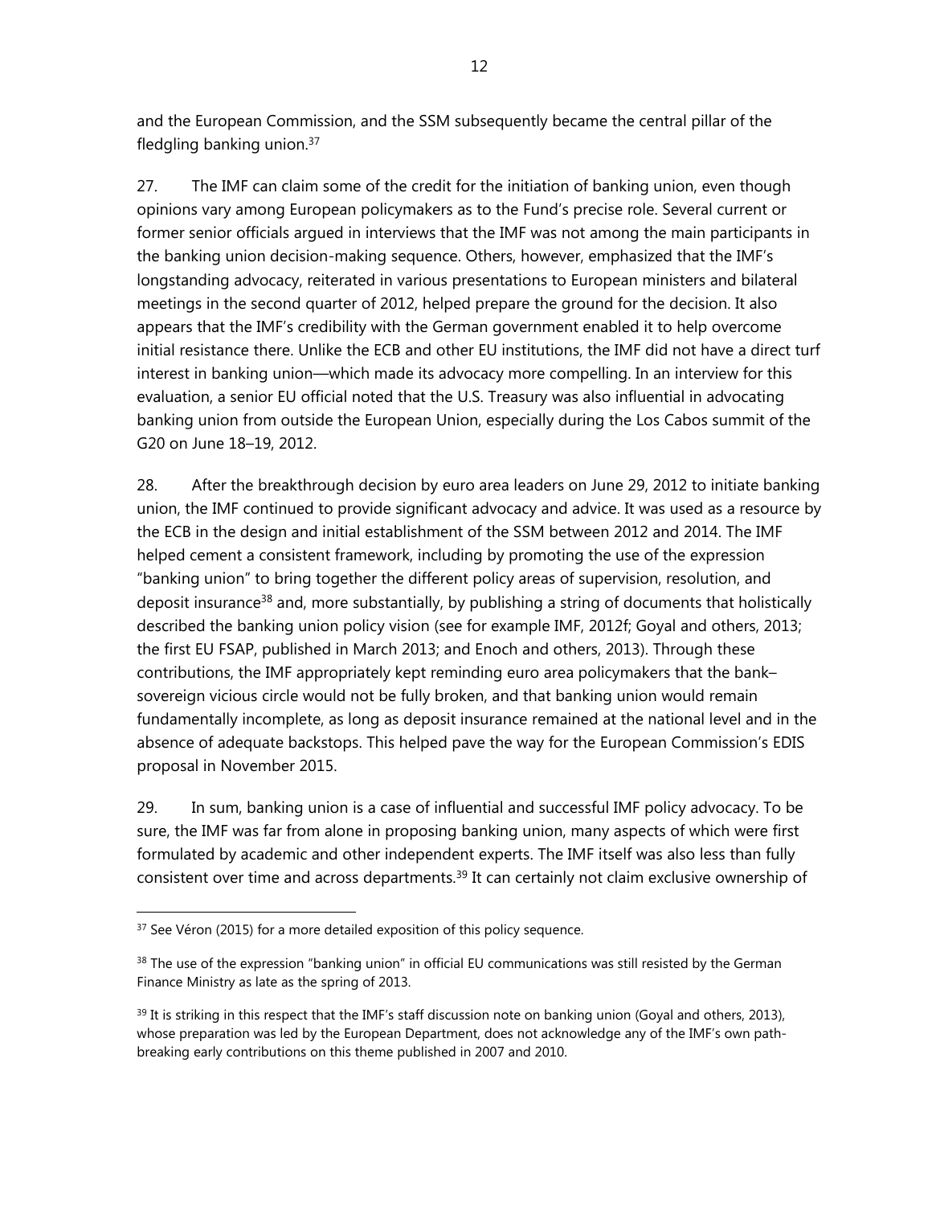and the European Commission, and the SSM subsequently became the central pillar of the fledgling banking union.[37]

27. The IMF can claim some of the credit for the initiation of banking union, even though opinions vary among European policymakers as to the Fund's precise role. Several current or former senior officials argued in interviews that the IMF was not among the main participants in the banking union decision-making sequence. Others, however, emphasized that the IMF's longstanding advocacy, reiterated in various presentations to European ministers and bilateral meetings in the second quarter of 2012, helped prepare the ground for the decision. It also appears that the IMF's credibility with the German government enabled it to help overcome initial resistance there. Unlike the ECB and other EU institutions, the IMF did not have a direct turf interest in banking union—which made its advocacy more compelling. In an interview for this evaluation, a senior EU official noted that the U.S. Treasury was also influential in advocating banking union from outside the European Union, especially during the Los Cabos summit of the G20 on June 18–19, 2012.

28. After the breakthrough decision by euro area leaders on June 29, 2012 to initiate banking union, the IMF continued to provide significant advocacy and advice. It was used as a resource by the ECB in the design and initial establishment of the SSM between 2012 and 2014. The IMF helped cement a consistent framework, including by promoting the use of the expression "banking union" to bring together the different policy areas of supervision, resolution, and deposit insurance[38] and, more substantially, by publishing a string of documents that holistically described the banking union policy vision (see for example IMF, 2012f; Goyal and others, 2013; the first EU FSAP, published in March 2013; and Enoch and others, 2013). Through these contributions, the IMF appropriately kept reminding euro area policymakers that the bank–sovereign vicious circle would not be fully broken, and that banking union would remain fundamentally incomplete, as long as deposit insurance remained at the national level and in the absence of adequate backstops. This helped pave the way for the European Commission's EDIS proposal in November 2015.

29. In sum, banking union is a case of influential and successful IMF policy advocacy. To be sure, the IMF was far from alone in proposing banking union, many aspects of which were first formulated by academic and other independent experts. The IMF itself was also less than fully consistent over time and across departments.[39] It can certainly not claim exclusive ownership of

---

[37] See Véron (2015) for a more detailed exposition of this policy sequence.

[38] The use of the expression "banking union" in official EU communications was still resisted by the German Finance Ministry as late as the spring of 2013.

[39] It is striking in this respect that the IMF's staff discussion note on banking union (Goyal and others, 2013), whose preparation was led by the European Department, does not acknowledge any of the IMF's own path-breaking early contributions on this theme published in 2007 and 2010.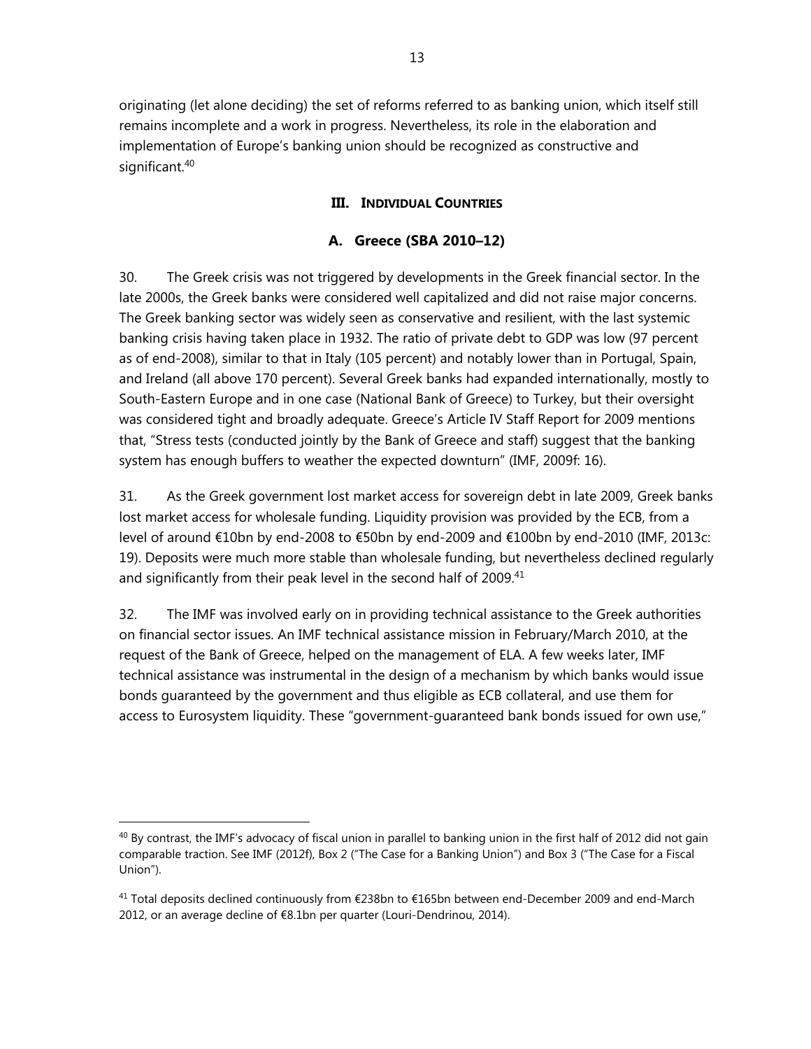originating (let alone deciding) the set of reforms referred to as banking union, which itself still remains incomplete and a work in progress. Nevertheless, its role in the elaboration and implementation of Europe's banking union should be recognized as constructive and significant.[40]

## III. Individual Countries

### A. Greece (SBA 2010–12)

30. The Greek crisis was not triggered by developments in the Greek financial sector. In the late 2000s, the Greek banks were considered well capitalized and did not raise major concerns. The Greek banking sector was widely seen as conservative and resilient, with the last systemic banking crisis having taken place in 1932. The ratio of private debt to GDP was low (97 percent as of end-2008), similar to that in Italy (105 percent) and notably lower than in Portugal, Spain, and Ireland (all above 170 percent). Several Greek banks had expanded internationally, mostly to South-Eastern Europe and in one case (National Bank of Greece) to Turkey, but their oversight was considered tight and broadly adequate. Greece's Article IV Staff Report for 2009 mentions that, "Stress tests (conducted jointly by the Bank of Greece and staff) suggest that the banking system has enough buffers to weather the expected downturn" (IMF, 2009f: 16).

31. As the Greek government lost market access for sovereign debt in late 2009, Greek banks lost market access for wholesale funding. Liquidity provision was provided by the ECB, from a level of around €10bn by end-2008 to €50bn by end-2009 and €100bn by end-2010 (IMF, 2013c: 19). Deposits were much more stable than wholesale funding, but nevertheless declined regularly and significantly from their peak level in the second half of 2009.[41]

32. The IMF was involved early on in providing technical assistance to the Greek authorities on financial sector issues. An IMF technical assistance mission in February/March 2010, at the request of the Bank of Greece, helped on the management of ELA. A few weeks later, IMF technical assistance was instrumental in the design of a mechanism by which banks would issue bonds guaranteed by the government and thus eligible as ECB collateral, and use them for access to Eurosystem liquidity. These "government-guaranteed bank bonds issued for own use,"

---

[40] By contrast, the IMF's advocacy of fiscal union in parallel to banking union in the first half of 2012 did not gain comparable traction. See IMF (2012f), Box 2 ("The Case for a Banking Union") and Box 3 ("The Case for a Fiscal Union").

[41] Total deposits declined continuously from €238bn to €165bn between end-December 2009 and end-March 2012, or an average decline of €8.1bn per quarter (Louri-Dendrinou, 2014).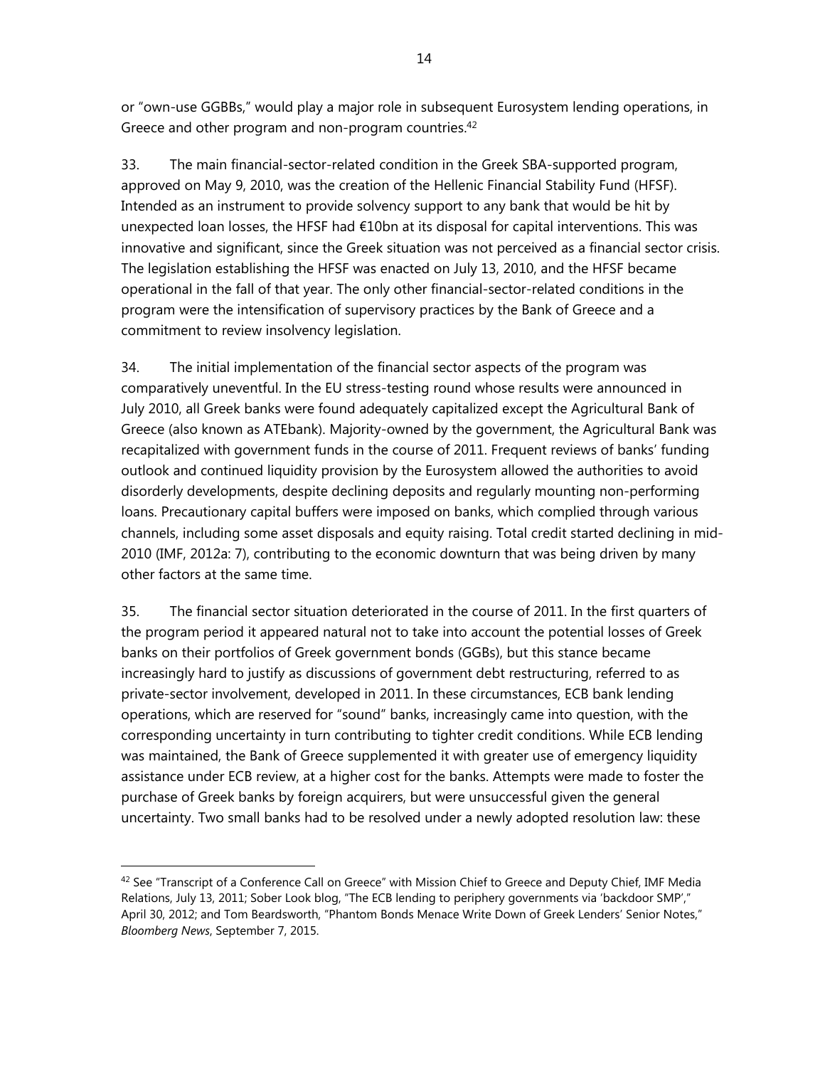or "own-use GGBBs," would play a major role in subsequent Eurosystem lending operations, in Greece and other program and non-program countries.[42]

33. The main financial-sector-related condition in the Greek SBA-supported program, approved on May 9, 2010, was the creation of the Hellenic Financial Stability Fund (HFSF). Intended as an instrument to provide solvency support to any bank that would be hit by unexpected loan losses, the HFSF had €10bn at its disposal for capital interventions. This was innovative and significant, since the Greek situation was not perceived as a financial sector crisis. The legislation establishing the HFSF was enacted on July 13, 2010, and the HFSF became operational in the fall of that year. The only other financial-sector-related conditions in the program were the intensification of supervisory practices by the Bank of Greece and a commitment to review insolvency legislation.

34. The initial implementation of the financial sector aspects of the program was comparatively uneventful. In the EU stress-testing round whose results were announced in July 2010, all Greek banks were found adequately capitalized except the Agricultural Bank of Greece (also known as ATEbank). Majority-owned by the government, the Agricultural Bank was recapitalized with government funds in the course of 2011. Frequent reviews of banks' funding outlook and continued liquidity provision by the Eurosystem allowed the authorities to avoid disorderly developments, despite declining deposits and regularly mounting non-performing loans. Precautionary capital buffers were imposed on banks, which complied through various channels, including some asset disposals and equity raising. Total credit started declining in mid-2010 (IMF, 2012a: 7), contributing to the economic downturn that was being driven by many other factors at the same time.

35. The financial sector situation deteriorated in the course of 2011. In the first quarters of the program period it appeared natural not to take into account the potential losses of Greek banks on their portfolios of Greek government bonds (GGBs), but this stance became increasingly hard to justify as discussions of government debt restructuring, referred to as private-sector involvement, developed in 2011. In these circumstances, ECB bank lending operations, which are reserved for "sound" banks, increasingly came into question, with the corresponding uncertainty in turn contributing to tighter credit conditions. While ECB lending was maintained, the Bank of Greece supplemented it with greater use of emergency liquidity assistance under ECB review, at a higher cost for the banks. Attempts were made to foster the purchase of Greek banks by foreign acquirers, but were unsuccessful given the general uncertainty. Two small banks had to be resolved under a newly adopted resolution law: these

---

[42] See "Transcript of a Conference Call on Greece" with Mission Chief to Greece and Deputy Chief, IMF Media Relations, July 13, 2011; Sober Look blog, "The ECB lending to periphery governments via 'backdoor SMP'," April 30, 2012; and Tom Beardsworth, "Phantom Bonds Menace Write Down of Greek Lenders' Senior Notes," *Bloomberg News*, September 7, 2015.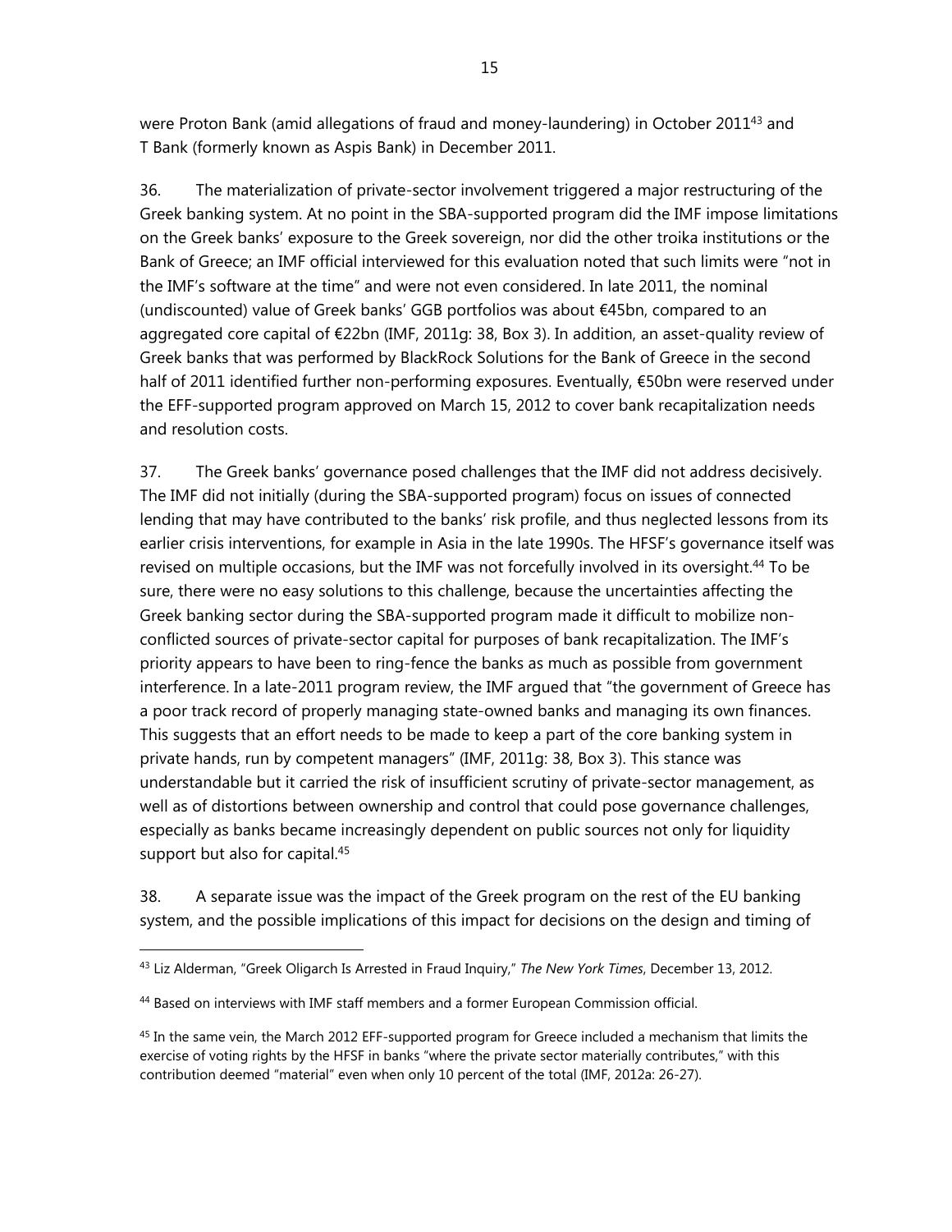were Proton Bank (amid allegations of fraud and money-laundering) in October 2011[43] and T Bank (formerly known as Aspis Bank) in December 2011.

36. The materialization of private-sector involvement triggered a major restructuring of the Greek banking system. At no point in the SBA-supported program did the IMF impose limitations on the Greek banks' exposure to the Greek sovereign, nor did the other troika institutions or the Bank of Greece; an IMF official interviewed for this evaluation noted that such limits were "not in the IMF's software at the time" and were not even considered. In late 2011, the nominal (undiscounted) value of Greek banks' GGB portfolios was about €45bn, compared to an aggregated core capital of €22bn (IMF, 2011g: 38, Box 3). In addition, an asset-quality review of Greek banks that was performed by BlackRock Solutions for the Bank of Greece in the second half of 2011 identified further non-performing exposures. Eventually, €50bn were reserved under the EFF-supported program approved on March 15, 2012 to cover bank recapitalization needs and resolution costs.

37. The Greek banks' governance posed challenges that the IMF did not address decisively. The IMF did not initially (during the SBA-supported program) focus on issues of connected lending that may have contributed to the banks' risk profile, and thus neglected lessons from its earlier crisis interventions, for example in Asia in the late 1990s. The HFSF's governance itself was revised on multiple occasions, but the IMF was not forcefully involved in its oversight.[44] To be sure, there were no easy solutions to this challenge, because the uncertainties affecting the Greek banking sector during the SBA-supported program made it difficult to mobilize non-conflicted sources of private-sector capital for purposes of bank recapitalization. The IMF's priority appears to have been to ring-fence the banks as much as possible from government interference. In a late-2011 program review, the IMF argued that "the government of Greece has a poor track record of properly managing state-owned banks and managing its own finances. This suggests that an effort needs to be made to keep a part of the core banking system in private hands, run by competent managers" (IMF, 2011g: 38, Box 3). This stance was understandable but it carried the risk of insufficient scrutiny of private-sector management, as well as of distortions between ownership and control that could pose governance challenges, especially as banks became increasingly dependent on public sources not only for liquidity support but also for capital.[45]

38. A separate issue was the impact of the Greek program on the rest of the EU banking system, and the possible implications of this impact for decisions on the design and timing of

---

[43] Liz Alderman, "Greek Oligarch Is Arrested in Fraud Inquiry," *The New York Times*, December 13, 2012.

[44] Based on interviews with IMF staff members and a former European Commission official.

[45] In the same vein, the March 2012 EFF-supported program for Greece included a mechanism that limits the exercise of voting rights by the HFSF in banks "where the private sector materially contributes," with this contribution deemed "material" even when only 10 percent of the total (IMF, 2012a: 26-27).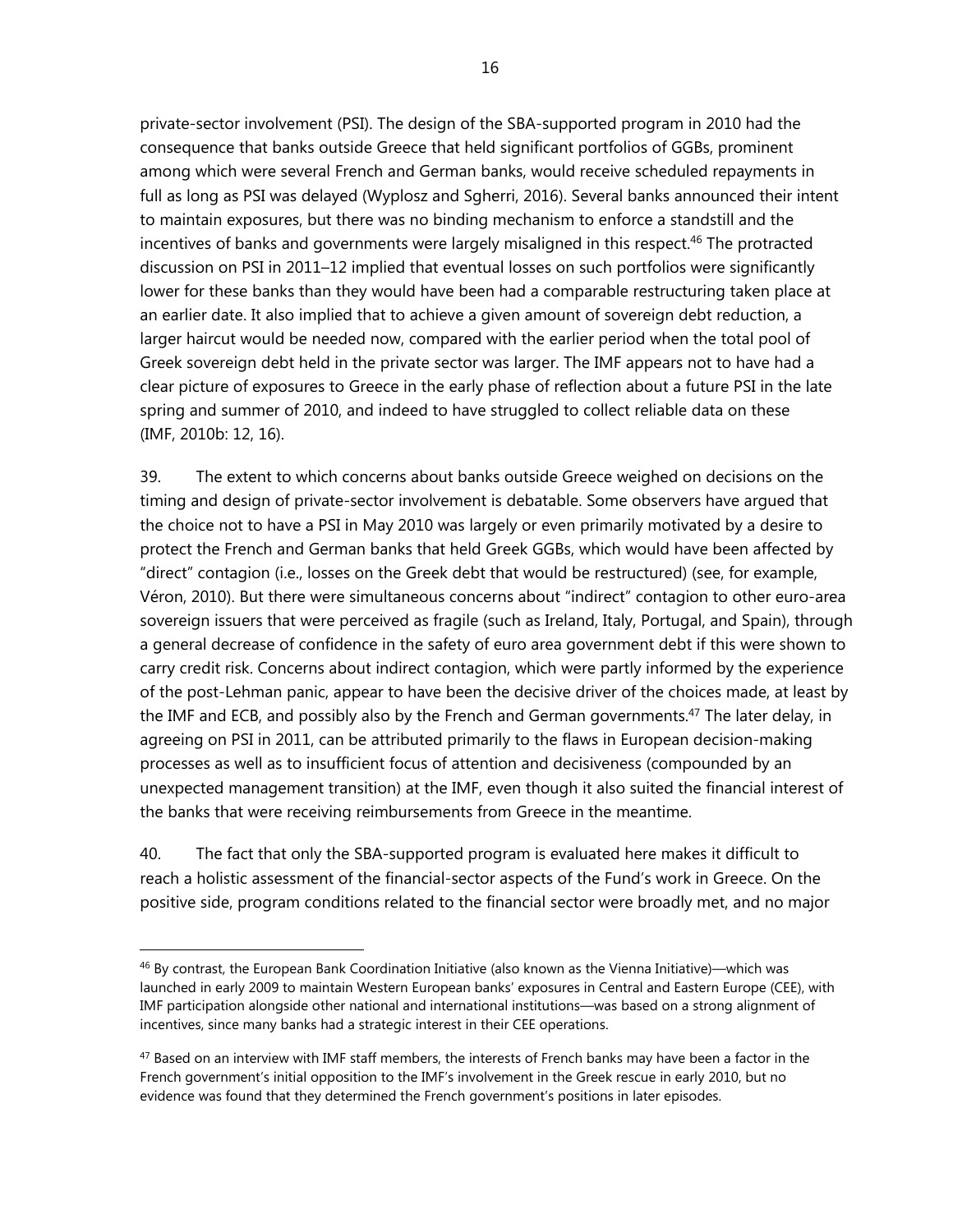private-sector involvement (PSI). The design of the SBA-supported program in 2010 had the consequence that banks outside Greece that held significant portfolios of GGBs, prominent among which were several French and German banks, would receive scheduled repayments in full as long as PSI was delayed (Wyplosz and Sgherri, 2016). Several banks announced their intent to maintain exposures, but there was no binding mechanism to enforce a standstill and the incentives of banks and governments were largely misaligned in this respect.[46] The protracted discussion on PSI in 2011–12 implied that eventual losses on such portfolios were significantly lower for these banks than they would have been had a comparable restructuring taken place at an earlier date. It also implied that to achieve a given amount of sovereign debt reduction, a larger haircut would be needed now, compared with the earlier period when the total pool of Greek sovereign debt held in the private sector was larger. The IMF appears not to have had a clear picture of exposures to Greece in the early phase of reflection about a future PSI in the late spring and summer of 2010, and indeed to have struggled to collect reliable data on these (IMF, 2010b: 12, 16).

39. The extent to which concerns about banks outside Greece weighed on decisions on the timing and design of private-sector involvement is debatable. Some observers have argued that the choice not to have a PSI in May 2010 was largely or even primarily motivated by a desire to protect the French and German banks that held Greek GGBs, which would have been affected by "direct" contagion (i.e., losses on the Greek debt that would be restructured) (see, for example, Véron, 2010). But there were simultaneous concerns about "indirect" contagion to other euro-area sovereign issuers that were perceived as fragile (such as Ireland, Italy, Portugal, and Spain), through a general decrease of confidence in the safety of euro area government debt if this were shown to carry credit risk. Concerns about indirect contagion, which were partly informed by the experience of the post-Lehman panic, appear to have been the decisive driver of the choices made, at least by the IMF and ECB, and possibly also by the French and German governments.[47] The later delay, in agreeing on PSI in 2011, can be attributed primarily to the flaws in European decision-making processes as well as to insufficient focus of attention and decisiveness (compounded by an unexpected management transition) at the IMF, even though it also suited the financial interest of the banks that were receiving reimbursements from Greece in the meantime.

40. The fact that only the SBA-supported program is evaluated here makes it difficult to reach a holistic assessment of the financial-sector aspects of the Fund's work in Greece. On the positive side, program conditions related to the financial sector were broadly met, and no major

[46] By contrast, the European Bank Coordination Initiative (also known as the Vienna Initiative)—which was launched in early 2009 to maintain Western European banks' exposures in Central and Eastern Europe (CEE), with IMF participation alongside other national and international institutions—was based on a strong alignment of incentives, since many banks had a strategic interest in their CEE operations.

[47] Based on an interview with IMF staff members, the interests of French banks may have been a factor in the French government's initial opposition to the IMF's involvement in the Greek rescue in early 2010, but no evidence was found that they determined the French government's positions in later episodes.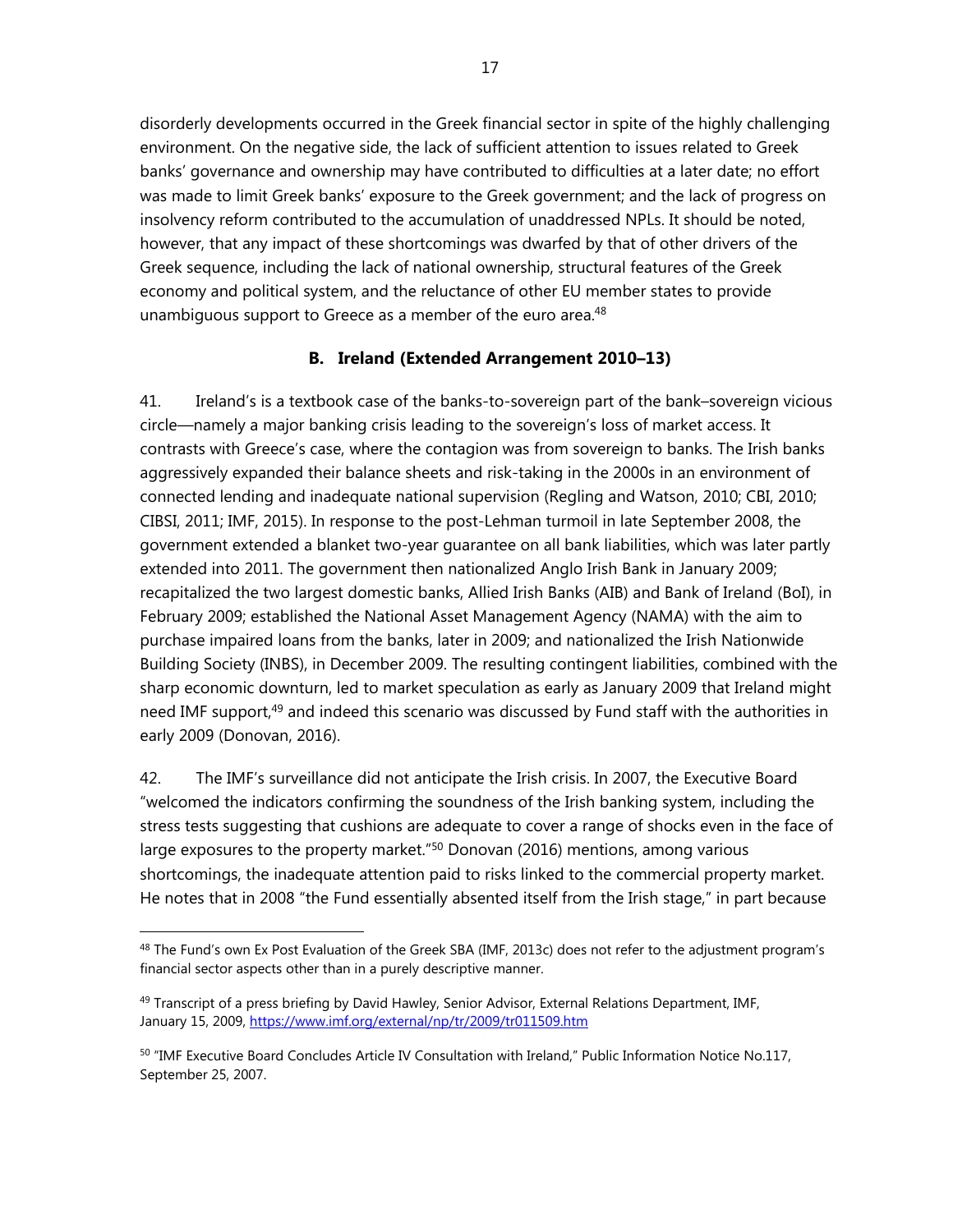disorderly developments occurred in the Greek financial sector in spite of the highly challenging environment. On the negative side, the lack of sufficient attention to issues related to Greek banks' governance and ownership may have contributed to difficulties at a later date; no effort was made to limit Greek banks' exposure to the Greek government; and the lack of progress on insolvency reform contributed to the accumulation of unaddressed NPLs. It should be noted, however, that any impact of these shortcomings was dwarfed by that of other drivers of the Greek sequence, including the lack of national ownership, structural features of the Greek economy and political system, and the reluctance of other EU member states to provide unambiguous support to Greece as a member of the euro area.[48]

### B. Ireland (Extended Arrangement 2010–13)

41. Ireland's is a textbook case of the banks-to-sovereign part of the bank–sovereign vicious circle—namely a major banking crisis leading to the sovereign's loss of market access. It contrasts with Greece's case, where the contagion was from sovereign to banks. The Irish banks aggressively expanded their balance sheets and risk-taking in the 2000s in an environment of connected lending and inadequate national supervision (Regling and Watson, 2010; CBI, 2010; CIBSI, 2011; IMF, 2015). In response to the post-Lehman turmoil in late September 2008, the government extended a blanket two-year guarantee on all bank liabilities, which was later partly extended into 2011. The government then nationalized Anglo Irish Bank in January 2009; recapitalized the two largest domestic banks, Allied Irish Banks (AIB) and Bank of Ireland (BoI), in February 2009; established the National Asset Management Agency (NAMA) with the aim to purchase impaired loans from the banks, later in 2009; and nationalized the Irish Nationwide Building Society (INBS), in December 2009. The resulting contingent liabilities, combined with the sharp economic downturn, led to market speculation as early as January 2009 that Ireland might need IMF support,[49] and indeed this scenario was discussed by Fund staff with the authorities in early 2009 (Donovan, 2016).

42. The IMF's surveillance did not anticipate the Irish crisis. In 2007, the Executive Board "welcomed the indicators confirming the soundness of the Irish banking system, including the stress tests suggesting that cushions are adequate to cover a range of shocks even in the face of large exposures to the property market."[50] Donovan (2016) mentions, among various shortcomings, the inadequate attention paid to risks linked to the commercial property market. He notes that in 2008 "the Fund essentially absented itself from the Irish stage," in part because

---

[48] The Fund's own Ex Post Evaluation of the Greek SBA (IMF, 2013c) does not refer to the adjustment program's financial sector aspects other than in a purely descriptive manner.

[49] Transcript of a press briefing by David Hawley, Senior Advisor, External Relations Department, IMF, January 15, 2009, https://www.imf.org/external/np/tr/2009/tr011509.htm

[50] "IMF Executive Board Concludes Article IV Consultation with Ireland," Public Information Notice No.117, September 25, 2007.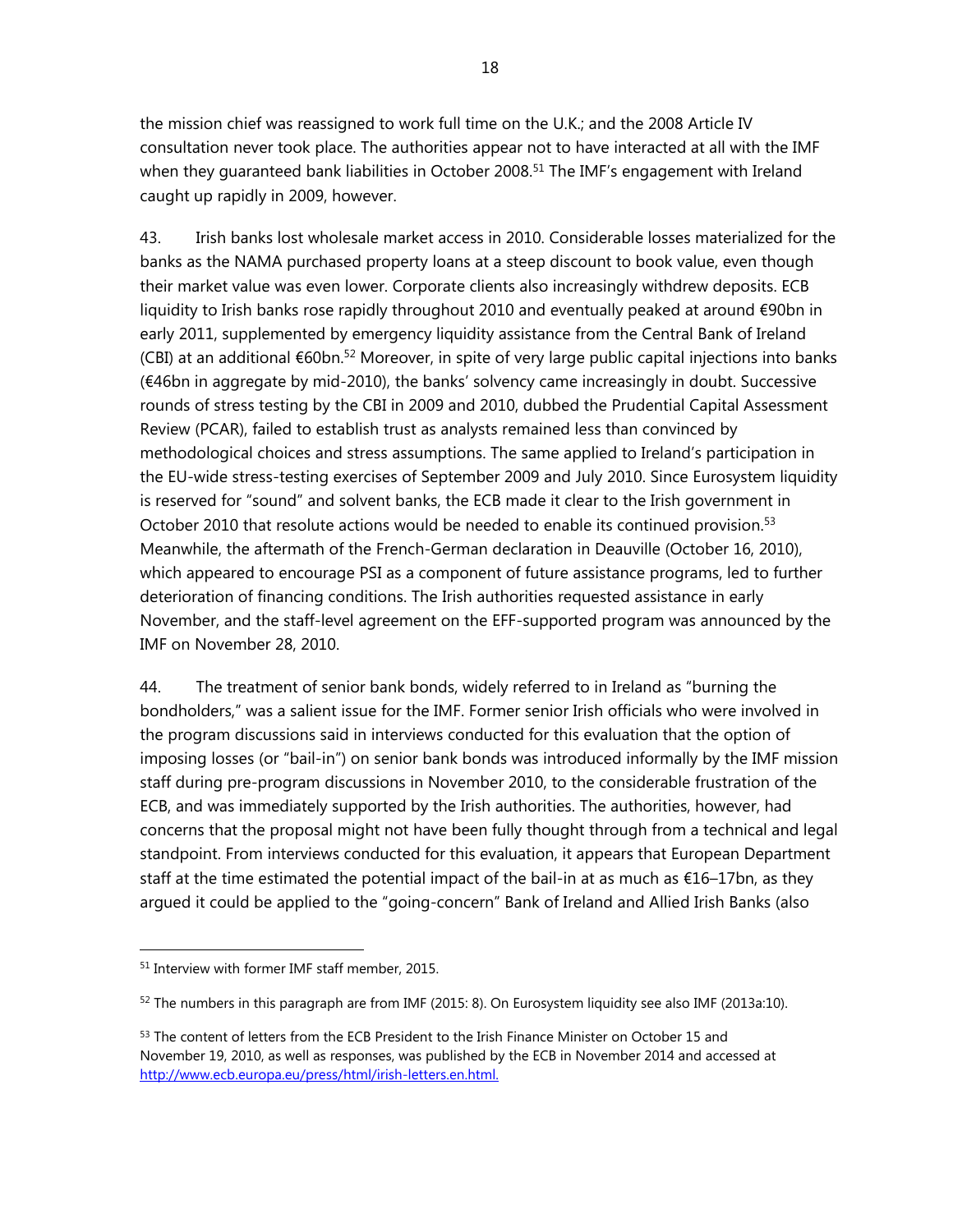the mission chief was reassigned to work full time on the U.K.; and the 2008 Article IV consultation never took place. The authorities appear not to have interacted at all with the IMF when they guaranteed bank liabilities in October 2008.[51] The IMF's engagement with Ireland caught up rapidly in 2009, however.

43. Irish banks lost wholesale market access in 2010. Considerable losses materialized for the banks as the NAMA purchased property loans at a steep discount to book value, even though their market value was even lower. Corporate clients also increasingly withdrew deposits. ECB liquidity to Irish banks rose rapidly throughout 2010 and eventually peaked at around €90bn in early 2011, supplemented by emergency liquidity assistance from the Central Bank of Ireland (CBI) at an additional €60bn.[52] Moreover, in spite of very large public capital injections into banks (€46bn in aggregate by mid-2010), the banks' solvency came increasingly in doubt. Successive rounds of stress testing by the CBI in 2009 and 2010, dubbed the Prudential Capital Assessment Review (PCAR), failed to establish trust as analysts remained less than convinced by methodological choices and stress assumptions. The same applied to Ireland's participation in the EU-wide stress-testing exercises of September 2009 and July 2010. Since Eurosystem liquidity is reserved for "sound" and solvent banks, the ECB made it clear to the Irish government in October 2010 that resolute actions would be needed to enable its continued provision.[53] Meanwhile, the aftermath of the French-German declaration in Deauville (October 16, 2010), which appeared to encourage PSI as a component of future assistance programs, led to further deterioration of financing conditions. The Irish authorities requested assistance in early November, and the staff-level agreement on the EFF-supported program was announced by the IMF on November 28, 2010.

44. The treatment of senior bank bonds, widely referred to in Ireland as "burning the bondholders," was a salient issue for the IMF. Former senior Irish officials who were involved in the program discussions said in interviews conducted for this evaluation that the option of imposing losses (or "bail-in") on senior bank bonds was introduced informally by the IMF mission staff during pre-program discussions in November 2010, to the considerable frustration of the ECB, and was immediately supported by the Irish authorities. The authorities, however, had concerns that the proposal might not have been fully thought through from a technical and legal standpoint. From interviews conducted for this evaluation, it appears that European Department staff at the time estimated the potential impact of the bail-in at as much as €16–17bn, as they argued it could be applied to the "going-concern" Bank of Ireland and Allied Irish Banks (also

---

[51] Interview with former IMF staff member, 2015.

[52] The numbers in this paragraph are from IMF (2015: 8). On Eurosystem liquidity see also IMF (2013a:10).

[53] The content of letters from the ECB President to the Irish Finance Minister on October 15 and November 19, 2010, as well as responses, was published by the ECB in November 2014 and accessed at http://www.ecb.europa.eu/press/html/irish-letters.en.html.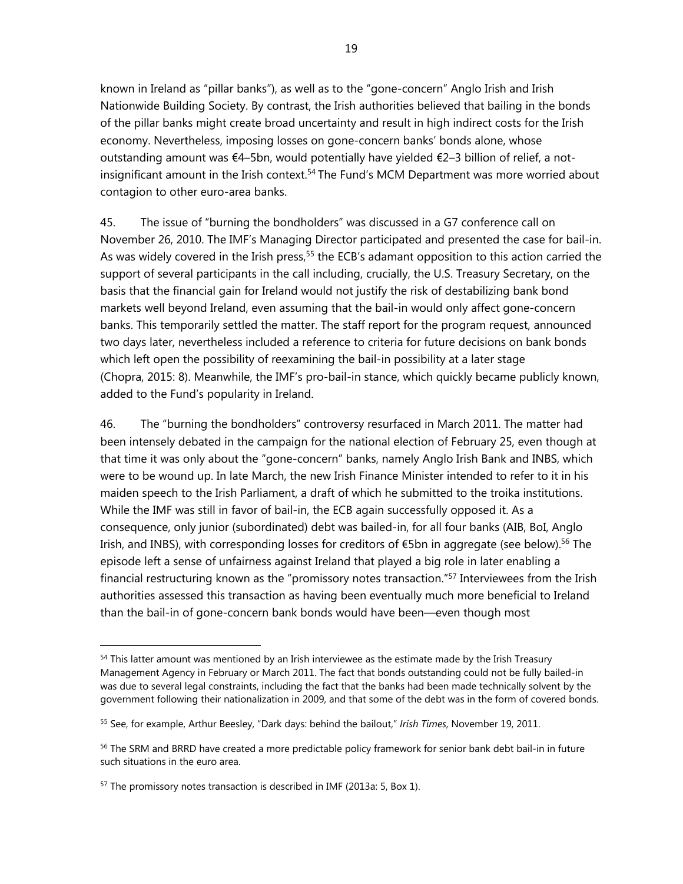known in Ireland as "pillar banks"), as well as to the "gone-concern" Anglo Irish and Irish Nationwide Building Society. By contrast, the Irish authorities believed that bailing in the bonds of the pillar banks might create broad uncertainty and result in high indirect costs for the Irish economy. Nevertheless, imposing losses on gone-concern banks' bonds alone, whose outstanding amount was €4–5bn, would potentially have yielded €2–3 billion of relief, a not-insignificant amount in the Irish context.[54] The Fund's MCM Department was more worried about contagion to other euro-area banks.

45. The issue of "burning the bondholders" was discussed in a G7 conference call on November 26, 2010. The IMF's Managing Director participated and presented the case for bail-in. As was widely covered in the Irish press,[55] the ECB's adamant opposition to this action carried the support of several participants in the call including, crucially, the U.S. Treasury Secretary, on the basis that the financial gain for Ireland would not justify the risk of destabilizing bank bond markets well beyond Ireland, even assuming that the bail-in would only affect gone-concern banks. This temporarily settled the matter. The staff report for the program request, announced two days later, nevertheless included a reference to criteria for future decisions on bank bonds which left open the possibility of reexamining the bail-in possibility at a later stage (Chopra, 2015: 8). Meanwhile, the IMF's pro-bail-in stance, which quickly became publicly known, added to the Fund's popularity in Ireland.

46. The "burning the bondholders" controversy resurfaced in March 2011. The matter had been intensely debated in the campaign for the national election of February 25, even though at that time it was only about the "gone-concern" banks, namely Anglo Irish Bank and INBS, which were to be wound up. In late March, the new Irish Finance Minister intended to refer to it in his maiden speech to the Irish Parliament, a draft of which he submitted to the troika institutions. While the IMF was still in favor of bail-in, the ECB again successfully opposed it. As a consequence, only junior (subordinated) debt was bailed-in, for all four banks (AIB, BoI, Anglo Irish, and INBS), with corresponding losses for creditors of €5bn in aggregate (see below).[56] The episode left a sense of unfairness against Ireland that played a big role in later enabling a financial restructuring known as the "promissory notes transaction."[57] Interviewees from the Irish authorities assessed this transaction as having been eventually much more beneficial to Ireland than the bail-in of gone-concern bank bonds would have been—even though most

---

[54] This latter amount was mentioned by an Irish interviewee as the estimate made by the Irish Treasury Management Agency in February or March 2011. The fact that bonds outstanding could not be fully bailed-in was due to several legal constraints, including the fact that the banks had been made technically solvent by the government following their nationalization in 2009, and that some of the debt was in the form of covered bonds.

[55] See, for example, Arthur Beesley, "Dark days: behind the bailout," *Irish Times*, November 19, 2011.

[56] The SRM and BRRD have created a more predictable policy framework for senior bank debt bail-in in future such situations in the euro area.

[57] The promissory notes transaction is described in IMF (2013a: 5, Box 1).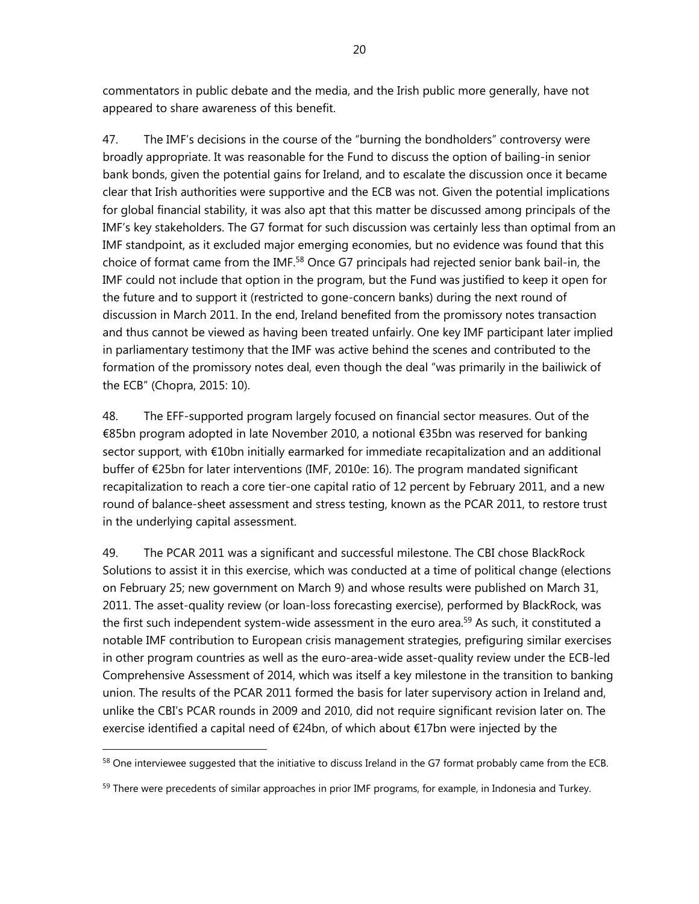commentators in public debate and the media, and the Irish public more generally, have not appeared to share awareness of this benefit.

47. The IMF's decisions in the course of the "burning the bondholders" controversy were broadly appropriate. It was reasonable for the Fund to discuss the option of bailing-in senior bank bonds, given the potential gains for Ireland, and to escalate the discussion once it became clear that Irish authorities were supportive and the ECB was not. Given the potential implications for global financial stability, it was also apt that this matter be discussed among principals of the IMF's key stakeholders. The G7 format for such discussion was certainly less than optimal from an IMF standpoint, as it excluded major emerging economies, but no evidence was found that this choice of format came from the IMF.[58] Once G7 principals had rejected senior bank bail-in, the IMF could not include that option in the program, but the Fund was justified to keep it open for the future and to support it (restricted to gone-concern banks) during the next round of discussion in March 2011. In the end, Ireland benefited from the promissory notes transaction and thus cannot be viewed as having been treated unfairly. One key IMF participant later implied in parliamentary testimony that the IMF was active behind the scenes and contributed to the formation of the promissory notes deal, even though the deal "was primarily in the bailiwick of the ECB" (Chopra, 2015: 10).

48. The EFF-supported program largely focused on financial sector measures. Out of the €85bn program adopted in late November 2010, a notional €35bn was reserved for banking sector support, with €10bn initially earmarked for immediate recapitalization and an additional buffer of €25bn for later interventions (IMF, 2010e: 16). The program mandated significant recapitalization to reach a core tier-one capital ratio of 12 percent by February 2011, and a new round of balance-sheet assessment and stress testing, known as the PCAR 2011, to restore trust in the underlying capital assessment.

49. The PCAR 2011 was a significant and successful milestone. The CBI chose BlackRock Solutions to assist it in this exercise, which was conducted at a time of political change (elections on February 25; new government on March 9) and whose results were published on March 31, 2011. The asset-quality review (or loan-loss forecasting exercise), performed by BlackRock, was the first such independent system-wide assessment in the euro area.[59] As such, it constituted a notable IMF contribution to European crisis management strategies, prefiguring similar exercises in other program countries as well as the euro-area-wide asset-quality review under the ECB-led Comprehensive Assessment of 2014, which was itself a key milestone in the transition to banking union. The results of the PCAR 2011 formed the basis for later supervisory action in Ireland and, unlike the CBI's PCAR rounds in 2009 and 2010, did not require significant revision later on. The exercise identified a capital need of €24bn, of which about €17bn were injected by the

[58] One interviewee suggested that the initiative to discuss Ireland in the G7 format probably came from the ECB.

[59] There were precedents of similar approaches in prior IMF programs, for example, in Indonesia and Turkey.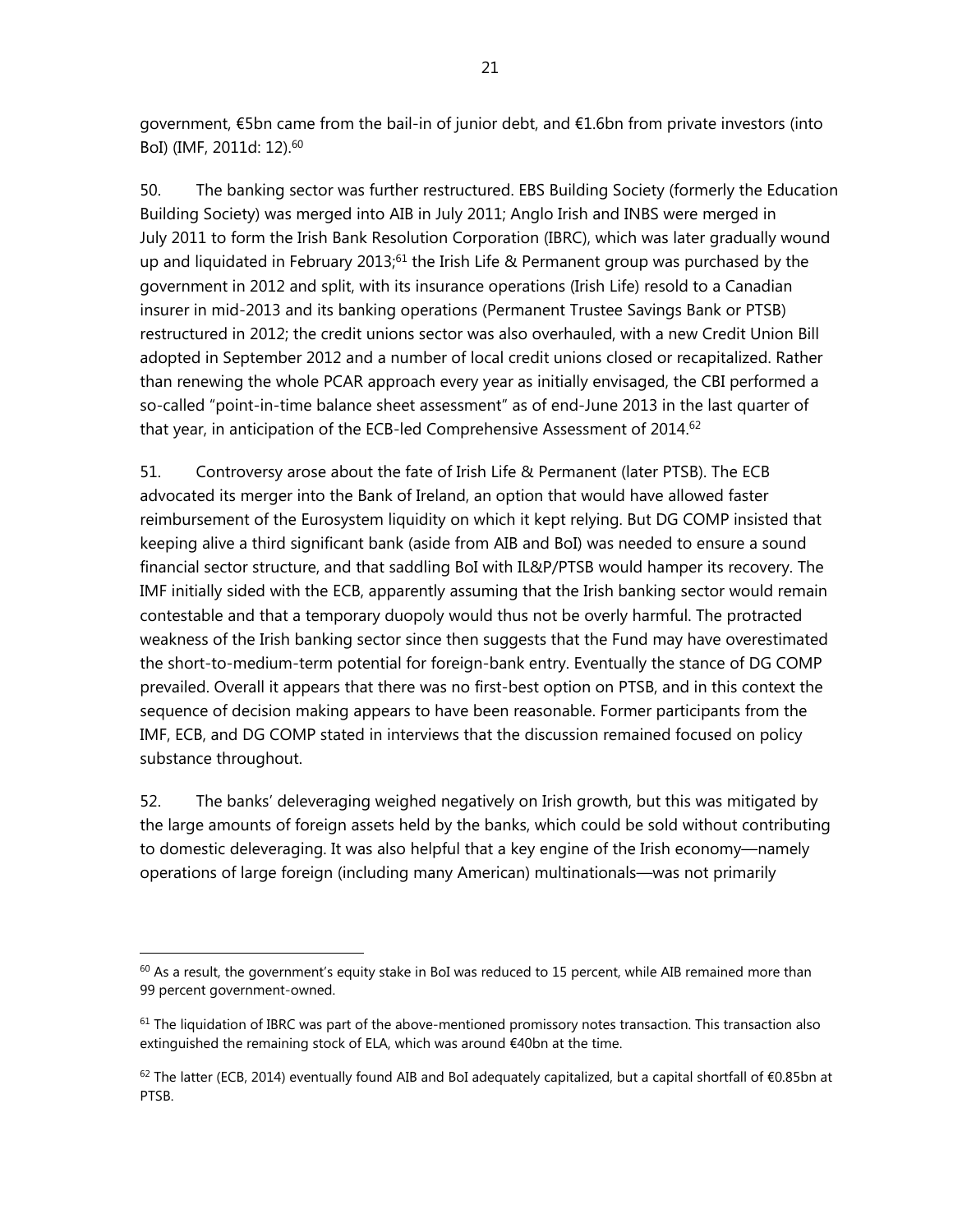government, €5bn came from the bail-in of junior debt, and €1.6bn from private investors (into BoI) (IMF, 2011d: 12).[60]

50. The banking sector was further restructured. EBS Building Society (formerly the Education Building Society) was merged into AIB in July 2011; Anglo Irish and INBS were merged in July 2011 to form the Irish Bank Resolution Corporation (IBRC), which was later gradually wound up and liquidated in February 2013;[61] the Irish Life & Permanent group was purchased by the government in 2012 and split, with its insurance operations (Irish Life) resold to a Canadian insurer in mid-2013 and its banking operations (Permanent Trustee Savings Bank or PTSB) restructured in 2012; the credit unions sector was also overhauled, with a new Credit Union Bill adopted in September 2012 and a number of local credit unions closed or recapitalized. Rather than renewing the whole PCAR approach every year as initially envisaged, the CBI performed a so-called "point-in-time balance sheet assessment" as of end-June 2013 in the last quarter of that year, in anticipation of the ECB-led Comprehensive Assessment of 2014.[62]

51. Controversy arose about the fate of Irish Life & Permanent (later PTSB). The ECB advocated its merger into the Bank of Ireland, an option that would have allowed faster reimbursement of the Eurosystem liquidity on which it kept relying. But DG COMP insisted that keeping alive a third significant bank (aside from AIB and BoI) was needed to ensure a sound financial sector structure, and that saddling BoI with IL&P/PTSB would hamper its recovery. The IMF initially sided with the ECB, apparently assuming that the Irish banking sector would remain contestable and that a temporary duopoly would thus not be overly harmful. The protracted weakness of the Irish banking sector since then suggests that the Fund may have overestimated the short-to-medium-term potential for foreign-bank entry. Eventually the stance of DG COMP prevailed. Overall it appears that there was no first-best option on PTSB, and in this context the sequence of decision making appears to have been reasonable. Former participants from the IMF, ECB, and DG COMP stated in interviews that the discussion remained focused on policy substance throughout.

52. The banks' deleveraging weighed negatively on Irish growth, but this was mitigated by the large amounts of foreign assets held by the banks, which could be sold without contributing to domestic deleveraging. It was also helpful that a key engine of the Irish economy—namely operations of large foreign (including many American) multinationals—was not primarily

---

[60] As a result, the government's equity stake in BoI was reduced to 15 percent, while AIB remained more than 99 percent government-owned.

[61] The liquidation of IBRC was part of the above-mentioned promissory notes transaction. This transaction also extinguished the remaining stock of ELA, which was around €40bn at the time.

[62] The latter (ECB, 2014) eventually found AIB and BoI adequately capitalized, but a capital shortfall of €0.85bn at PTSB.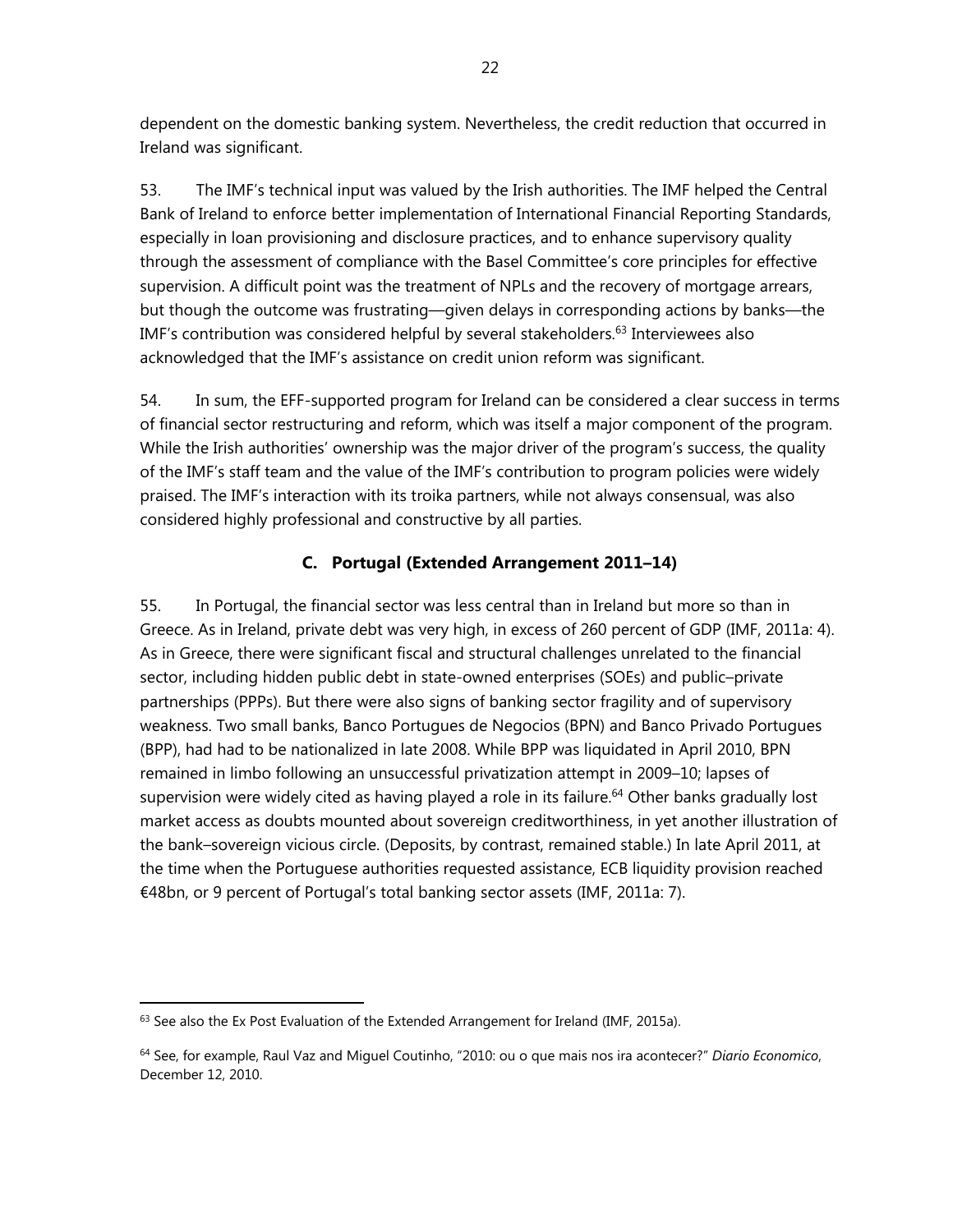dependent on the domestic banking system. Nevertheless, the credit reduction that occurred in Ireland was significant.

53. The IMF's technical input was valued by the Irish authorities. The IMF helped the Central Bank of Ireland to enforce better implementation of International Financial Reporting Standards, especially in loan provisioning and disclosure practices, and to enhance supervisory quality through the assessment of compliance with the Basel Committee's core principles for effective supervision. A difficult point was the treatment of NPLs and the recovery of mortgage arrears, but though the outcome was frustrating—given delays in corresponding actions by banks—the IMF's contribution was considered helpful by several stakeholders.[63] Interviewees also acknowledged that the IMF's assistance on credit union reform was significant.

54. In sum, the EFF-supported program for Ireland can be considered a clear success in terms of financial sector restructuring and reform, which was itself a major component of the program. While the Irish authorities' ownership was the major driver of the program's success, the quality of the IMF's staff team and the value of the IMF's contribution to program policies were widely praised. The IMF's interaction with its troika partners, while not always consensual, was also considered highly professional and constructive by all parties.

### C. Portugal (Extended Arrangement 2011–14)

55. In Portugal, the financial sector was less central than in Ireland but more so than in Greece. As in Ireland, private debt was very high, in excess of 260 percent of GDP (IMF, 2011a: 4). As in Greece, there were significant fiscal and structural challenges unrelated to the financial sector, including hidden public debt in state-owned enterprises (SOEs) and public–private partnerships (PPPs). But there were also signs of banking sector fragility and of supervisory weakness. Two small banks, Banco Portugues de Negocios (BPN) and Banco Privado Portugues (BPP), had had to be nationalized in late 2008. While BPP was liquidated in April 2010, BPN remained in limbo following an unsuccessful privatization attempt in 2009–10; lapses of supervision were widely cited as having played a role in its failure.[64] Other banks gradually lost market access as doubts mounted about sovereign creditworthiness, in yet another illustration of the bank–sovereign vicious circle. (Deposits, by contrast, remained stable.) In late April 2011, at the time when the Portuguese authorities requested assistance, ECB liquidity provision reached €48bn, or 9 percent of Portugal's total banking sector assets (IMF, 2011a: 7).

---

[63] See also the Ex Post Evaluation of the Extended Arrangement for Ireland (IMF, 2015a).

[64] See, for example, Raul Vaz and Miguel Coutinho, "2010: ou o que mais nos ira acontecer?" *Diario Economico*, December 12, 2010.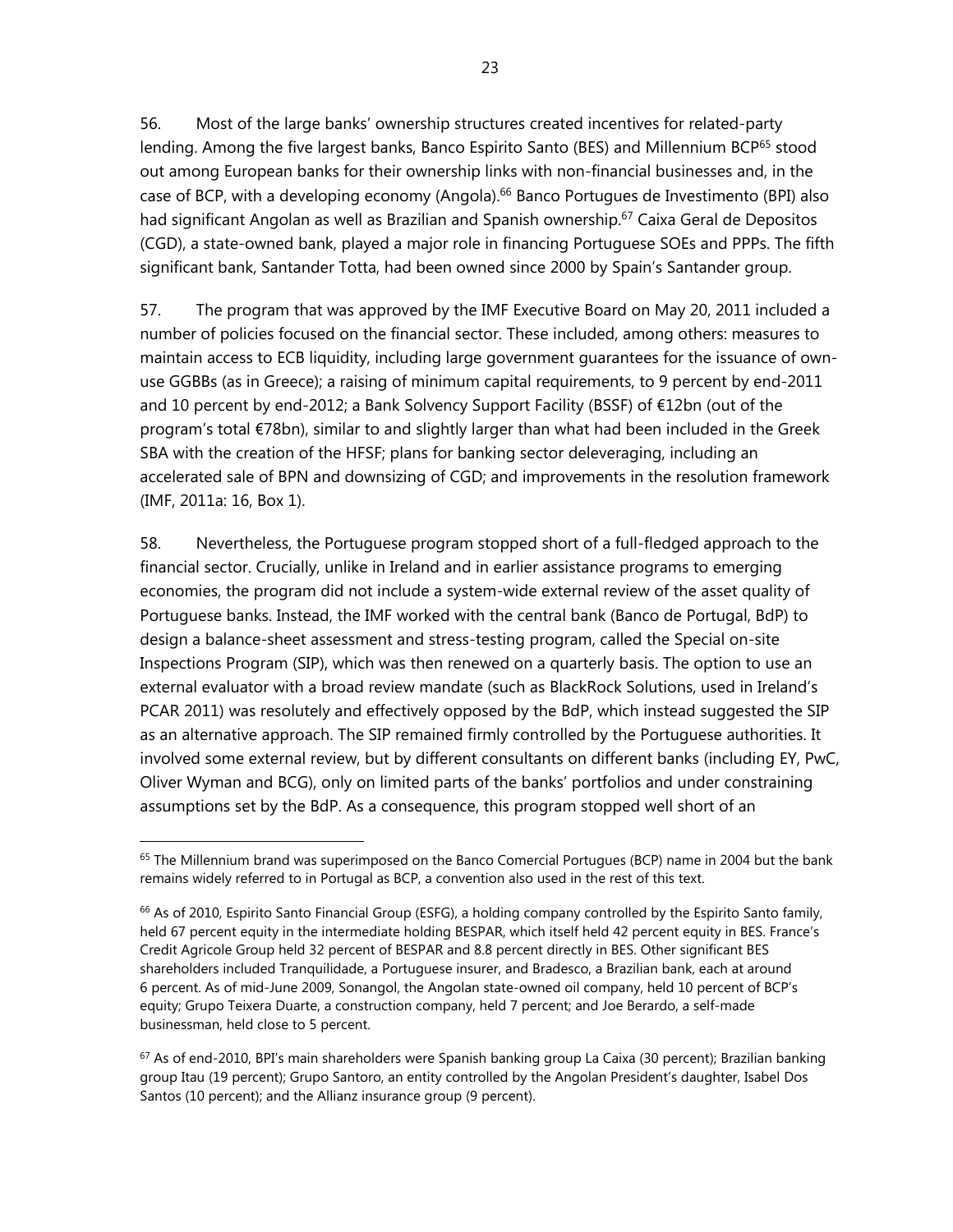56. Most of the large banks' ownership structures created incentives for related-party lending. Among the five largest banks, Banco Espirito Santo (BES) and Millennium BCP[65] stood out among European banks for their ownership links with non-financial businesses and, in the case of BCP, with a developing economy (Angola).[66] Banco Portugues de Investimento (BPI) also had significant Angolan as well as Brazilian and Spanish ownership.[67] Caixa Geral de Depositos (CGD), a state-owned bank, played a major role in financing Portuguese SOEs and PPPs. The fifth significant bank, Santander Totta, had been owned since 2000 by Spain's Santander group.

57. The program that was approved by the IMF Executive Board on May 20, 2011 included a number of policies focused on the financial sector. These included, among others: measures to maintain access to ECB liquidity, including large government guarantees for the issuance of own-use GGBBs (as in Greece); a raising of minimum capital requirements, to 9 percent by end-2011 and 10 percent by end-2012; a Bank Solvency Support Facility (BSSF) of €12bn (out of the program's total €78bn), similar to and slightly larger than what had been included in the Greek SBA with the creation of the HFSF; plans for banking sector deleveraging, including an accelerated sale of BPN and downsizing of CGD; and improvements in the resolution framework (IMF, 2011a: 16, Box 1).

58. Nevertheless, the Portuguese program stopped short of a full-fledged approach to the financial sector. Crucially, unlike in Ireland and in earlier assistance programs to emerging economies, the program did not include a system-wide external review of the asset quality of Portuguese banks. Instead, the IMF worked with the central bank (Banco de Portugal, BdP) to design a balance-sheet assessment and stress-testing program, called the Special on-site Inspections Program (SIP), which was then renewed on a quarterly basis. The option to use an external evaluator with a broad review mandate (such as BlackRock Solutions, used in Ireland's PCAR 2011) was resolutely and effectively opposed by the BdP, which instead suggested the SIP as an alternative approach. The SIP remained firmly controlled by the Portuguese authorities. It involved some external review, but by different consultants on different banks (including EY, PwC, Oliver Wyman and BCG), only on limited parts of the banks' portfolios and under constraining assumptions set by the BdP. As a consequence, this program stopped well short of an

[65] The Millennium brand was superimposed on the Banco Comercial Portugues (BCP) name in 2004 but the bank remains widely referred to in Portugal as BCP, a convention also used in the rest of this text.

[66] As of 2010, Espirito Santo Financial Group (ESFG), a holding company controlled by the Espirito Santo family, held 67 percent equity in the intermediate holding BESPAR, which itself held 42 percent equity in BES. France's Credit Agricole Group held 32 percent of BESPAR and 8.8 percent directly in BES. Other significant BES shareholders included Tranquilidade, a Portuguese insurer, and Bradesco, a Brazilian bank, each at around 6 percent. As of mid-June 2009, Sonangol, the Angolan state-owned oil company, held 10 percent of BCP's equity; Grupo Teixera Duarte, a construction company, held 7 percent; and Joe Berardo, a self-made businessman, held close to 5 percent.

[67] As of end-2010, BPI's main shareholders were Spanish banking group La Caixa (30 percent); Brazilian banking group Itau (19 percent); Grupo Santoro, an entity controlled by the Angolan President's daughter, Isabel Dos Santos (10 percent); and the Allianz insurance group (9 percent).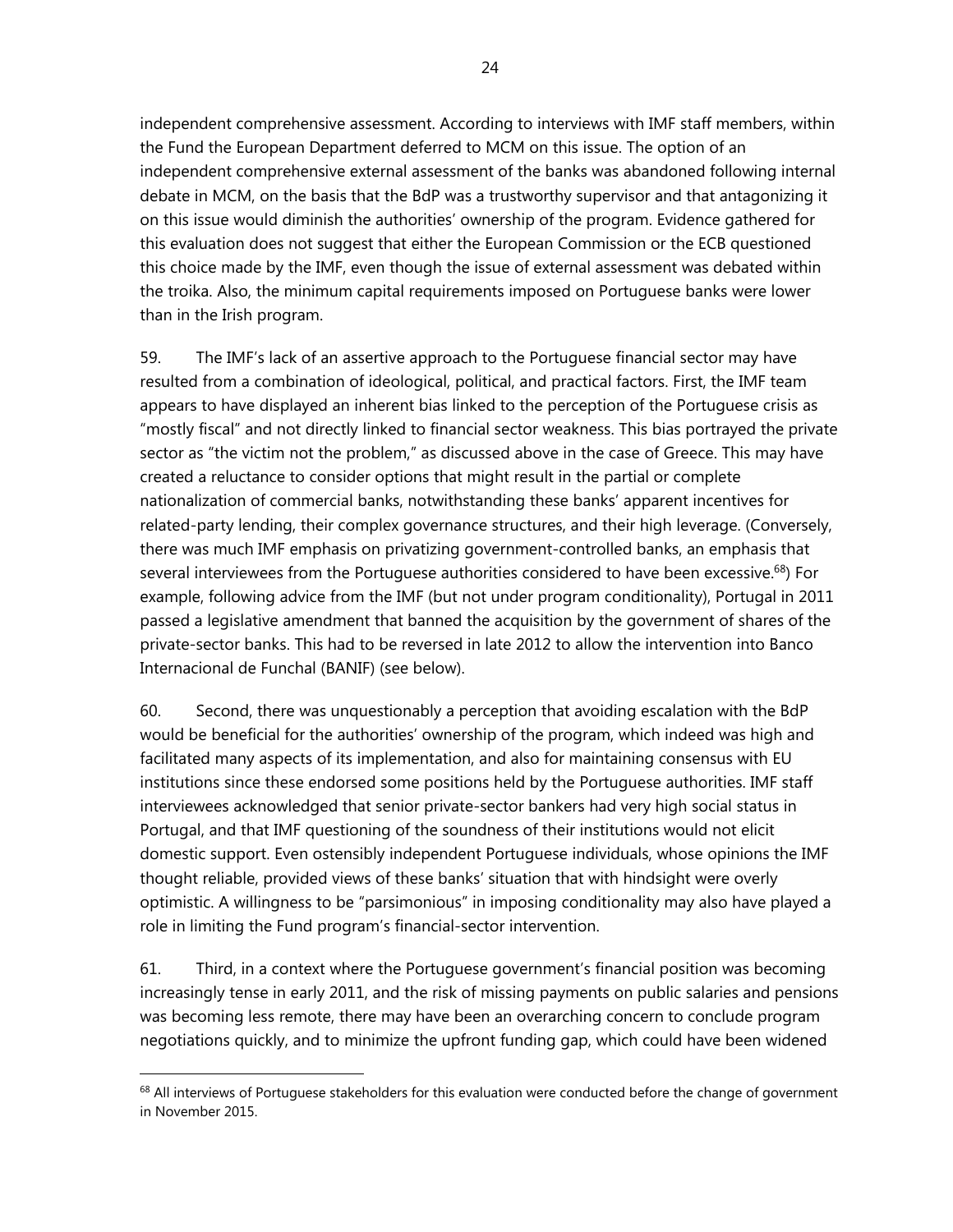independent comprehensive assessment. According to interviews with IMF staff members, within the Fund the European Department deferred to MCM on this issue. The option of an independent comprehensive external assessment of the banks was abandoned following internal debate in MCM, on the basis that the BdP was a trustworthy supervisor and that antagonizing it on this issue would diminish the authorities' ownership of the program. Evidence gathered for this evaluation does not suggest that either the European Commission or the ECB questioned this choice made by the IMF, even though the issue of external assessment was debated within the troika. Also, the minimum capital requirements imposed on Portuguese banks were lower than in the Irish program.

59. The IMF's lack of an assertive approach to the Portuguese financial sector may have resulted from a combination of ideological, political, and practical factors. First, the IMF team appears to have displayed an inherent bias linked to the perception of the Portuguese crisis as "mostly fiscal" and not directly linked to financial sector weakness. This bias portrayed the private sector as "the victim not the problem," as discussed above in the case of Greece. This may have created a reluctance to consider options that might result in the partial or complete nationalization of commercial banks, notwithstanding these banks' apparent incentives for related-party lending, their complex governance structures, and their high leverage. (Conversely, there was much IMF emphasis on privatizing government-controlled banks, an emphasis that several interviewees from the Portuguese authorities considered to have been excessive.[68]) For example, following advice from the IMF (but not under program conditionality), Portugal in 2011 passed a legislative amendment that banned the acquisition by the government of shares of the private-sector banks. This had to be reversed in late 2012 to allow the intervention into Banco Internacional de Funchal (BANIF) (see below).

60. Second, there was unquestionably a perception that avoiding escalation with the BdP would be beneficial for the authorities' ownership of the program, which indeed was high and facilitated many aspects of its implementation, and also for maintaining consensus with EU institutions since these endorsed some positions held by the Portuguese authorities. IMF staff interviewees acknowledged that senior private-sector bankers had very high social status in Portugal, and that IMF questioning of the soundness of their institutions would not elicit domestic support. Even ostensibly independent Portuguese individuals, whose opinions the IMF thought reliable, provided views of these banks' situation that with hindsight were overly optimistic. A willingness to be "parsimonious" in imposing conditionality may also have played a role in limiting the Fund program's financial-sector intervention.

61. Third, in a context where the Portuguese government's financial position was becoming increasingly tense in early 2011, and the risk of missing payments on public salaries and pensions was becoming less remote, there may have been an overarching concern to conclude program negotiations quickly, and to minimize the upfront funding gap, which could have been widened

[68] All interviews of Portuguese stakeholders for this evaluation were conducted before the change of government in November 2015.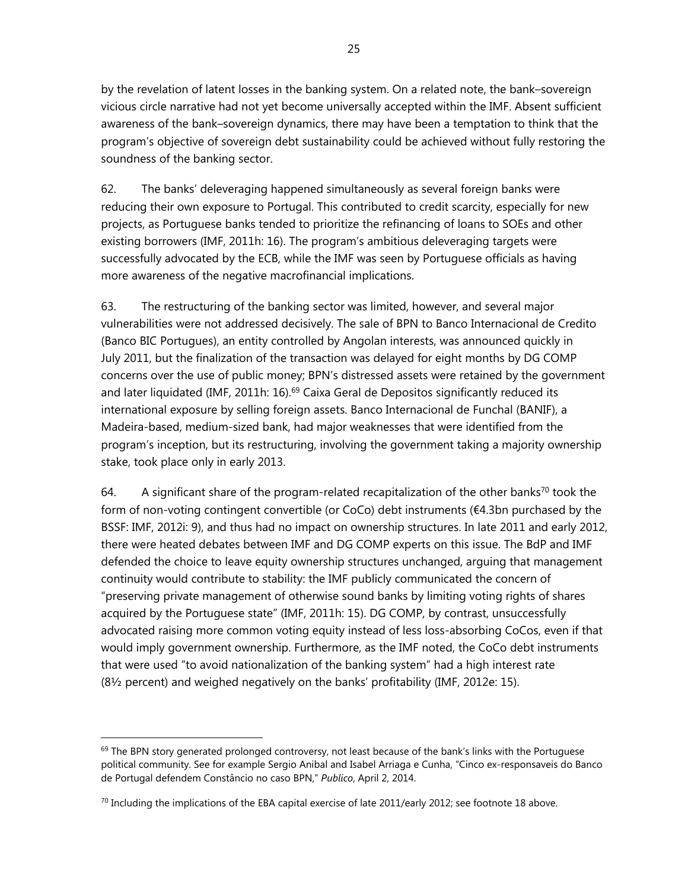by the revelation of latent losses in the banking system. On a related note, the bank–sovereign vicious circle narrative had not yet become universally accepted within the IMF. Absent sufficient awareness of the bank–sovereign dynamics, there may have been a temptation to think that the program's objective of sovereign debt sustainability could be achieved without fully restoring the soundness of the banking sector.

62. The banks' deleveraging happened simultaneously as several foreign banks were reducing their own exposure to Portugal. This contributed to credit scarcity, especially for new projects, as Portuguese banks tended to prioritize the refinancing of loans to SOEs and other existing borrowers (IMF, 2011h: 16). The program's ambitious deleveraging targets were successfully advocated by the ECB, while the IMF was seen by Portuguese officials as having more awareness of the negative macrofinancial implications.

63. The restructuring of the banking sector was limited, however, and several major vulnerabilities were not addressed decisively. The sale of BPN to Banco Internacional de Credito (Banco BIC Portugues), an entity controlled by Angolan interests, was announced quickly in July 2011, but the finalization of the transaction was delayed for eight months by DG COMP concerns over the use of public money; BPN's distressed assets were retained by the government and later liquidated (IMF, 2011h: 16).[69] Caixa Geral de Depositos significantly reduced its international exposure by selling foreign assets. Banco Internacional de Funchal (BANIF), a Madeira-based, medium-sized bank, had major weaknesses that were identified from the program's inception, but its restructuring, involving the government taking a majority ownership stake, took place only in early 2013.

64. A significant share of the program-related recapitalization of the other banks[70] took the form of non-voting contingent convertible (or CoCo) debt instruments (€4.3bn purchased by the BSSF: IMF, 2012i: 9), and thus had no impact on ownership structures. In late 2011 and early 2012, there were heated debates between IMF and DG COMP experts on this issue. The BdP and IMF defended the choice to leave equity ownership structures unchanged, arguing that management continuity would contribute to stability: the IMF publicly communicated the concern of "preserving private management of otherwise sound banks by limiting voting rights of shares acquired by the Portuguese state" (IMF, 2011h: 15). DG COMP, by contrast, unsuccessfully advocated raising more common voting equity instead of less loss-absorbing CoCos, even if that would imply government ownership. Furthermore, as the IMF noted, the CoCo debt instruments that were used "to avoid nationalization of the banking system" had a high interest rate (8½ percent) and weighed negatively on the banks' profitability (IMF, 2012e: 15).

---

[69] The BPN story generated prolonged controversy, not least because of the bank's links with the Portuguese political community. See for example Sergio Anibal and Isabel Arriaga e Cunha, "Cinco ex-responsaveis do Banco de Portugal defendem Constâncio no caso BPN," *Publico*, April 2, 2014.

[70] Including the implications of the EBA capital exercise of late 2011/early 2012; see footnote 18 above.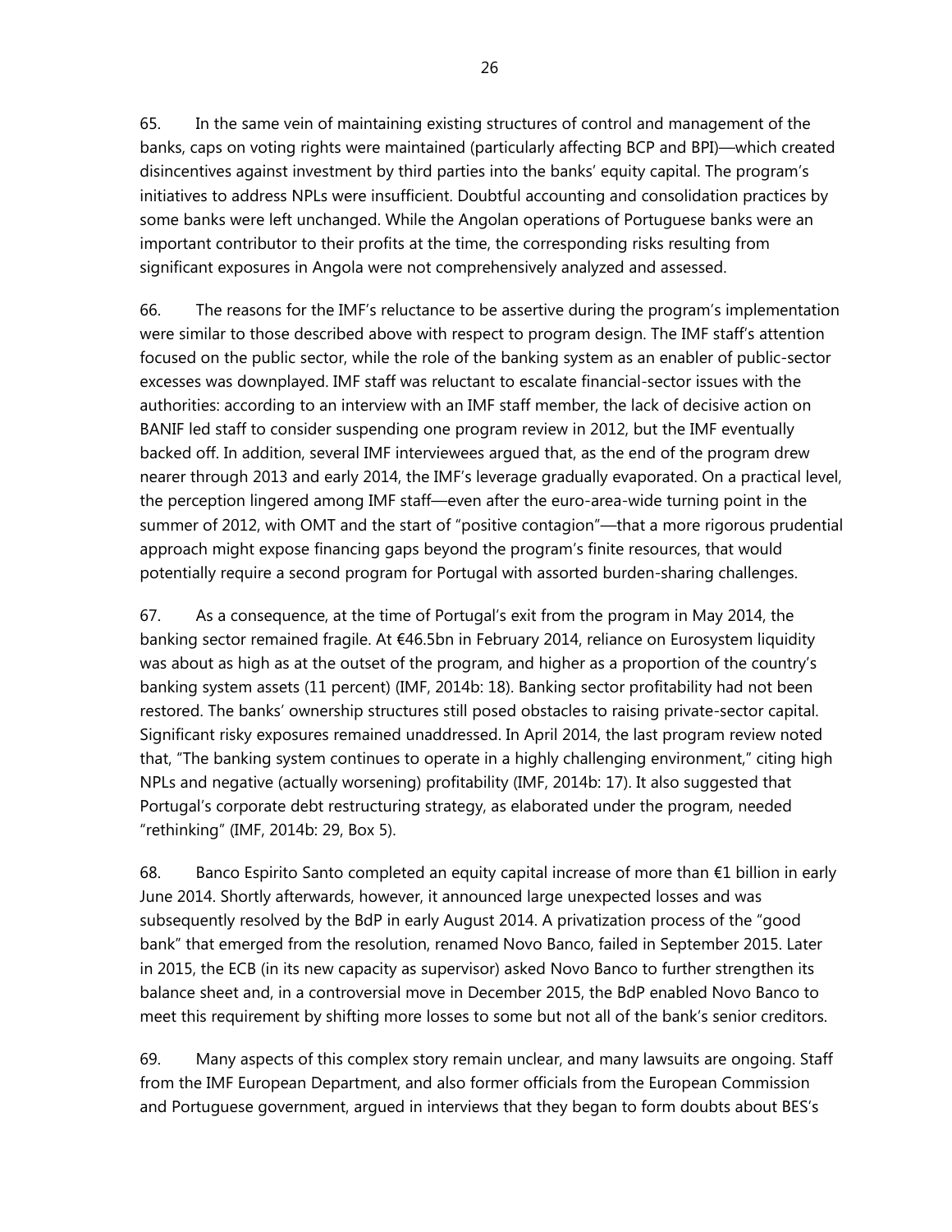65. In the same vein of maintaining existing structures of control and management of the banks, caps on voting rights were maintained (particularly affecting BCP and BPI)—which created disincentives against investment by third parties into the banks' equity capital. The program's initiatives to address NPLs were insufficient. Doubtful accounting and consolidation practices by some banks were left unchanged. While the Angolan operations of Portuguese banks were an important contributor to their profits at the time, the corresponding risks resulting from significant exposures in Angola were not comprehensively analyzed and assessed.

66. The reasons for the IMF's reluctance to be assertive during the program's implementation were similar to those described above with respect to program design. The IMF staff's attention focused on the public sector, while the role of the banking system as an enabler of public-sector excesses was downplayed. IMF staff was reluctant to escalate financial-sector issues with the authorities: according to an interview with an IMF staff member, the lack of decisive action on BANIF led staff to consider suspending one program review in 2012, but the IMF eventually backed off. In addition, several IMF interviewees argued that, as the end of the program drew nearer through 2013 and early 2014, the IMF's leverage gradually evaporated. On a practical level, the perception lingered among IMF staff—even after the euro-area-wide turning point in the summer of 2012, with OMT and the start of "positive contagion"—that a more rigorous prudential approach might expose financing gaps beyond the program's finite resources, that would potentially require a second program for Portugal with assorted burden-sharing challenges.

67. As a consequence, at the time of Portugal's exit from the program in May 2014, the banking sector remained fragile. At €46.5bn in February 2014, reliance on Eurosystem liquidity was about as high as at the outset of the program, and higher as a proportion of the country's banking system assets (11 percent) (IMF, 2014b: 18). Banking sector profitability had not been restored. The banks' ownership structures still posed obstacles to raising private-sector capital. Significant risky exposures remained unaddressed. In April 2014, the last program review noted that, "The banking system continues to operate in a highly challenging environment," citing high NPLs and negative (actually worsening) profitability (IMF, 2014b: 17). It also suggested that Portugal's corporate debt restructuring strategy, as elaborated under the program, needed "rethinking" (IMF, 2014b: 29, Box 5).

68. Banco Espirito Santo completed an equity capital increase of more than €1 billion in early June 2014. Shortly afterwards, however, it announced large unexpected losses and was subsequently resolved by the BdP in early August 2014. A privatization process of the "good bank" that emerged from the resolution, renamed Novo Banco, failed in September 2015. Later in 2015, the ECB (in its new capacity as supervisor) asked Novo Banco to further strengthen its balance sheet and, in a controversial move in December 2015, the BdP enabled Novo Banco to meet this requirement by shifting more losses to some but not all of the bank's senior creditors.

69. Many aspects of this complex story remain unclear, and many lawsuits are ongoing. Staff from the IMF European Department, and also former officials from the European Commission and Portuguese government, argued in interviews that they began to form doubts about BES's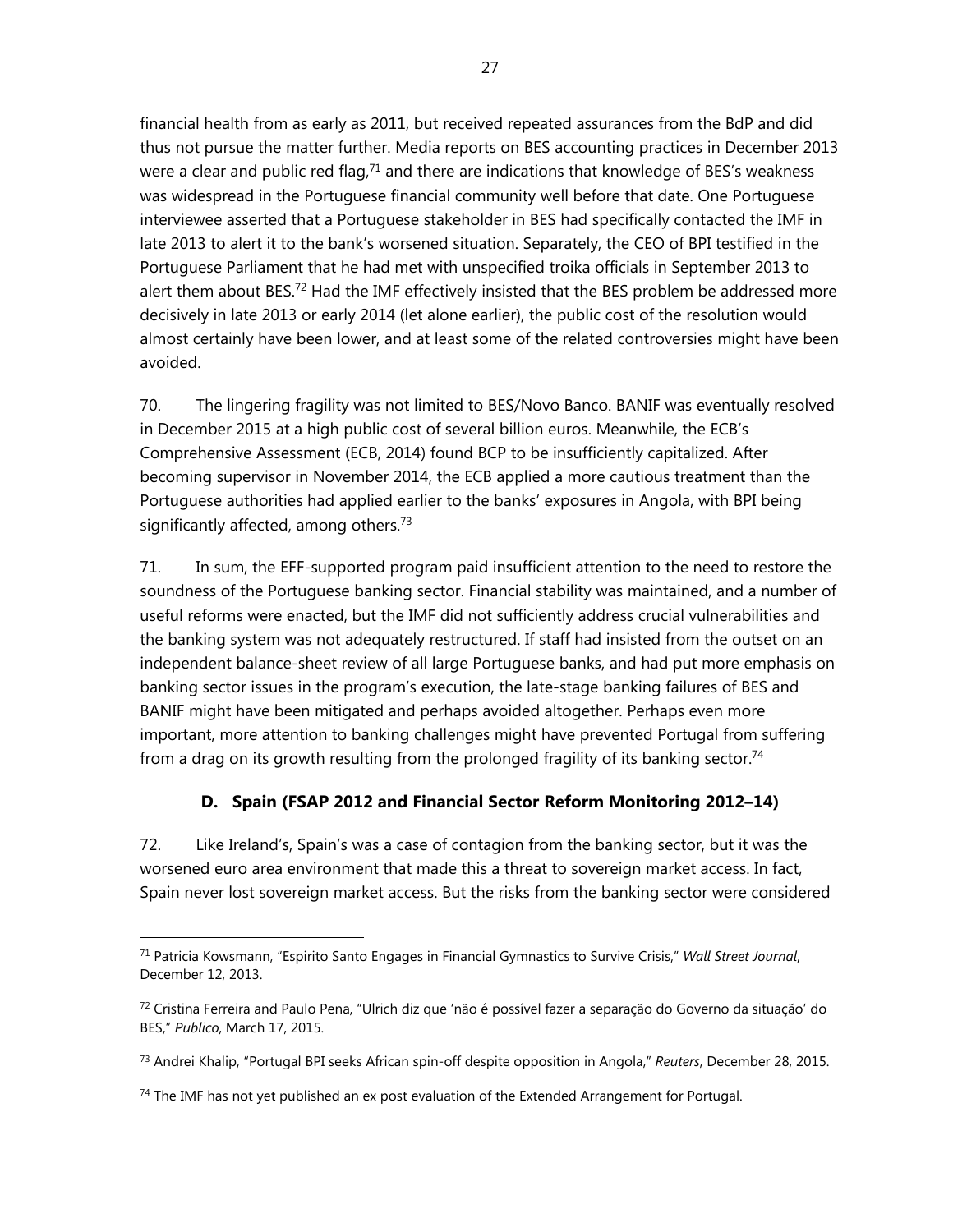financial health from as early as 2011, but received repeated assurances from the BdP and did thus not pursue the matter further. Media reports on BES accounting practices in December 2013 were a clear and public red flag,[71] and there are indications that knowledge of BES's weakness was widespread in the Portuguese financial community well before that date. One Portuguese interviewee asserted that a Portuguese stakeholder in BES had specifically contacted the IMF in late 2013 to alert it to the bank's worsened situation. Separately, the CEO of BPI testified in the Portuguese Parliament that he had met with unspecified troika officials in September 2013 to alert them about BES.[72] Had the IMF effectively insisted that the BES problem be addressed more decisively in late 2013 or early 2014 (let alone earlier), the public cost of the resolution would almost certainly have been lower, and at least some of the related controversies might have been avoided.

70. The lingering fragility was not limited to BES/Novo Banco. BANIF was eventually resolved in December 2015 at a high public cost of several billion euros. Meanwhile, the ECB's Comprehensive Assessment (ECB, 2014) found BCP to be insufficiently capitalized. After becoming supervisor in November 2014, the ECB applied a more cautious treatment than the Portuguese authorities had applied earlier to the banks' exposures in Angola, with BPI being significantly affected, among others.[73]

71. In sum, the EFF-supported program paid insufficient attention to the need to restore the soundness of the Portuguese banking sector. Financial stability was maintained, and a number of useful reforms were enacted, but the IMF did not sufficiently address crucial vulnerabilities and the banking system was not adequately restructured. If staff had insisted from the outset on an independent balance-sheet review of all large Portuguese banks, and had put more emphasis on banking sector issues in the program's execution, the late-stage banking failures of BES and BANIF might have been mitigated and perhaps avoided altogether. Perhaps even more important, more attention to banking challenges might have prevented Portugal from suffering from a drag on its growth resulting from the prolonged fragility of its banking sector.[74]

### D. Spain (FSAP 2012 and Financial Sector Reform Monitoring 2012–14)

72. Like Ireland's, Spain's was a case of contagion from the banking sector, but it was the worsened euro area environment that made this a threat to sovereign market access. In fact, Spain never lost sovereign market access. But the risks from the banking sector were considered

---

[71] Patricia Kowsmann, "Espirito Santo Engages in Financial Gymnastics to Survive Crisis," *Wall Street Journal*, December 12, 2013.

[72] Cristina Ferreira and Paulo Pena, "Ulrich diz que 'não é possível fazer a separação do Governo da situação' do BES," *Publico*, March 17, 2015.

[73] Andrei Khalip, "Portugal BPI seeks African spin-off despite opposition in Angola," *Reuters*, December 28, 2015.

[74] The IMF has not yet published an ex post evaluation of the Extended Arrangement for Portugal.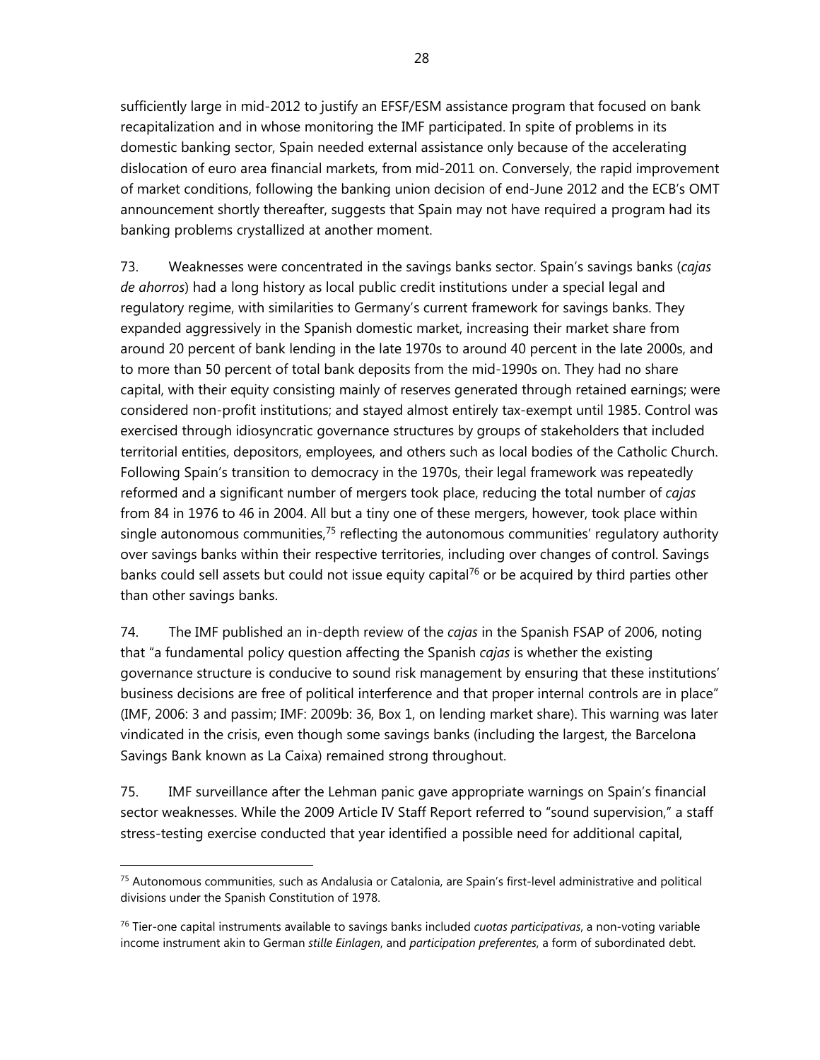sufficiently large in mid-2012 to justify an EFSF/ESM assistance program that focused on bank recapitalization and in whose monitoring the IMF participated. In spite of problems in its domestic banking sector, Spain needed external assistance only because of the accelerating dislocation of euro area financial markets, from mid-2011 on. Conversely, the rapid improvement of market conditions, following the banking union decision of end-June 2012 and the ECB's OMT announcement shortly thereafter, suggests that Spain may not have required a program had its banking problems crystallized at another moment.

73. Weaknesses were concentrated in the savings banks sector. Spain's savings banks (*cajas de ahorros*) had a long history as local public credit institutions under a special legal and regulatory regime, with similarities to Germany's current framework for savings banks. They expanded aggressively in the Spanish domestic market, increasing their market share from around 20 percent of bank lending in the late 1970s to around 40 percent in the late 2000s, and to more than 50 percent of total bank deposits from the mid-1990s on. They had no share capital, with their equity consisting mainly of reserves generated through retained earnings; were considered non-profit institutions; and stayed almost entirely tax-exempt until 1985. Control was exercised through idiosyncratic governance structures by groups of stakeholders that included territorial entities, depositors, employees, and others such as local bodies of the Catholic Church. Following Spain's transition to democracy in the 1970s, their legal framework was repeatedly reformed and a significant number of mergers took place, reducing the total number of *cajas* from 84 in 1976 to 46 in 2004. All but a tiny one of these mergers, however, took place within single autonomous communities,[75] reflecting the autonomous communities' regulatory authority over savings banks within their respective territories, including over changes of control. Savings banks could sell assets but could not issue equity capital[76] or be acquired by third parties other than other savings banks.

74. The IMF published an in-depth review of the *cajas* in the Spanish FSAP of 2006, noting that "a fundamental policy question affecting the Spanish *cajas* is whether the existing governance structure is conducive to sound risk management by ensuring that these institutions' business decisions are free of political interference and that proper internal controls are in place" (IMF, 2006: 3 and passim; IMF: 2009b: 36, Box 1, on lending market share). This warning was later vindicated in the crisis, even though some savings banks (including the largest, the Barcelona Savings Bank known as La Caixa) remained strong throughout.

75. IMF surveillance after the Lehman panic gave appropriate warnings on Spain's financial sector weaknesses. While the 2009 Article IV Staff Report referred to "sound supervision," a staff stress-testing exercise conducted that year identified a possible need for additional capital,

[75] Autonomous communities, such as Andalusia or Catalonia, are Spain's first-level administrative and political divisions under the Spanish Constitution of 1978.

[76] Tier-one capital instruments available to savings banks included *cuotas participativas*, a non-voting variable income instrument akin to German *stille Einlagen*, and *participation preferentes*, a form of subordinated debt.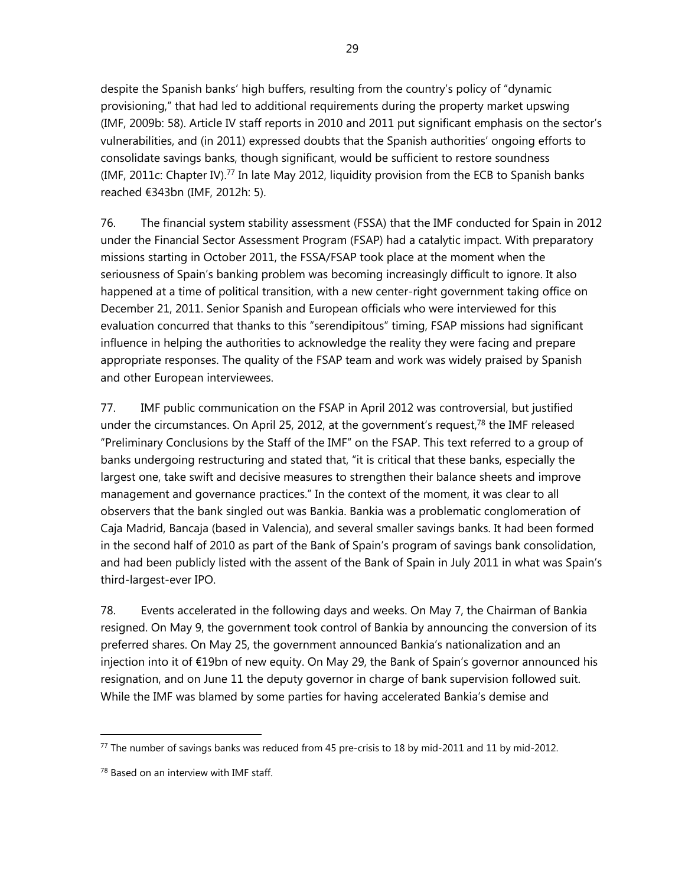despite the Spanish banks' high buffers, resulting from the country's policy of "dynamic provisioning," that had led to additional requirements during the property market upswing (IMF, 2009b: 58). Article IV staff reports in 2010 and 2011 put significant emphasis on the sector's vulnerabilities, and (in 2011) expressed doubts that the Spanish authorities' ongoing efforts to consolidate savings banks, though significant, would be sufficient to restore soundness (IMF, 2011c: Chapter IV).[77] In late May 2012, liquidity provision from the ECB to Spanish banks reached €343bn (IMF, 2012h: 5).

76. The financial system stability assessment (FSSA) that the IMF conducted for Spain in 2012 under the Financial Sector Assessment Program (FSAP) had a catalytic impact. With preparatory missions starting in October 2011, the FSSA/FSAP took place at the moment when the seriousness of Spain's banking problem was becoming increasingly difficult to ignore. It also happened at a time of political transition, with a new center-right government taking office on December 21, 2011. Senior Spanish and European officials who were interviewed for this evaluation concurred that thanks to this "serendipitous" timing, FSAP missions had significant influence in helping the authorities to acknowledge the reality they were facing and prepare appropriate responses. The quality of the FSAP team and work was widely praised by Spanish and other European interviewees.

77. IMF public communication on the FSAP in April 2012 was controversial, but justified under the circumstances. On April 25, 2012, at the government's request,[78] the IMF released "Preliminary Conclusions by the Staff of the IMF" on the FSAP. This text referred to a group of banks undergoing restructuring and stated that, "it is critical that these banks, especially the largest one, take swift and decisive measures to strengthen their balance sheets and improve management and governance practices." In the context of the moment, it was clear to all observers that the bank singled out was Bankia. Bankia was a problematic conglomeration of Caja Madrid, Bancaja (based in Valencia), and several smaller savings banks. It had been formed in the second half of 2010 as part of the Bank of Spain's program of savings bank consolidation, and had been publicly listed with the assent of the Bank of Spain in July 2011 in what was Spain's third-largest-ever IPO.

78. Events accelerated in the following days and weeks. On May 7, the Chairman of Bankia resigned. On May 9, the government took control of Bankia by announcing the conversion of its preferred shares. On May 25, the government announced Bankia's nationalization and an injection into it of €19bn of new equity. On May 29, the Bank of Spain's governor announced his resignation, and on June 11 the deputy governor in charge of bank supervision followed suit. While the IMF was blamed by some parties for having accelerated Bankia's demise and

[77] The number of savings banks was reduced from 45 pre-crisis to 18 by mid-2011 and 11 by mid-2012.

[78] Based on an interview with IMF staff.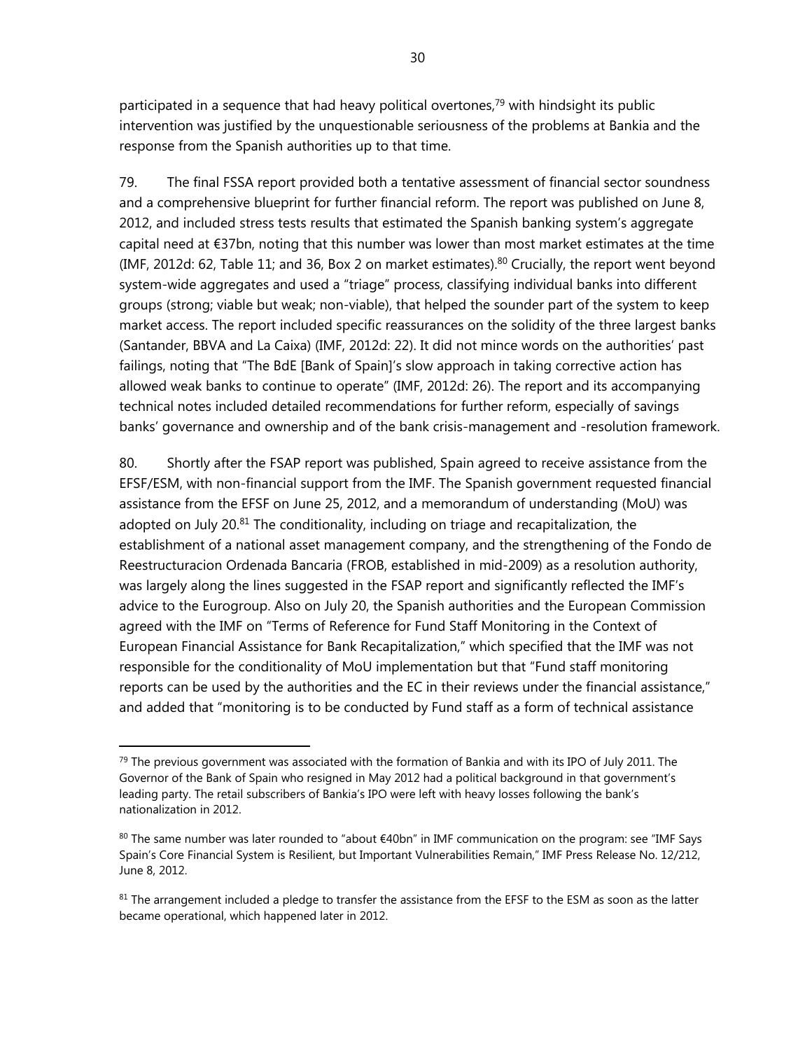participated in a sequence that had heavy political overtones,[79] with hindsight its public intervention was justified by the unquestionable seriousness of the problems at Bankia and the response from the Spanish authorities up to that time.

79. The final FSSA report provided both a tentative assessment of financial sector soundness and a comprehensive blueprint for further financial reform. The report was published on June 8, 2012, and included stress tests results that estimated the Spanish banking system's aggregate capital need at €37bn, noting that this number was lower than most market estimates at the time (IMF, 2012d: 62, Table 11; and 36, Box 2 on market estimates).[80] Crucially, the report went beyond system-wide aggregates and used a "triage" process, classifying individual banks into different groups (strong; viable but weak; non-viable), that helped the sounder part of the system to keep market access. The report included specific reassurances on the solidity of the three largest banks (Santander, BBVA and La Caixa) (IMF, 2012d: 22). It did not mince words on the authorities' past failings, noting that "The BdE [Bank of Spain]'s slow approach in taking corrective action has allowed weak banks to continue to operate" (IMF, 2012d: 26). The report and its accompanying technical notes included detailed recommendations for further reform, especially of savings banks' governance and ownership and of the bank crisis-management and -resolution framework.

80. Shortly after the FSAP report was published, Spain agreed to receive assistance from the EFSF/ESM, with non-financial support from the IMF. The Spanish government requested financial assistance from the EFSF on June 25, 2012, and a memorandum of understanding (MoU) was adopted on July 20.[81] The conditionality, including on triage and recapitalization, the establishment of a national asset management company, and the strengthening of the Fondo de Reestructuracion Ordenada Bancaria (FROB, established in mid-2009) as a resolution authority, was largely along the lines suggested in the FSAP report and significantly reflected the IMF's advice to the Eurogroup. Also on July 20, the Spanish authorities and the European Commission agreed with the IMF on "Terms of Reference for Fund Staff Monitoring in the Context of European Financial Assistance for Bank Recapitalization," which specified that the IMF was not responsible for the conditionality of MoU implementation but that "Fund staff monitoring reports can be used by the authorities and the EC in their reviews under the financial assistance," and added that "monitoring is to be conducted by Fund staff as a form of technical assistance

---

[79] The previous government was associated with the formation of Bankia and with its IPO of July 2011. The Governor of the Bank of Spain who resigned in May 2012 had a political background in that government's leading party. The retail subscribers of Bankia's IPO were left with heavy losses following the bank's nationalization in 2012.

[80] The same number was later rounded to "about €40bn" in IMF communication on the program: see "IMF Says Spain's Core Financial System is Resilient, but Important Vulnerabilities Remain," IMF Press Release No. 12/212, June 8, 2012.

[81] The arrangement included a pledge to transfer the assistance from the EFSF to the ESM as soon as the latter became operational, which happened later in 2012.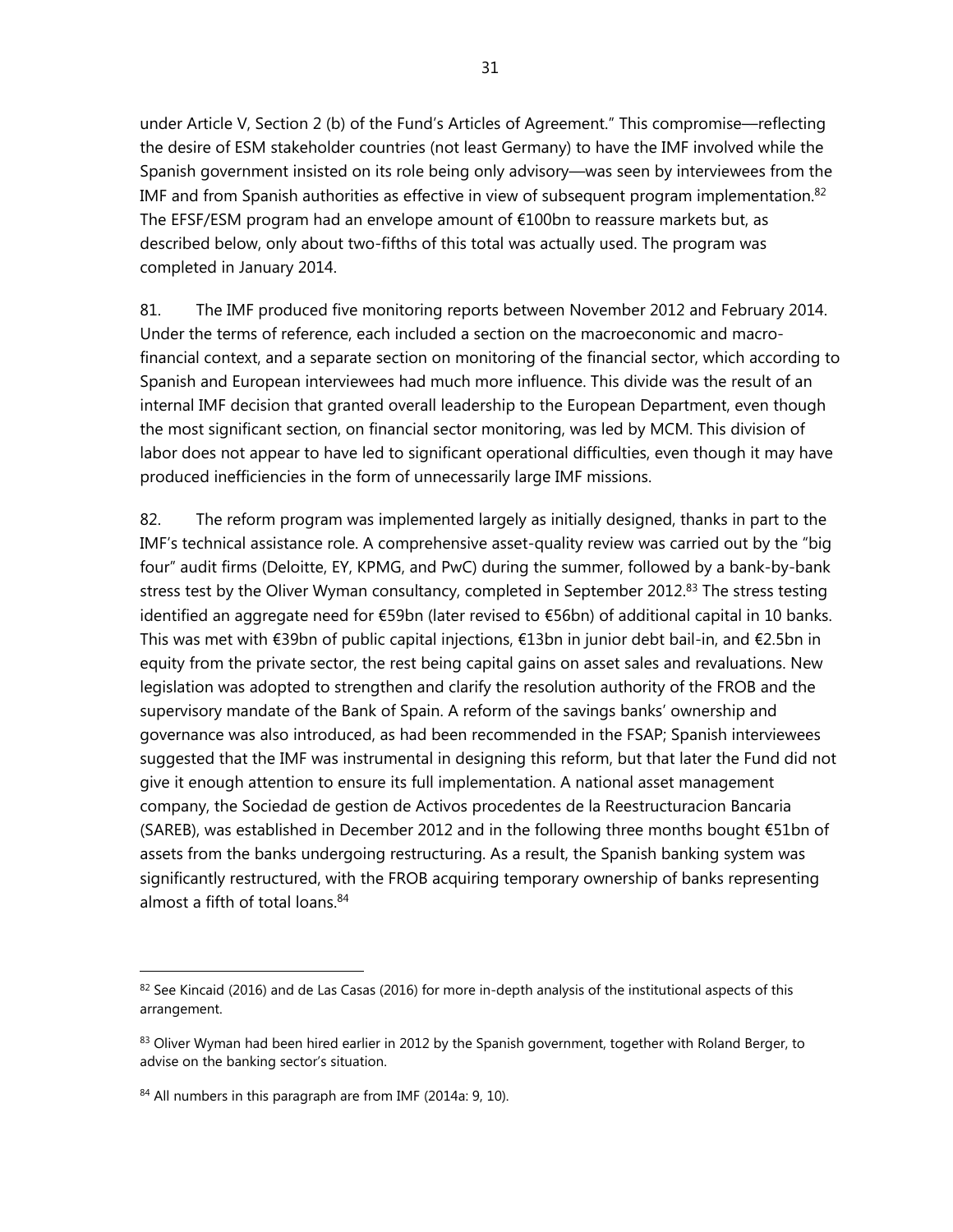under Article V, Section 2 (b) of the Fund's Articles of Agreement." This compromise—reflecting the desire of ESM stakeholder countries (not least Germany) to have the IMF involved while the Spanish government insisted on its role being only advisory—was seen by interviewees from the IMF and from Spanish authorities as effective in view of subsequent program implementation.[82] The EFSF/ESM program had an envelope amount of €100bn to reassure markets but, as described below, only about two-fifths of this total was actually used. The program was completed in January 2014.

81. The IMF produced five monitoring reports between November 2012 and February 2014. Under the terms of reference, each included a section on the macroeconomic and macro-financial context, and a separate section on monitoring of the financial sector, which according to Spanish and European interviewees had much more influence. This divide was the result of an internal IMF decision that granted overall leadership to the European Department, even though the most significant section, on financial sector monitoring, was led by MCM. This division of labor does not appear to have led to significant operational difficulties, even though it may have produced inefficiencies in the form of unnecessarily large IMF missions.

82. The reform program was implemented largely as initially designed, thanks in part to the IMF's technical assistance role. A comprehensive asset-quality review was carried out by the "big four" audit firms (Deloitte, EY, KPMG, and PwC) during the summer, followed by a bank-by-bank stress test by the Oliver Wyman consultancy, completed in September 2012.[83] The stress testing identified an aggregate need for €59bn (later revised to €56bn) of additional capital in 10 banks. This was met with €39bn of public capital injections, €13bn in junior debt bail-in, and €2.5bn in equity from the private sector, the rest being capital gains on asset sales and revaluations. New legislation was adopted to strengthen and clarify the resolution authority of the FROB and the supervisory mandate of the Bank of Spain. A reform of the savings banks' ownership and governance was also introduced, as had been recommended in the FSAP; Spanish interviewees suggested that the IMF was instrumental in designing this reform, but that later the Fund did not give it enough attention to ensure its full implementation. A national asset management company, the Sociedad de gestion de Activos procedentes de la Reestructuracion Bancaria (SAREB), was established in December 2012 and in the following three months bought €51bn of assets from the banks undergoing restructuring. As a result, the Spanish banking system was significantly restructured, with the FROB acquiring temporary ownership of banks representing almost a fifth of total loans.[84]

---

[82] See Kincaid (2016) and de Las Casas (2016) for more in-depth analysis of the institutional aspects of this arrangement.

[83] Oliver Wyman had been hired earlier in 2012 by the Spanish government, together with Roland Berger, to advise on the banking sector's situation.

[84] All numbers in this paragraph are from IMF (2014a: 9, 10).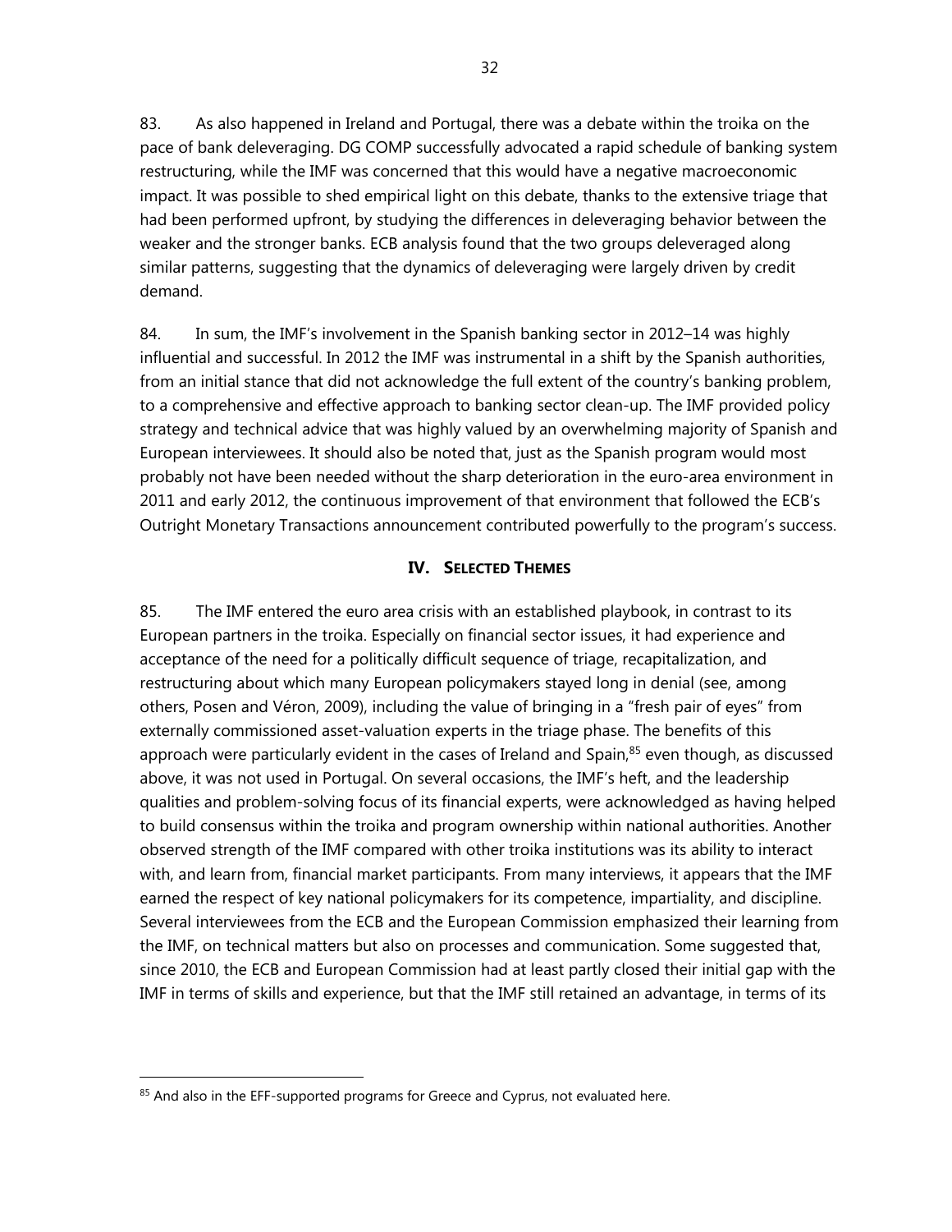83. As also happened in Ireland and Portugal, there was a debate within the troika on the pace of bank deleveraging. DG COMP successfully advocated a rapid schedule of banking system restructuring, while the IMF was concerned that this would have a negative macroeconomic impact. It was possible to shed empirical light on this debate, thanks to the extensive triage that had been performed upfront, by studying the differences in deleveraging behavior between the weaker and the stronger banks. ECB analysis found that the two groups deleveraged along similar patterns, suggesting that the dynamics of deleveraging were largely driven by credit demand.

84. In sum, the IMF's involvement in the Spanish banking sector in 2012–14 was highly influential and successful. In 2012 the IMF was instrumental in a shift by the Spanish authorities, from an initial stance that did not acknowledge the full extent of the country's banking problem, to a comprehensive and effective approach to banking sector clean-up. The IMF provided policy strategy and technical advice that was highly valued by an overwhelming majority of Spanish and European interviewees. It should also be noted that, just as the Spanish program would most probably not have been needed without the sharp deterioration in the euro-area environment in 2011 and early 2012, the continuous improvement of that environment that followed the ECB's Outright Monetary Transactions announcement contributed powerfully to the program's success.

## IV. Selected Themes

85. The IMF entered the euro area crisis with an established playbook, in contrast to its European partners in the troika. Especially on financial sector issues, it had experience and acceptance of the need for a politically difficult sequence of triage, recapitalization, and restructuring about which many European policymakers stayed long in denial (see, among others, Posen and Véron, 2009), including the value of bringing in a "fresh pair of eyes" from externally commissioned asset-valuation experts in the triage phase. The benefits of this approach were particularly evident in the cases of Ireland and Spain,[85] even though, as discussed above, it was not used in Portugal. On several occasions, the IMF's heft, and the leadership qualities and problem-solving focus of its financial experts, were acknowledged as having helped to build consensus within the troika and program ownership within national authorities. Another observed strength of the IMF compared with other troika institutions was its ability to interact with, and learn from, financial market participants. From many interviews, it appears that the IMF earned the respect of key national policymakers for its competence, impartiality, and discipline. Several interviewees from the ECB and the European Commission emphasized their learning from the IMF, on technical matters but also on processes and communication. Some suggested that, since 2010, the ECB and European Commission had at least partly closed their initial gap with the IMF in terms of skills and experience, but that the IMF still retained an advantage, in terms of its

[85] And also in the EFF-supported programs for Greece and Cyprus, not evaluated here.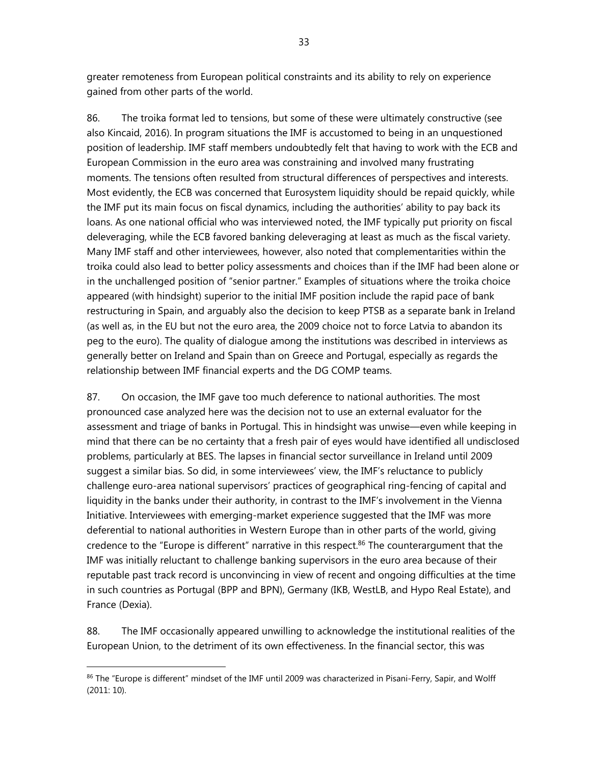greater remoteness from European political constraints and its ability to rely on experience gained from other parts of the world.

86. The troika format led to tensions, but some of these were ultimately constructive (see also Kincaid, 2016). In program situations the IMF is accustomed to being in an unquestioned position of leadership. IMF staff members undoubtedly felt that having to work with the ECB and European Commission in the euro area was constraining and involved many frustrating moments. The tensions often resulted from structural differences of perspectives and interests. Most evidently, the ECB was concerned that Eurosystem liquidity should be repaid quickly, while the IMF put its main focus on fiscal dynamics, including the authorities' ability to pay back its loans. As one national official who was interviewed noted, the IMF typically put priority on fiscal deleveraging, while the ECB favored banking deleveraging at least as much as the fiscal variety. Many IMF staff and other interviewees, however, also noted that complementarities within the troika could also lead to better policy assessments and choices than if the IMF had been alone or in the unchallenged position of "senior partner." Examples of situations where the troika choice appeared (with hindsight) superior to the initial IMF position include the rapid pace of bank restructuring in Spain, and arguably also the decision to keep PTSB as a separate bank in Ireland (as well as, in the EU but not the euro area, the 2009 choice not to force Latvia to abandon its peg to the euro). The quality of dialogue among the institutions was described in interviews as generally better on Ireland and Spain than on Greece and Portugal, especially as regards the relationship between IMF financial experts and the DG COMP teams.

87. On occasion, the IMF gave too much deference to national authorities. The most pronounced case analyzed here was the decision not to use an external evaluator for the assessment and triage of banks in Portugal. This in hindsight was unwise—even while keeping in mind that there can be no certainty that a fresh pair of eyes would have identified all undisclosed problems, particularly at BES. The lapses in financial sector surveillance in Ireland until 2009 suggest a similar bias. So did, in some interviewees' view, the IMF's reluctance to publicly challenge euro-area national supervisors' practices of geographical ring-fencing of capital and liquidity in the banks under their authority, in contrast to the IMF's involvement in the Vienna Initiative. Interviewees with emerging-market experience suggested that the IMF was more deferential to national authorities in Western Europe than in other parts of the world, giving credence to the "Europe is different" narrative in this respect.[86] The counterargument that the IMF was initially reluctant to challenge banking supervisors in the euro area because of their reputable past track record is unconvincing in view of recent and ongoing difficulties at the time in such countries as Portugal (BPP and BPN), Germany (IKB, WestLB, and Hypo Real Estate), and France (Dexia).

88. The IMF occasionally appeared unwilling to acknowledge the institutional realities of the European Union, to the detriment of its own effectiveness. In the financial sector, this was

[86] The "Europe is different" mindset of the IMF until 2009 was characterized in Pisani-Ferry, Sapir, and Wolff (2011: 10).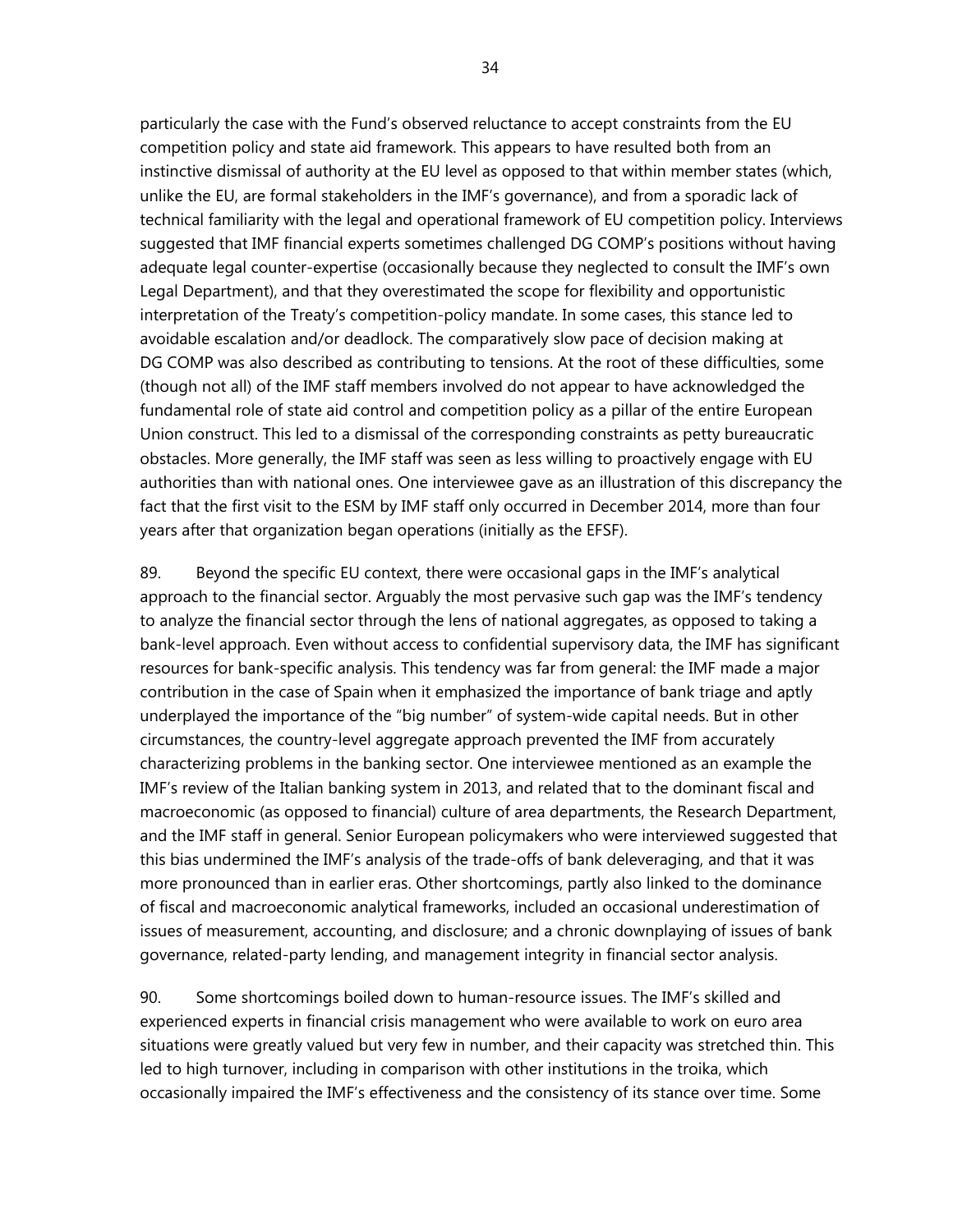particularly the case with the Fund's observed reluctance to accept constraints from the EU competition policy and state aid framework. This appears to have resulted both from an instinctive dismissal of authority at the EU level as opposed to that within member states (which, unlike the EU, are formal stakeholders in the IMF's governance), and from a sporadic lack of technical familiarity with the legal and operational framework of EU competition policy. Interviews suggested that IMF financial experts sometimes challenged DG COMP's positions without having adequate legal counter-expertise (occasionally because they neglected to consult the IMF's own Legal Department), and that they overestimated the scope for flexibility and opportunistic interpretation of the Treaty's competition-policy mandate. In some cases, this stance led to avoidable escalation and/or deadlock. The comparatively slow pace of decision making at DG COMP was also described as contributing to tensions. At the root of these difficulties, some (though not all) of the IMF staff members involved do not appear to have acknowledged the fundamental role of state aid control and competition policy as a pillar of the entire European Union construct. This led to a dismissal of the corresponding constraints as petty bureaucratic obstacles. More generally, the IMF staff was seen as less willing to proactively engage with EU authorities than with national ones. One interviewee gave as an illustration of this discrepancy the fact that the first visit to the ESM by IMF staff only occurred in December 2014, more than four years after that organization began operations (initially as the EFSF).

89. Beyond the specific EU context, there were occasional gaps in the IMF's analytical approach to the financial sector. Arguably the most pervasive such gap was the IMF's tendency to analyze the financial sector through the lens of national aggregates, as opposed to taking a bank-level approach. Even without access to confidential supervisory data, the IMF has significant resources for bank-specific analysis. This tendency was far from general: the IMF made a major contribution in the case of Spain when it emphasized the importance of bank triage and aptly underplayed the importance of the "big number" of system-wide capital needs. But in other circumstances, the country-level aggregate approach prevented the IMF from accurately characterizing problems in the banking sector. One interviewee mentioned as an example the IMF's review of the Italian banking system in 2013, and related that to the dominant fiscal and macroeconomic (as opposed to financial) culture of area departments, the Research Department, and the IMF staff in general. Senior European policymakers who were interviewed suggested that this bias undermined the IMF's analysis of the trade-offs of bank deleveraging, and that it was more pronounced than in earlier eras. Other shortcomings, partly also linked to the dominance of fiscal and macroeconomic analytical frameworks, included an occasional underestimation of issues of measurement, accounting, and disclosure; and a chronic downplaying of issues of bank governance, related-party lending, and management integrity in financial sector analysis.

90. Some shortcomings boiled down to human-resource issues. The IMF's skilled and experienced experts in financial crisis management who were available to work on euro area situations were greatly valued but very few in number, and their capacity was stretched thin. This led to high turnover, including in comparison with other institutions in the troika, which occasionally impaired the IMF's effectiveness and the consistency of its stance over time. Some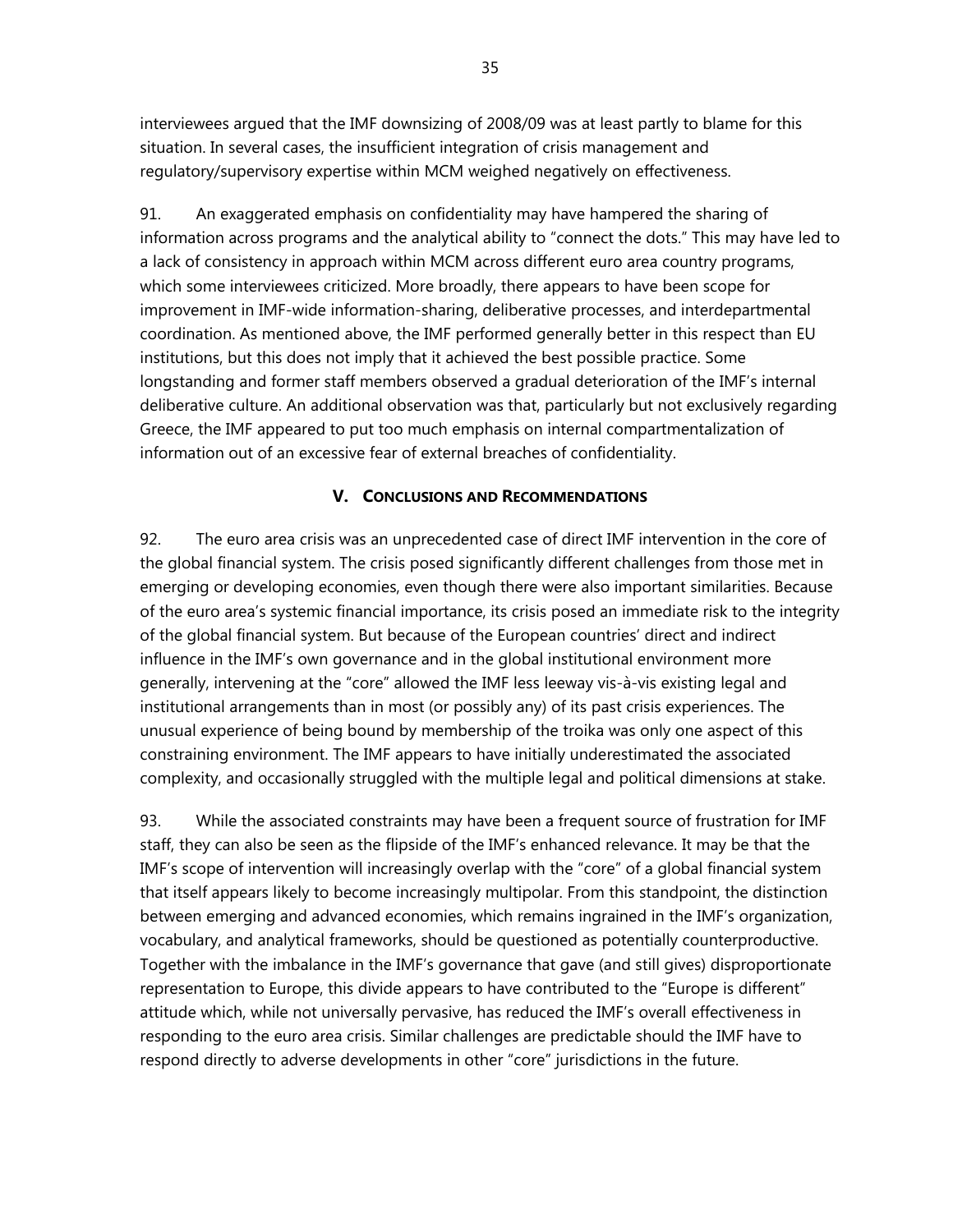interviewees argued that the IMF downsizing of 2008/09 was at least partly to blame for this situation. In several cases, the insufficient integration of crisis management and regulatory/supervisory expertise within MCM weighed negatively on effectiveness.

91. An exaggerated emphasis on confidentiality may have hampered the sharing of information across programs and the analytical ability to "connect the dots." This may have led to a lack of consistency in approach within MCM across different euro area country programs, which some interviewees criticized. More broadly, there appears to have been scope for improvement in IMF-wide information-sharing, deliberative processes, and interdepartmental coordination. As mentioned above, the IMF performed generally better in this respect than EU institutions, but this does not imply that it achieved the best possible practice. Some longstanding and former staff members observed a gradual deterioration of the IMF's internal deliberative culture. An additional observation was that, particularly but not exclusively regarding Greece, the IMF appeared to put too much emphasis on internal compartmentalization of information out of an excessive fear of external breaches of confidentiality.

## V. Conclusions and Recommendations

92. The euro area crisis was an unprecedented case of direct IMF intervention in the core of the global financial system. The crisis posed significantly different challenges from those met in emerging or developing economies, even though there were also important similarities. Because of the euro area's systemic financial importance, its crisis posed an immediate risk to the integrity of the global financial system. But because of the European countries' direct and indirect influence in the IMF's own governance and in the global institutional environment more generally, intervening at the "core" allowed the IMF less leeway vis-à-vis existing legal and institutional arrangements than in most (or possibly any) of its past crisis experiences. The unusual experience of being bound by membership of the troika was only one aspect of this constraining environment. The IMF appears to have initially underestimated the associated complexity, and occasionally struggled with the multiple legal and political dimensions at stake.

93. While the associated constraints may have been a frequent source of frustration for IMF staff, they can also be seen as the flipside of the IMF's enhanced relevance. It may be that the IMF's scope of intervention will increasingly overlap with the "core" of a global financial system that itself appears likely to become increasingly multipolar. From this standpoint, the distinction between emerging and advanced economies, which remains ingrained in the IMF's organization, vocabulary, and analytical frameworks, should be questioned as potentially counterproductive. Together with the imbalance in the IMF's governance that gave (and still gives) disproportionate representation to Europe, this divide appears to have contributed to the "Europe is different" attitude which, while not universally pervasive, has reduced the IMF's overall effectiveness in responding to the euro area crisis. Similar challenges are predictable should the IMF have to respond directly to adverse developments in other "core" jurisdictions in the future.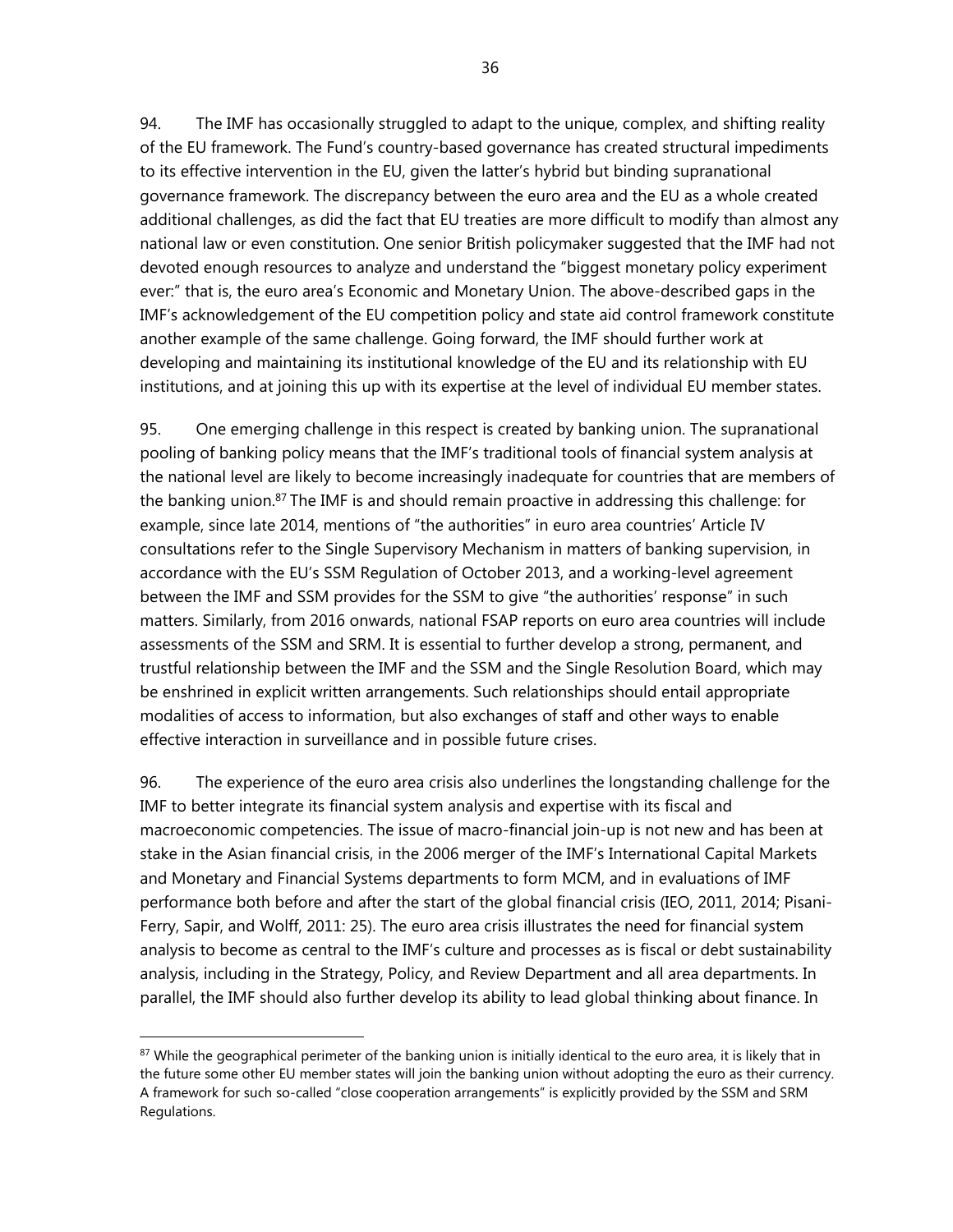94. The IMF has occasionally struggled to adapt to the unique, complex, and shifting reality of the EU framework. The Fund's country-based governance has created structural impediments to its effective intervention in the EU, given the latter's hybrid but binding supranational governance framework. The discrepancy between the euro area and the EU as a whole created additional challenges, as did the fact that EU treaties are more difficult to modify than almost any national law or even constitution. One senior British policymaker suggested that the IMF had not devoted enough resources to analyze and understand the "biggest monetary policy experiment ever:" that is, the euro area's Economic and Monetary Union. The above-described gaps in the IMF's acknowledgement of the EU competition policy and state aid control framework constitute another example of the same challenge. Going forward, the IMF should further work at developing and maintaining its institutional knowledge of the EU and its relationship with EU institutions, and at joining this up with its expertise at the level of individual EU member states.

95. One emerging challenge in this respect is created by banking union. The supranational pooling of banking policy means that the IMF's traditional tools of financial system analysis at the national level are likely to become increasingly inadequate for countries that are members of the banking union.[87] The IMF is and should remain proactive in addressing this challenge: for example, since late 2014, mentions of "the authorities" in euro area countries' Article IV consultations refer to the Single Supervisory Mechanism in matters of banking supervision, in accordance with the EU's SSM Regulation of October 2013, and a working-level agreement between the IMF and SSM provides for the SSM to give "the authorities' response" in such matters. Similarly, from 2016 onwards, national FSAP reports on euro area countries will include assessments of the SSM and SRM. It is essential to further develop a strong, permanent, and trustful relationship between the IMF and the SSM and the Single Resolution Board, which may be enshrined in explicit written arrangements. Such relationships should entail appropriate modalities of access to information, but also exchanges of staff and other ways to enable effective interaction in surveillance and in possible future crises.

96. The experience of the euro area crisis also underlines the longstanding challenge for the IMF to better integrate its financial system analysis and expertise with its fiscal and macroeconomic competencies. The issue of macro-financial join-up is not new and has been at stake in the Asian financial crisis, in the 2006 merger of the IMF's International Capital Markets and Monetary and Financial Systems departments to form MCM, and in evaluations of IMF performance both before and after the start of the global financial crisis (IEO, 2011, 2014; Pisani-Ferry, Sapir, and Wolff, 2011: 25). The euro area crisis illustrates the need for financial system analysis to become as central to the IMF's culture and processes as is fiscal or debt sustainability analysis, including in the Strategy, Policy, and Review Department and all area departments. In parallel, the IMF should also further develop its ability to lead global thinking about finance. In

---

[87] While the geographical perimeter of the banking union is initially identical to the euro area, it is likely that in the future some other EU member states will join the banking union without adopting the euro as their currency. A framework for such so-called "close cooperation arrangements" is explicitly provided by the SSM and SRM Regulations.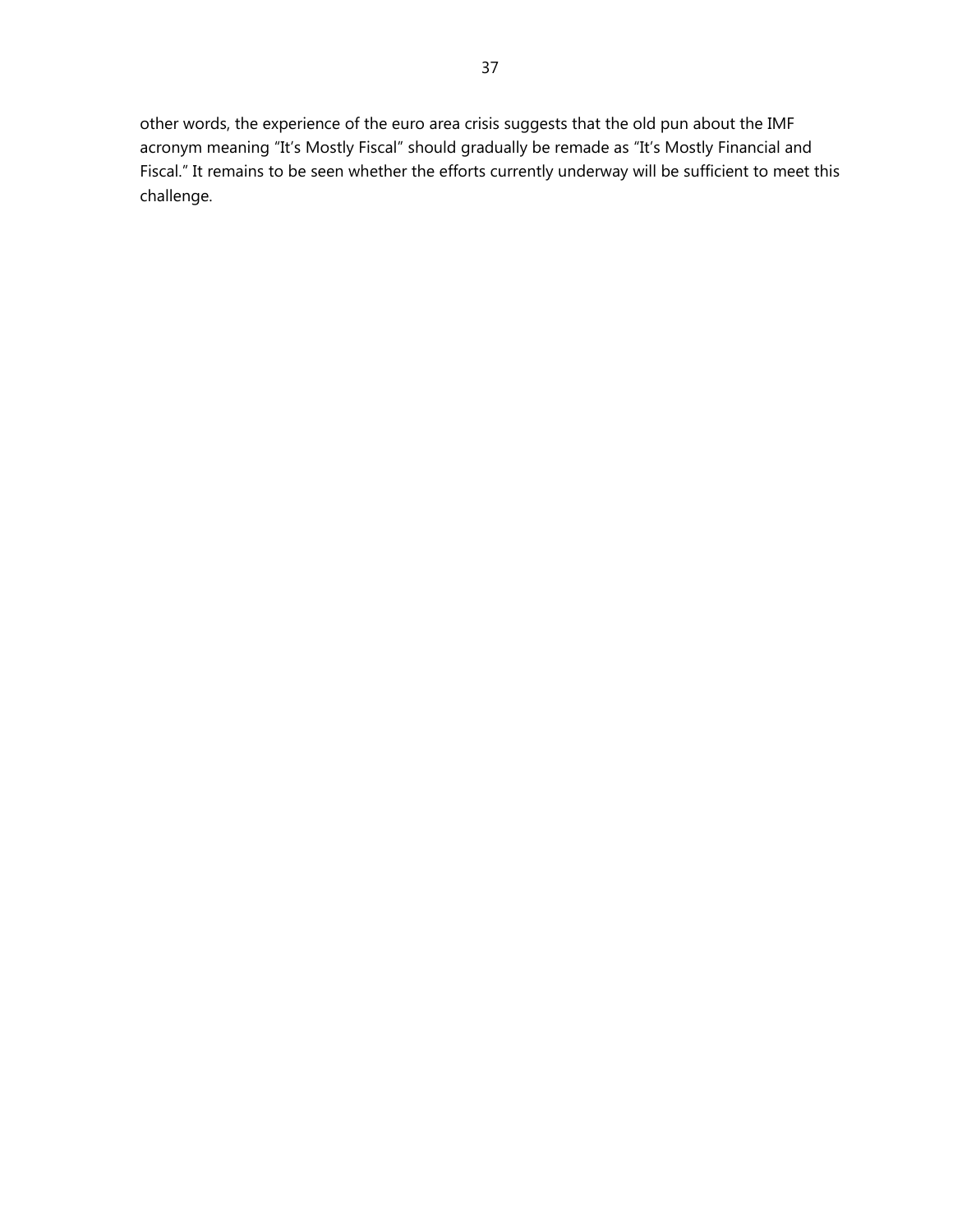other words, the experience of the euro area crisis suggests that the old pun about the IMF acronym meaning "It's Mostly Fiscal" should gradually be remade as "It's Mostly Financial and Fiscal." It remains to be seen whether the efforts currently underway will be sufficient to meet this challenge.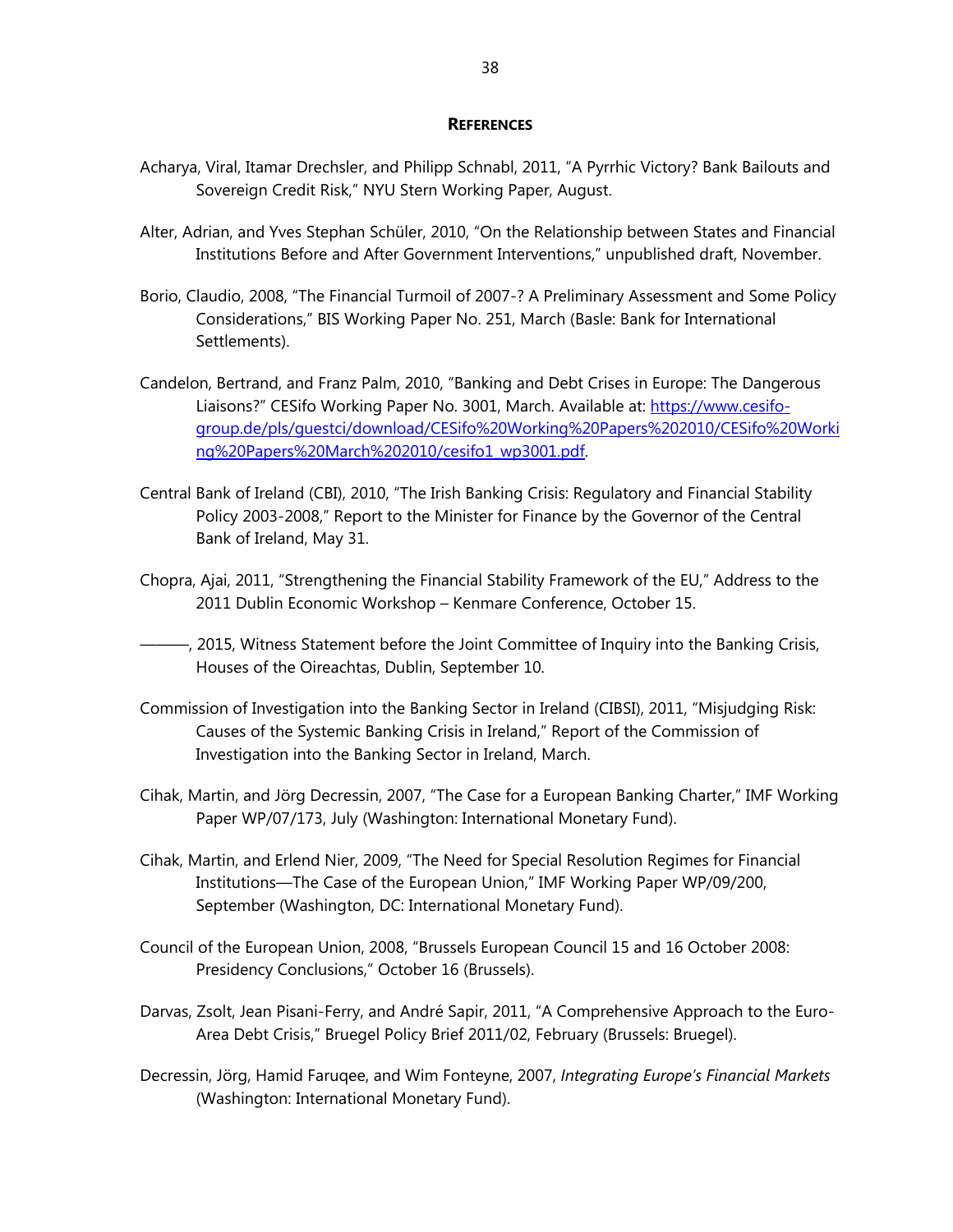## REFERENCES

Acharya, Viral, Itamar Drechsler, and Philipp Schnabl, 2011, "A Pyrrhic Victory? Bank Bailouts and Sovereign Credit Risk," NYU Stern Working Paper, August.

Alter, Adrian, and Yves Stephan Schüler, 2010, "On the Relationship between States and Financial Institutions Before and After Government Interventions," unpublished draft, November.

Borio, Claudio, 2008, "The Financial Turmoil of 2007-? A Preliminary Assessment and Some Policy Considerations," BIS Working Paper No. 251, March (Basle: Bank for International Settlements).

Candelon, Bertrand, and Franz Palm, 2010, "Banking and Debt Crises in Europe: The Dangerous Liaisons?" CESifo Working Paper No. 3001, March. Available at: https://www.cesifo-group.de/pls/guestci/download/CESifo%20Working%20Papers%202010/CESifo%20Working%20Papers%20March%202010/cesifo1_wp3001.pdf.

Central Bank of Ireland (CBI), 2010, "The Irish Banking Crisis: Regulatory and Financial Stability Policy 2003-2008," Report to the Minister for Finance by the Governor of the Central Bank of Ireland, May 31.

Chopra, Ajai, 2011, "Strengthening the Financial Stability Framework of the EU," Address to the 2011 Dublin Economic Workshop – Kenmare Conference, October 15.

———, 2015, Witness Statement before the Joint Committee of Inquiry into the Banking Crisis, Houses of the Oireachtas, Dublin, September 10.

Commission of Investigation into the Banking Sector in Ireland (CIBSI), 2011, "Misjudging Risk: Causes of the Systemic Banking Crisis in Ireland," Report of the Commission of Investigation into the Banking Sector in Ireland, March.

Cihak, Martin, and Jörg Decressin, 2007, "The Case for a European Banking Charter," IMF Working Paper WP/07/173, July (Washington: International Monetary Fund).

Cihak, Martin, and Erlend Nier, 2009, "The Need for Special Resolution Regimes for Financial Institutions—The Case of the European Union," IMF Working Paper WP/09/200, September (Washington, DC: International Monetary Fund).

Council of the European Union, 2008, "Brussels European Council 15 and 16 October 2008: Presidency Conclusions," October 16 (Brussels).

Darvas, Zsolt, Jean Pisani-Ferry, and André Sapir, 2011, "A Comprehensive Approach to the Euro-Area Debt Crisis," Bruegel Policy Brief 2011/02, February (Brussels: Bruegel).

Decressin, Jörg, Hamid Faruqee, and Wim Fonteyne, 2007, *Integrating Europe's Financial Markets* (Washington: International Monetary Fund).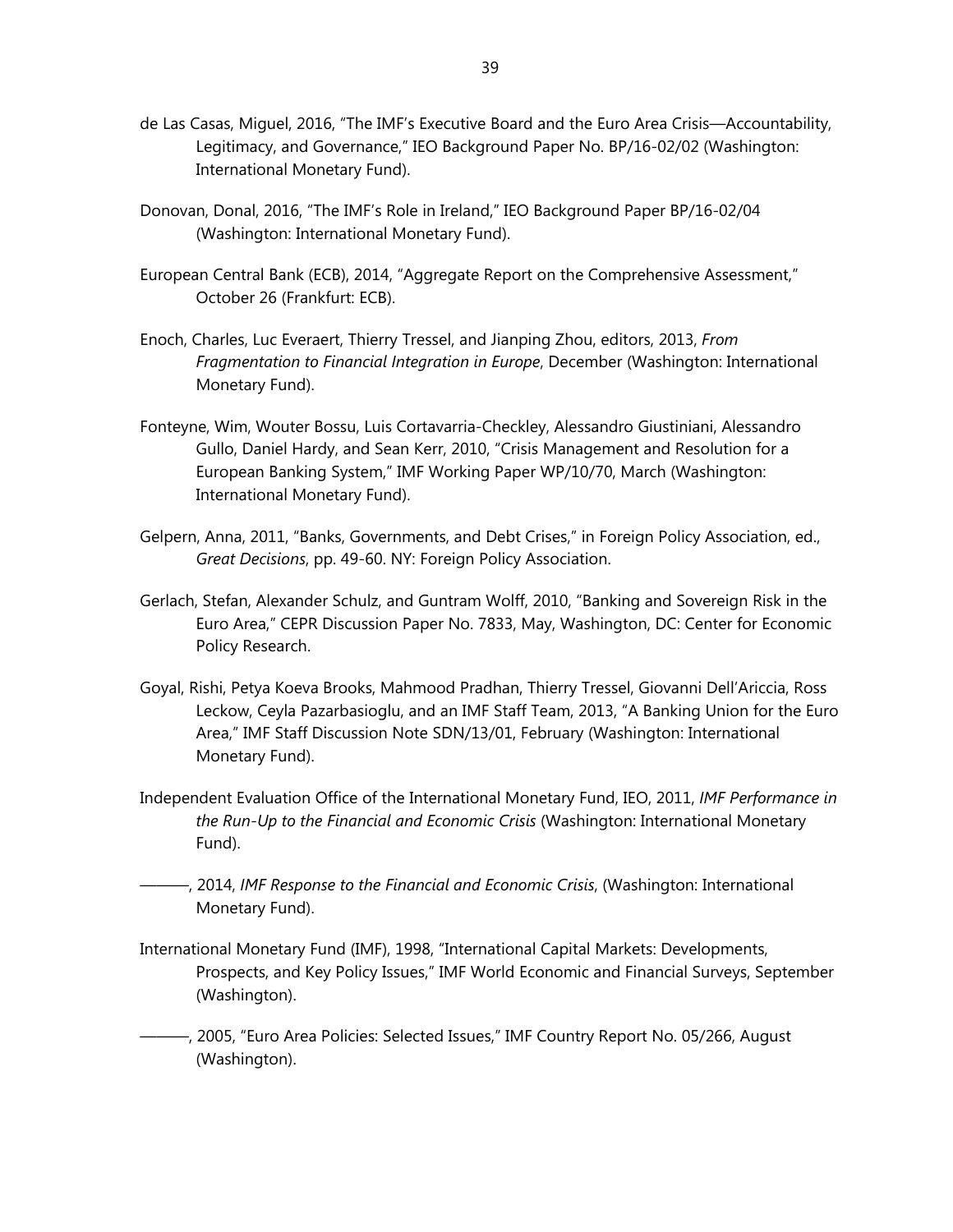de Las Casas, Miguel, 2016, "The IMF's Executive Board and the Euro Area Crisis—Accountability, Legitimacy, and Governance," IEO Background Paper No. BP/16-02/02 (Washington: International Monetary Fund).

Donovan, Donal, 2016, "The IMF's Role in Ireland," IEO Background Paper BP/16-02/04 (Washington: International Monetary Fund).

European Central Bank (ECB), 2014, "Aggregate Report on the Comprehensive Assessment," October 26 (Frankfurt: ECB).

Enoch, Charles, Luc Everaert, Thierry Tressel, and Jianping Zhou, editors, 2013, *From Fragmentation to Financial Integration in Europe*, December (Washington: International Monetary Fund).

Fonteyne, Wim, Wouter Bossu, Luis Cortavarria-Checkley, Alessandro Giustiniani, Alessandro Gullo, Daniel Hardy, and Sean Kerr, 2010, "Crisis Management and Resolution for a European Banking System," IMF Working Paper WP/10/70, March (Washington: International Monetary Fund).

Gelpern, Anna, 2011, "Banks, Governments, and Debt Crises," in Foreign Policy Association, ed., *Great Decisions*, pp. 49-60. NY: Foreign Policy Association.

Gerlach, Stefan, Alexander Schulz, and Guntram Wolff, 2010, "Banking and Sovereign Risk in the Euro Area," CEPR Discussion Paper No. 7833, May, Washington, DC: Center for Economic Policy Research.

Goyal, Rishi, Petya Koeva Brooks, Mahmood Pradhan, Thierry Tressel, Giovanni Dell'Ariccia, Ross Leckow, Ceyla Pazarbasioglu, and an IMF Staff Team, 2013, "A Banking Union for the Euro Area," IMF Staff Discussion Note SDN/13/01, February (Washington: International Monetary Fund).

Independent Evaluation Office of the International Monetary Fund, IEO, 2011, *IMF Performance in the Run-Up to the Financial and Economic Crisis* (Washington: International Monetary Fund).

———, 2014, *IMF Response to the Financial and Economic Crisis*, (Washington: International Monetary Fund).

International Monetary Fund (IMF), 1998, "International Capital Markets: Developments, Prospects, and Key Policy Issues," IMF World Economic and Financial Surveys, September (Washington).

———, 2005, "Euro Area Policies: Selected Issues," IMF Country Report No. 05/266, August (Washington).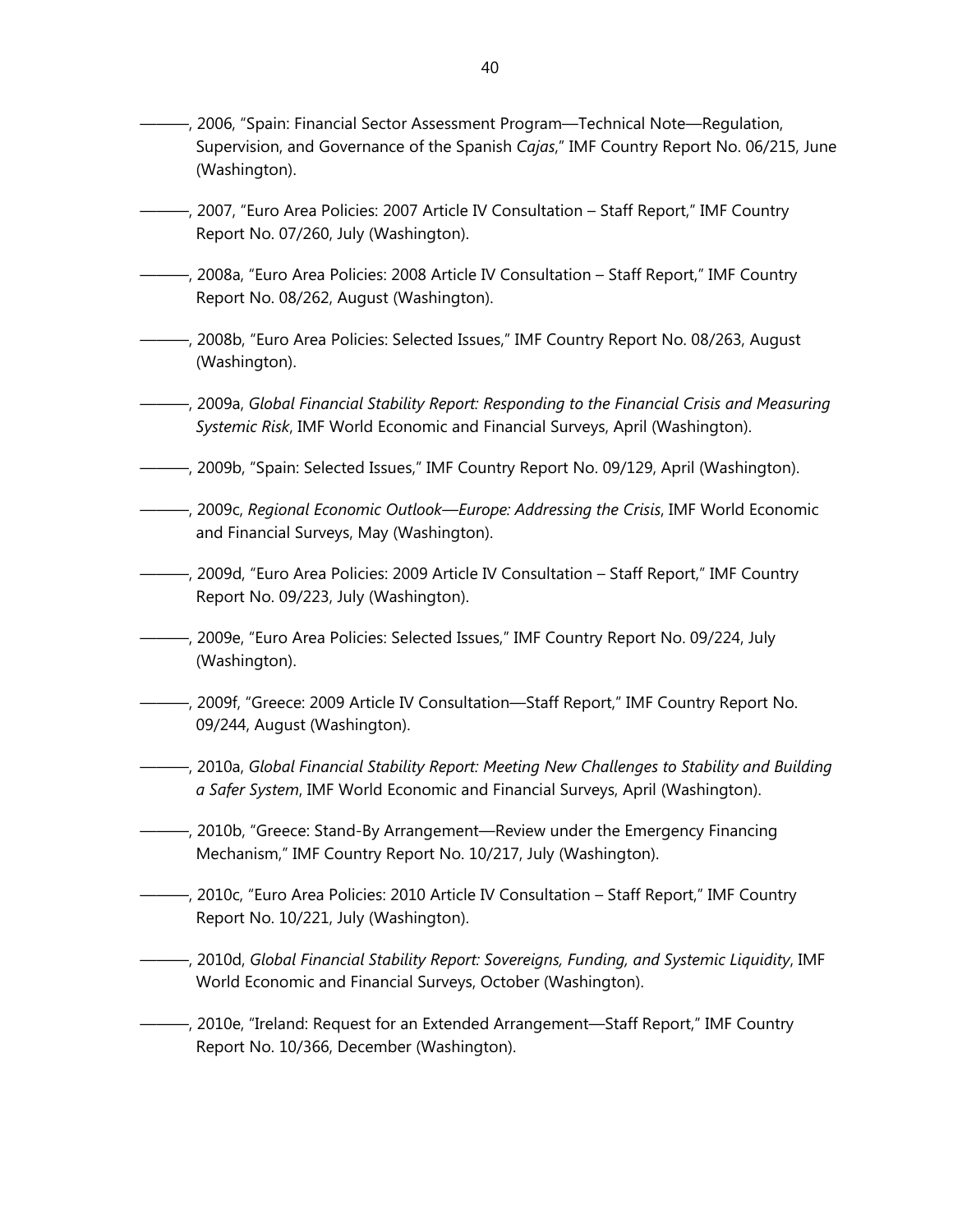———, 2006, "Spain: Financial Sector Assessment Program—Technical Note—Regulation, Supervision, and Governance of the Spanish *Cajas*," IMF Country Report No. 06/215, June (Washington).

———, 2007, "Euro Area Policies: 2007 Article IV Consultation – Staff Report," IMF Country Report No. 07/260, July (Washington).

———, 2008a, "Euro Area Policies: 2008 Article IV Consultation – Staff Report," IMF Country Report No. 08/262, August (Washington).

———, 2008b, "Euro Area Policies: Selected Issues," IMF Country Report No. 08/263, August (Washington).

———, 2009a, *Global Financial Stability Report: Responding to the Financial Crisis and Measuring Systemic Risk*, IMF World Economic and Financial Surveys, April (Washington).

———, 2009b, "Spain: Selected Issues," IMF Country Report No. 09/129, April (Washington).

———, 2009c, *Regional Economic Outlook—Europe: Addressing the Crisis*, IMF World Economic and Financial Surveys, May (Washington).

———, 2009d, "Euro Area Policies: 2009 Article IV Consultation – Staff Report," IMF Country Report No. 09/223, July (Washington).

———, 2009e, "Euro Area Policies: Selected Issues," IMF Country Report No. 09/224, July (Washington).

———, 2009f, "Greece: 2009 Article IV Consultation—Staff Report," IMF Country Report No. 09/244, August (Washington).

———, 2010a, *Global Financial Stability Report: Meeting New Challenges to Stability and Building a Safer System*, IMF World Economic and Financial Surveys, April (Washington).

———, 2010b, "Greece: Stand-By Arrangement—Review under the Emergency Financing Mechanism," IMF Country Report No. 10/217, July (Washington).

———, 2010c, "Euro Area Policies: 2010 Article IV Consultation – Staff Report," IMF Country Report No. 10/221, July (Washington).

———, 2010d, *Global Financial Stability Report: Sovereigns, Funding, and Systemic Liquidity*, IMF World Economic and Financial Surveys, October (Washington).

———, 2010e, "Ireland: Request for an Extended Arrangement—Staff Report," IMF Country Report No. 10/366, December (Washington).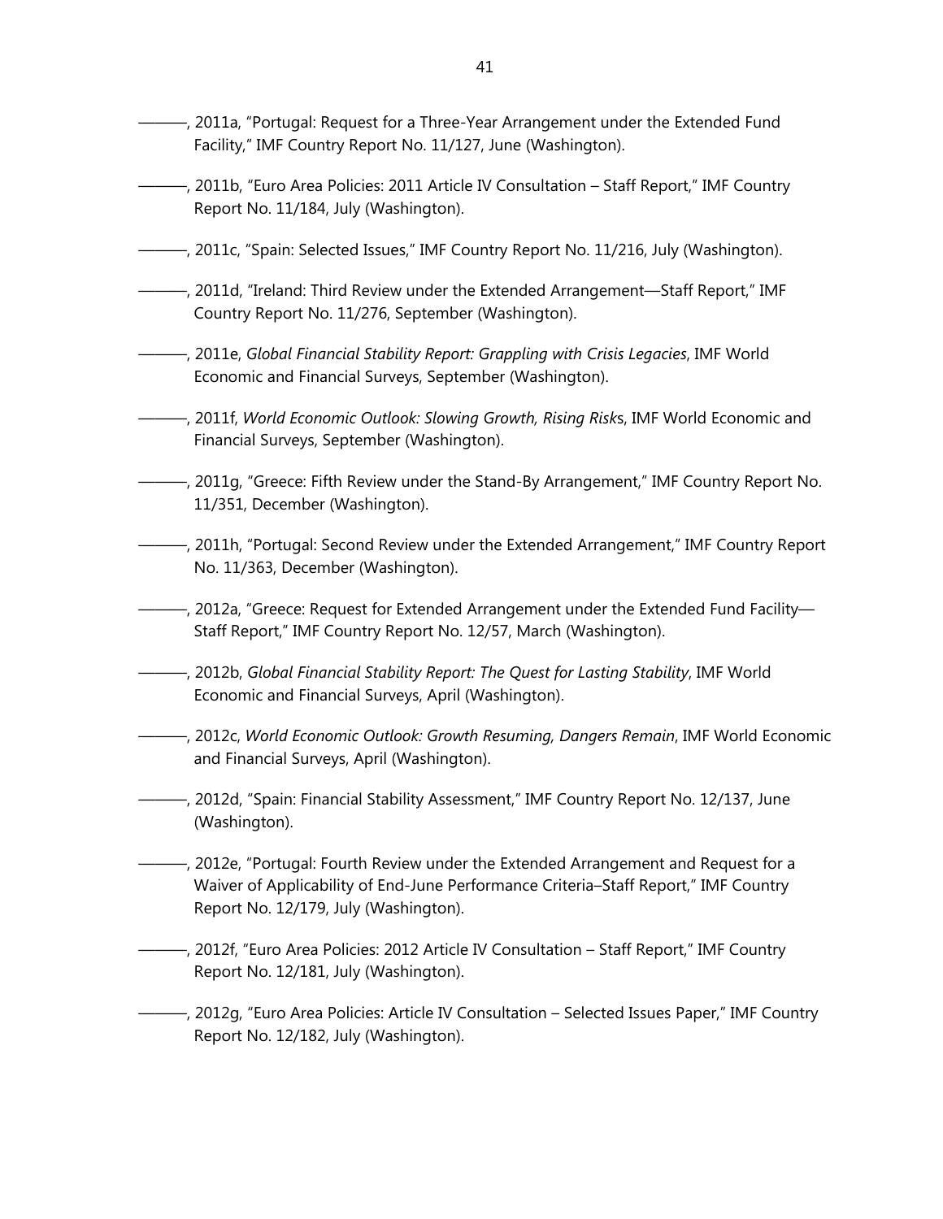———, 2011a, "Portugal: Request for a Three-Year Arrangement under the Extended Fund Facility," IMF Country Report No. 11/127, June (Washington).

———, 2011b, "Euro Area Policies: 2011 Article IV Consultation – Staff Report," IMF Country Report No. 11/184, July (Washington).

———, 2011c, "Spain: Selected Issues," IMF Country Report No. 11/216, July (Washington).

———, 2011d, "Ireland: Third Review under the Extended Arrangement—Staff Report," IMF Country Report No. 11/276, September (Washington).

———, 2011e, *Global Financial Stability Report: Grappling with Crisis Legacies*, IMF World Economic and Financial Surveys, September (Washington).

———, 2011f, *World Economic Outlook: Slowing Growth, Rising Risks*, IMF World Economic and Financial Surveys, September (Washington).

———, 2011g, "Greece: Fifth Review under the Stand-By Arrangement," IMF Country Report No. 11/351, December (Washington).

———, 2011h, "Portugal: Second Review under the Extended Arrangement," IMF Country Report No. 11/363, December (Washington).

———, 2012a, "Greece: Request for Extended Arrangement under the Extended Fund Facility—Staff Report," IMF Country Report No. 12/57, March (Washington).

———, 2012b, *Global Financial Stability Report: The Quest for Lasting Stability*, IMF World Economic and Financial Surveys, April (Washington).

———, 2012c, *World Economic Outlook: Growth Resuming, Dangers Remain*, IMF World Economic and Financial Surveys, April (Washington).

———, 2012d, "Spain: Financial Stability Assessment," IMF Country Report No. 12/137, June (Washington).

———, 2012e, "Portugal: Fourth Review under the Extended Arrangement and Request for a Waiver of Applicability of End-June Performance Criteria–Staff Report," IMF Country Report No. 12/179, July (Washington).

———, 2012f, "Euro Area Policies: 2012 Article IV Consultation – Staff Report," IMF Country Report No. 12/181, July (Washington).

———, 2012g, "Euro Area Policies: Article IV Consultation – Selected Issues Paper," IMF Country Report No. 12/182, July (Washington).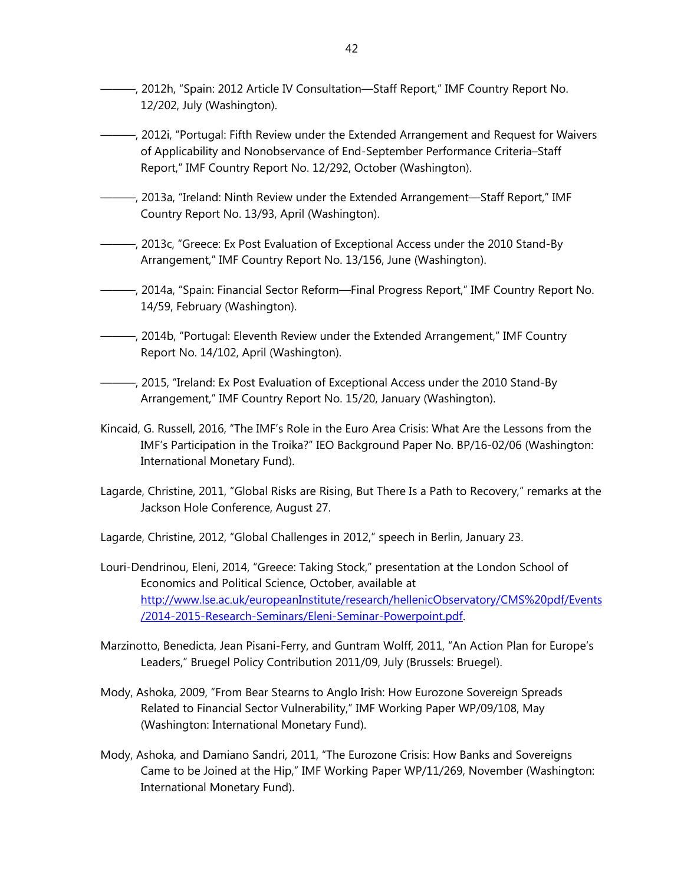———, 2012h, "Spain: 2012 Article IV Consultation—Staff Report," IMF Country Report No. 12/202, July (Washington).

———, 2012i, "Portugal: Fifth Review under the Extended Arrangement and Request for Waivers of Applicability and Nonobservance of End-September Performance Criteria–Staff Report," IMF Country Report No. 12/292, October (Washington).

———, 2013a, "Ireland: Ninth Review under the Extended Arrangement—Staff Report," IMF Country Report No. 13/93, April (Washington).

———, 2013c, "Greece: Ex Post Evaluation of Exceptional Access under the 2010 Stand-By Arrangement," IMF Country Report No. 13/156, June (Washington).

———, 2014a, "Spain: Financial Sector Reform—Final Progress Report," IMF Country Report No. 14/59, February (Washington).

———, 2014b, "Portugal: Eleventh Review under the Extended Arrangement," IMF Country Report No. 14/102, April (Washington).

———, 2015, "Ireland: Ex Post Evaluation of Exceptional Access under the 2010 Stand-By Arrangement," IMF Country Report No. 15/20, January (Washington).

Kincaid, G. Russell, 2016, "The IMF's Role in the Euro Area Crisis: What Are the Lessons from the IMF's Participation in the Troika?" IEO Background Paper No. BP/16-02/06 (Washington: International Monetary Fund).

Lagarde, Christine, 2011, "Global Risks are Rising, But There Is a Path to Recovery," remarks at the Jackson Hole Conference, August 27.

Lagarde, Christine, 2012, "Global Challenges in 2012," speech in Berlin, January 23.

Louri-Dendrinou, Eleni, 2014, "Greece: Taking Stock," presentation at the London School of Economics and Political Science, October, available at http://www.lse.ac.uk/europeanInstitute/research/hellenicObservatory/CMS%20pdf/Events/2014-2015-Research-Seminars/Eleni-Seminar-Powerpoint.pdf.

Marzinotto, Benedicta, Jean Pisani-Ferry, and Guntram Wolff, 2011, "An Action Plan for Europe's Leaders," Bruegel Policy Contribution 2011/09, July (Brussels: Bruegel).

Mody, Ashoka, 2009, "From Bear Stearns to Anglo Irish: How Eurozone Sovereign Spreads Related to Financial Sector Vulnerability," IMF Working Paper WP/09/108, May (Washington: International Monetary Fund).

Mody, Ashoka, and Damiano Sandri, 2011, "The Eurozone Crisis: How Banks and Sovereigns Came to be Joined at the Hip," IMF Working Paper WP/11/269, November (Washington: International Monetary Fund).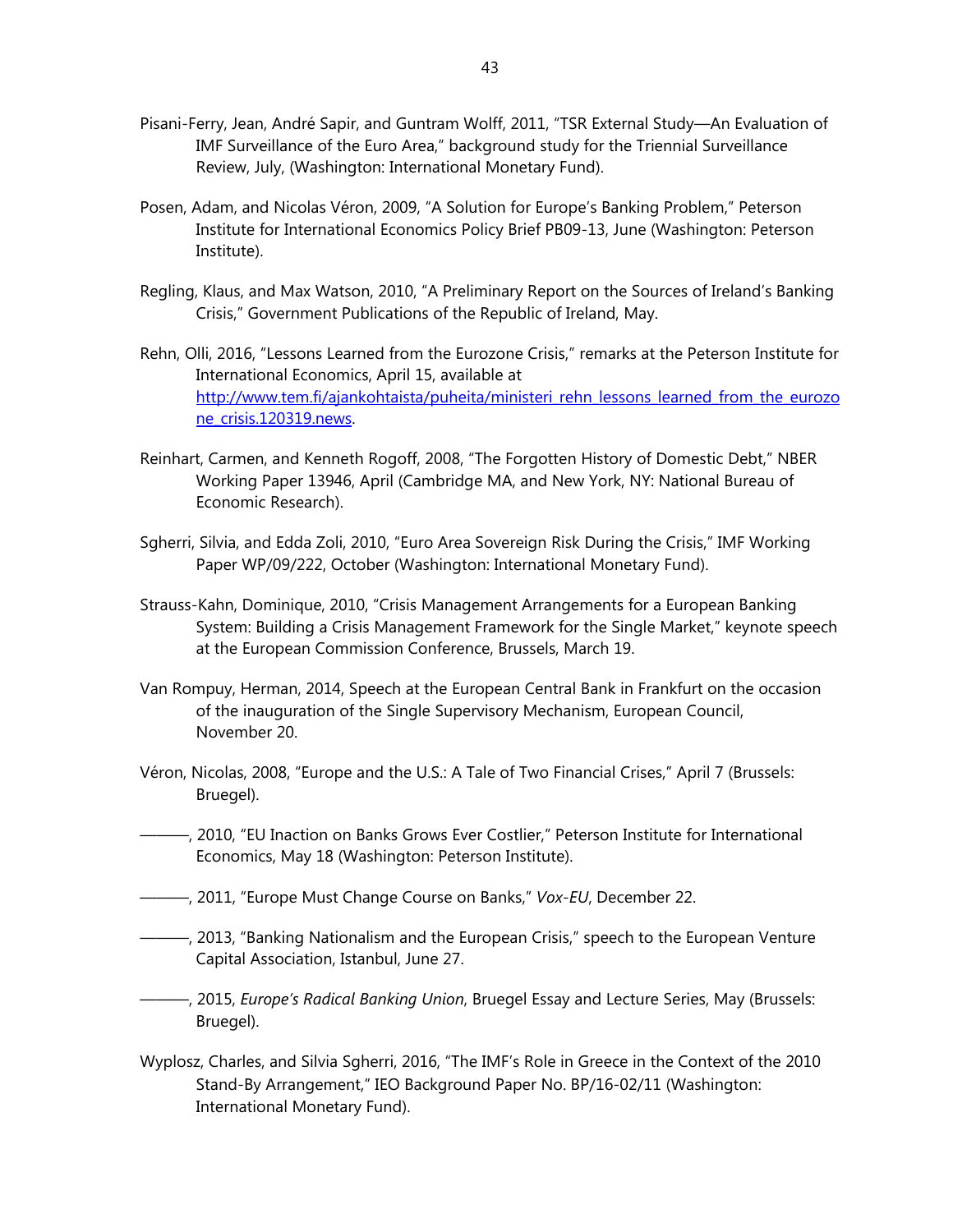Pisani-Ferry, Jean, André Sapir, and Guntram Wolff, 2011, "TSR External Study—An Evaluation of IMF Surveillance of the Euro Area," background study for the Triennial Surveillance Review, July, (Washington: International Monetary Fund).

Posen, Adam, and Nicolas Véron, 2009, "A Solution for Europe's Banking Problem," Peterson Institute for International Economics Policy Brief PB09-13, June (Washington: Peterson Institute).

Regling, Klaus, and Max Watson, 2010, "A Preliminary Report on the Sources of Ireland's Banking Crisis," Government Publications of the Republic of Ireland, May.

Rehn, Olli, 2016, "Lessons Learned from the Eurozone Crisis," remarks at the Peterson Institute for International Economics, April 15, available at [http://www.tem.fi/ajankohtaista/puheita/ministeri_rehn_lessons_learned_from_the_eurozone_crisis.120319.news](http://www.tem.fi/ajankohtaista/puheita/ministeri_rehn_lessons_learned_from_the_eurozone_crisis.120319.news).

Reinhart, Carmen, and Kenneth Rogoff, 2008, "The Forgotten History of Domestic Debt," NBER Working Paper 13946, April (Cambridge MA, and New York, NY: National Bureau of Economic Research).

Sgherri, Silvia, and Edda Zoli, 2010, "Euro Area Sovereign Risk During the Crisis," IMF Working Paper WP/09/222, October (Washington: International Monetary Fund).

Strauss-Kahn, Dominique, 2010, "Crisis Management Arrangements for a European Banking System: Building a Crisis Management Framework for the Single Market," keynote speech at the European Commission Conference, Brussels, March 19.

Van Rompuy, Herman, 2014, Speech at the European Central Bank in Frankfurt on the occasion of the inauguration of the Single Supervisory Mechanism, European Council, November 20.

Véron, Nicolas, 2008, "Europe and the U.S.: A Tale of Two Financial Crises," April 7 (Brussels: Bruegel).

———, 2010, "EU Inaction on Banks Grows Ever Costlier," Peterson Institute for International Economics, May 18 (Washington: Peterson Institute).

———, 2011, "Europe Must Change Course on Banks," *Vox-EU*, December 22.

———, 2013, "Banking Nationalism and the European Crisis," speech to the European Venture Capital Association, Istanbul, June 27.

———, 2015, *Europe's Radical Banking Union*, Bruegel Essay and Lecture Series, May (Brussels: Bruegel).

Wyplosz, Charles, and Silvia Sgherri, 2016, "The IMF's Role in Greece in the Context of the 2010 Stand-By Arrangement," IEO Background Paper No. BP/16-02/11 (Washington: International Monetary Fund).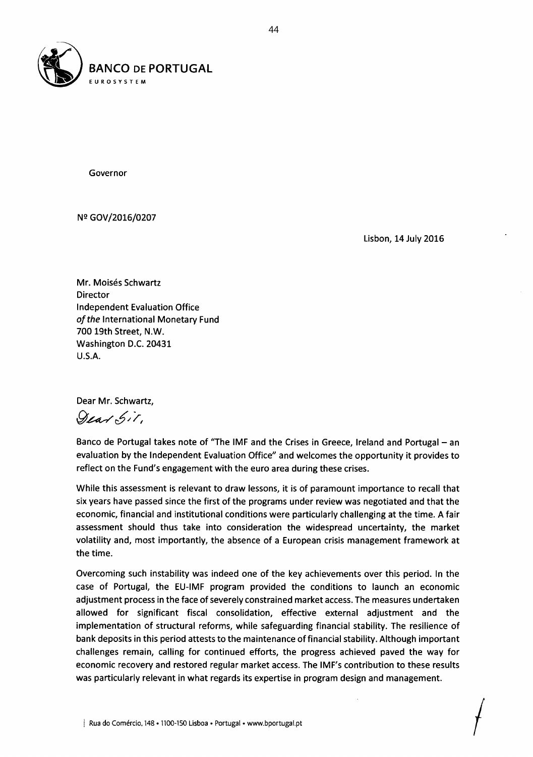**BANCO DE PORTUGAL**
EUROSYSTEM

Governor

Nº GOV/2016/0207

Lisbon, 14 July 2016

Mr. Moisés Schwartz
Director
Independent Evaluation Office
*of the* International Monetary Fund
700 19th Street, N.W.
Washington D.C. 20431
U.S.A.

~~Dear Mr. Schwartz,~~
*Dear Sir,*

Banco de Portugal takes note of "The IMF and the Crises in Greece, Ireland and Portugal – an evaluation by the Independent Evaluation Office" and welcomes the opportunity it provides to reflect on the Fund's engagement with the euro area during these crises.

While this assessment is relevant to draw lessons, it is of paramount importance to recall that six years have passed since the first of the programs under review was negotiated and that the economic, financial and institutional conditions were particularly challenging at the time. A fair assessment should thus take into consideration the widespread uncertainty, the market volatility and, most importantly, the absence of a European crisis management framework at the time.

Overcoming such instability was indeed one of the key achievements over this period. In the case of Portugal, the EU-IMF program provided the conditions to launch an economic adjustment process in the face of severely constrained market access. The measures undertaken allowed for significant fiscal consolidation, effective external adjustment and the implementation of structural reforms, while safeguarding financial stability. The resilience of bank deposits in this period attests to the maintenance of financial stability. Although important challenges remain, calling for continued efforts, the progress achieved paved the way for economic recovery and restored regular market access. The IMF's contribution to these results was particularly relevant in what regards its expertise in program design and management.

Rua do Comércio, 148 • 1100-150 Lisboa • Portugal • www.bportugal.pt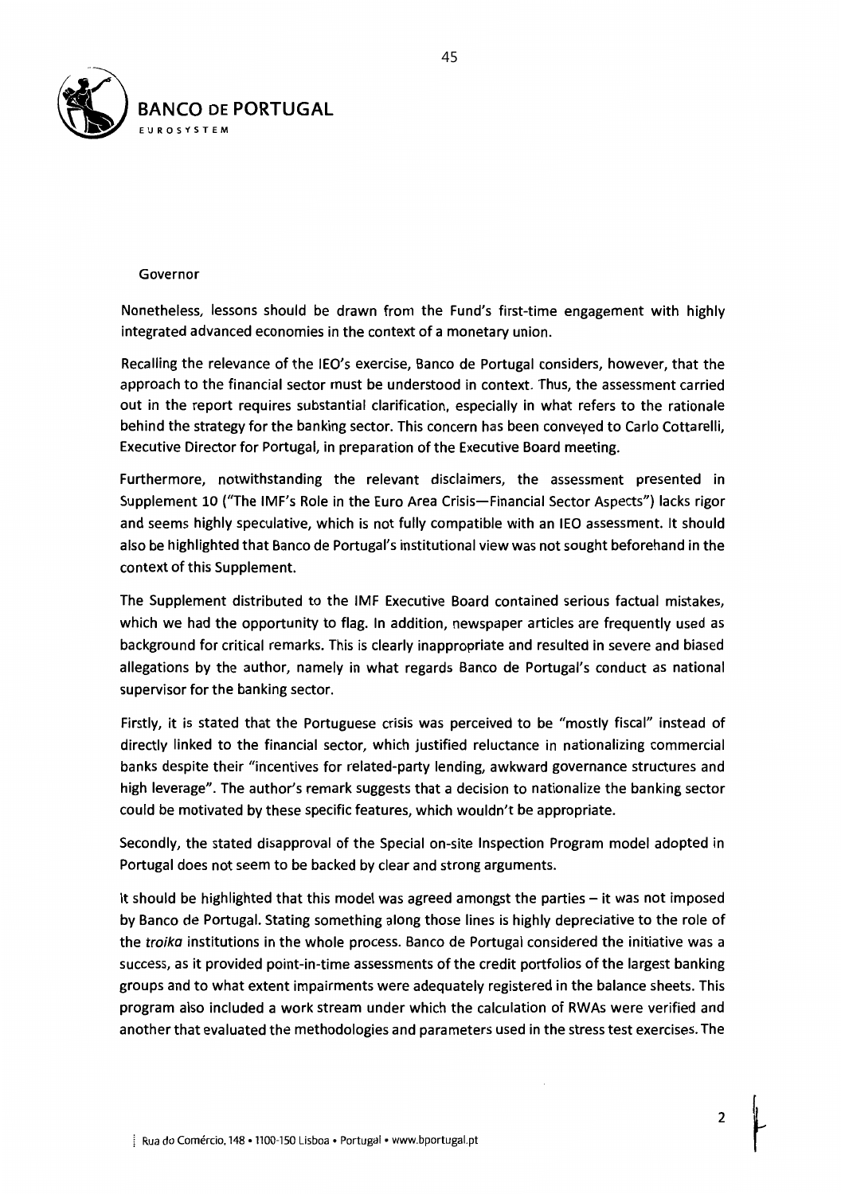Governor

Nonetheless, lessons should be drawn from the Fund's first-time engagement with highly integrated advanced economies in the context of a monetary union.

Recalling the relevance of the IEO's exercise, Banco de Portugal considers, however, that the approach to the financial sector must be understood in context. Thus, the assessment carried out in the report requires substantial clarification, especially in what refers to the rationale behind the strategy for the banking sector. This concern has been conveyed to Carlo Cottarelli, Executive Director for Portugal, in preparation of the Executive Board meeting.

Furthermore, notwithstanding the relevant disclaimers, the assessment presented in Supplement 10 ("The IMF's Role in the Euro Area Crisis—Financial Sector Aspects") lacks rigor and seems highly speculative, which is not fully compatible with an IEO assessment. It should also be highlighted that Banco de Portugal's institutional view was not sought beforehand in the context of this Supplement.

The Supplement distributed to the IMF Executive Board contained serious factual mistakes, which we had the opportunity to flag. In addition, newspaper articles are frequently used as background for critical remarks. This is clearly inappropriate and resulted in severe and biased allegations by the author, namely in what regards Banco de Portugal's conduct as national supervisor for the banking sector.

Firstly, it is stated that the Portuguese crisis was perceived to be "mostly fiscal" instead of directly linked to the financial sector, which justified reluctance in nationalizing commercial banks despite their "incentives for related-party lending, awkward governance structures and high leverage". The author's remark suggests that a decision to nationalize the banking sector could be motivated by these specific features, which wouldn't be appropriate.

Secondly, the stated disapproval of the Special on-site Inspection Program model adopted in Portugal does not seem to be backed by clear and strong arguments.

It should be highlighted that this model was agreed amongst the parties – it was not imposed by Banco de Portugal. Stating something along those lines is highly depreciative to the role of the *troika* institutions in the whole process. Banco de Portugal considered the initiative was a success, as it provided point-in-time assessments of the credit portfolios of the largest banking groups and to what extent impairments were adequately registered in the balance sheets. This program also included a work stream under which the calculation of RWAs were verified and another that evaluated the methodologies and parameters used in the stress test exercises. The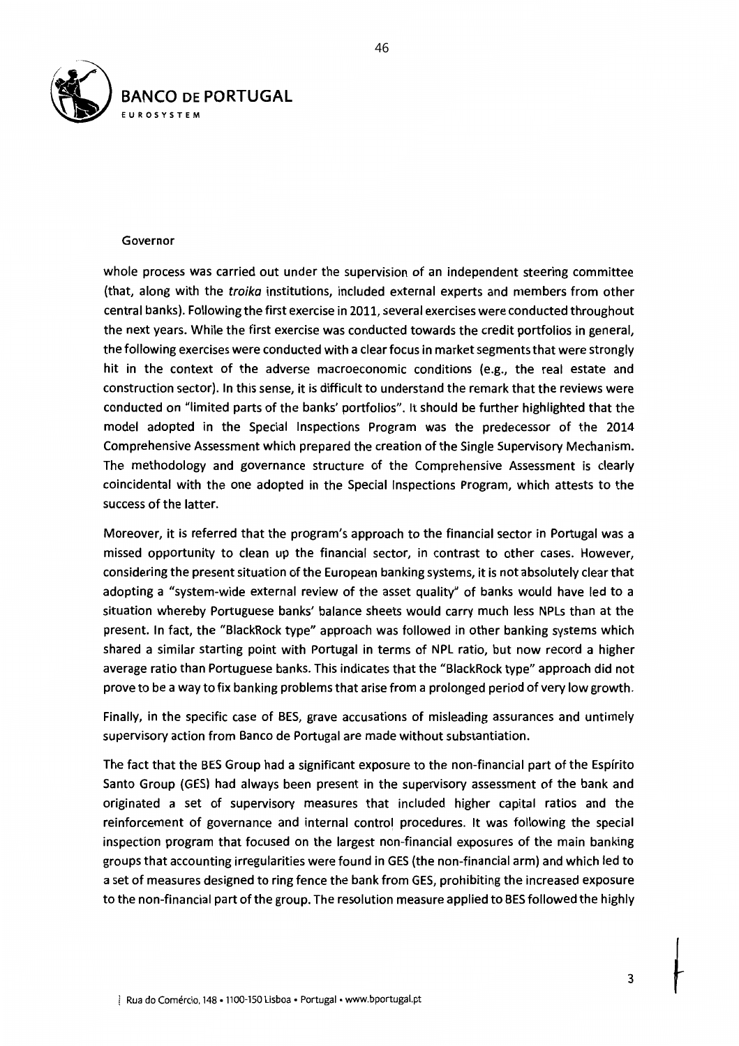Governor

whole process was carried out under the supervision of an independent steering committee (that, along with the *troika* institutions, included external experts and members from other central banks). Following the first exercise in 2011, several exercises were conducted throughout the next years. While the first exercise was conducted towards the credit portfolios in general, the following exercises were conducted with a clear focus in market segments that were strongly hit in the context of the adverse macroeconomic conditions (e.g., the real estate and construction sector). In this sense, it is difficult to understand the remark that the reviews were conducted on "limited parts of the banks' portfolios". It should be further highlighted that the model adopted in the Special Inspections Program was the predecessor of the 2014 Comprehensive Assessment which prepared the creation of the Single Supervisory Mechanism. The methodology and governance structure of the Comprehensive Assessment is clearly coincidental with the one adopted in the Special Inspections Program, which attests to the success of the latter.

Moreover, it is referred that the program's approach to the financial sector in Portugal was a missed opportunity to clean up the financial sector, in contrast to other cases. However, considering the present situation of the European banking systems, it is not absolutely clear that adopting a "system-wide external review of the asset quality" of banks would have led to a situation whereby Portuguese banks' balance sheets would carry much less NPLs than at the present. In fact, the "BlackRock type" approach was followed in other banking systems which shared a similar starting point with Portugal in terms of NPL ratio, but now record a higher average ratio than Portuguese banks. This indicates that the "BlackRock type" approach did not prove to be a way to fix banking problems that arise from a prolonged period of very low growth.

Finally, in the specific case of BES, grave accusations of misleading assurances and untimely supervisory action from Banco de Portugal are made without substantiation.

The fact that the BES Group had a significant exposure to the non-financial part of the Espírito Santo Group (GES) had always been present in the supervisory assessment of the bank and originated a set of supervisory measures that included higher capital ratios and the reinforcement of governance and internal control procedures. It was following the special inspection program that focused on the largest non-financial exposures of the main banking groups that accounting irregularities were found in GES (the non-financial arm) and which led to a set of measures designed to ring fence the bank from GES, prohibiting the increased exposure to the non-financial part of the group. The resolution measure applied to BES followed the highly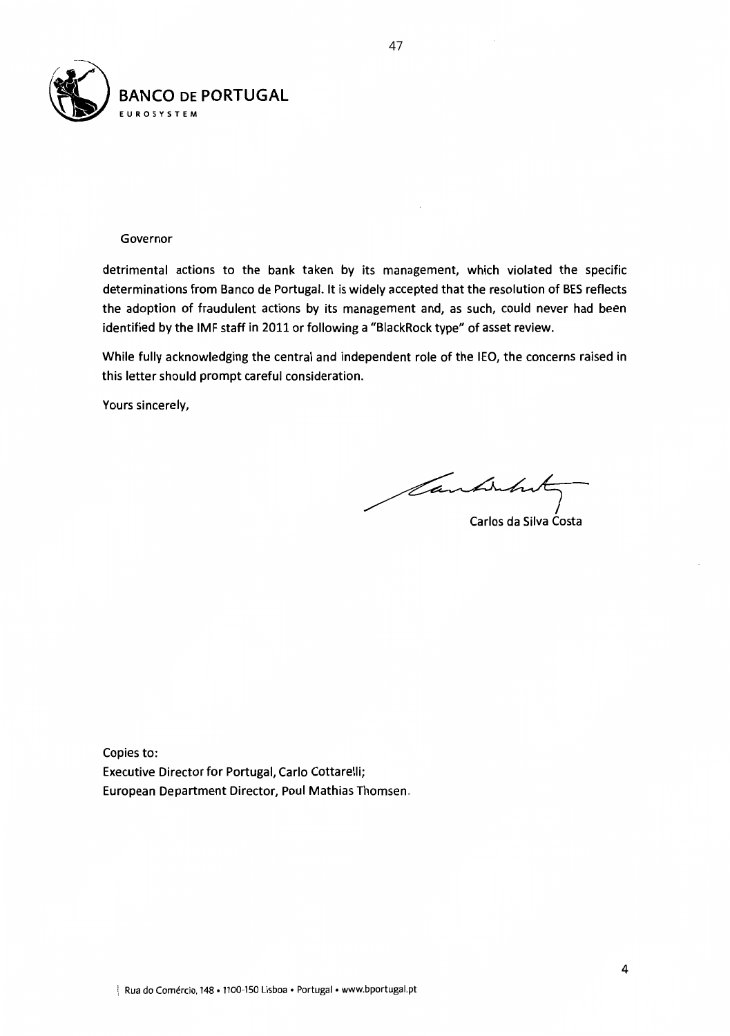**BANCO DE PORTUGAL**
EUROSYSTEM

Governor

detrimental actions to the bank taken by its management, which violated the specific determinations from Banco de Portugal. It is widely accepted that the resolution of BES reflects the adoption of fraudulent actions by its management and, as such, could never had been identified by the IMF staff in 2011 or following a "BlackRock type" of asset review.

While fully acknowledging the central and independent role of the IEO, the concerns raised in this letter should prompt careful consideration.

Yours sincerely,

Carlos da Silva Costa

Copies to:
Executive Director for Portugal, Carlo Cottarelli;
European Department Director, Poul Mathias Thomsen.

Rua do Comércio, 148 • 1100-150 Lisboa • Portugal • www.bportugal.pt